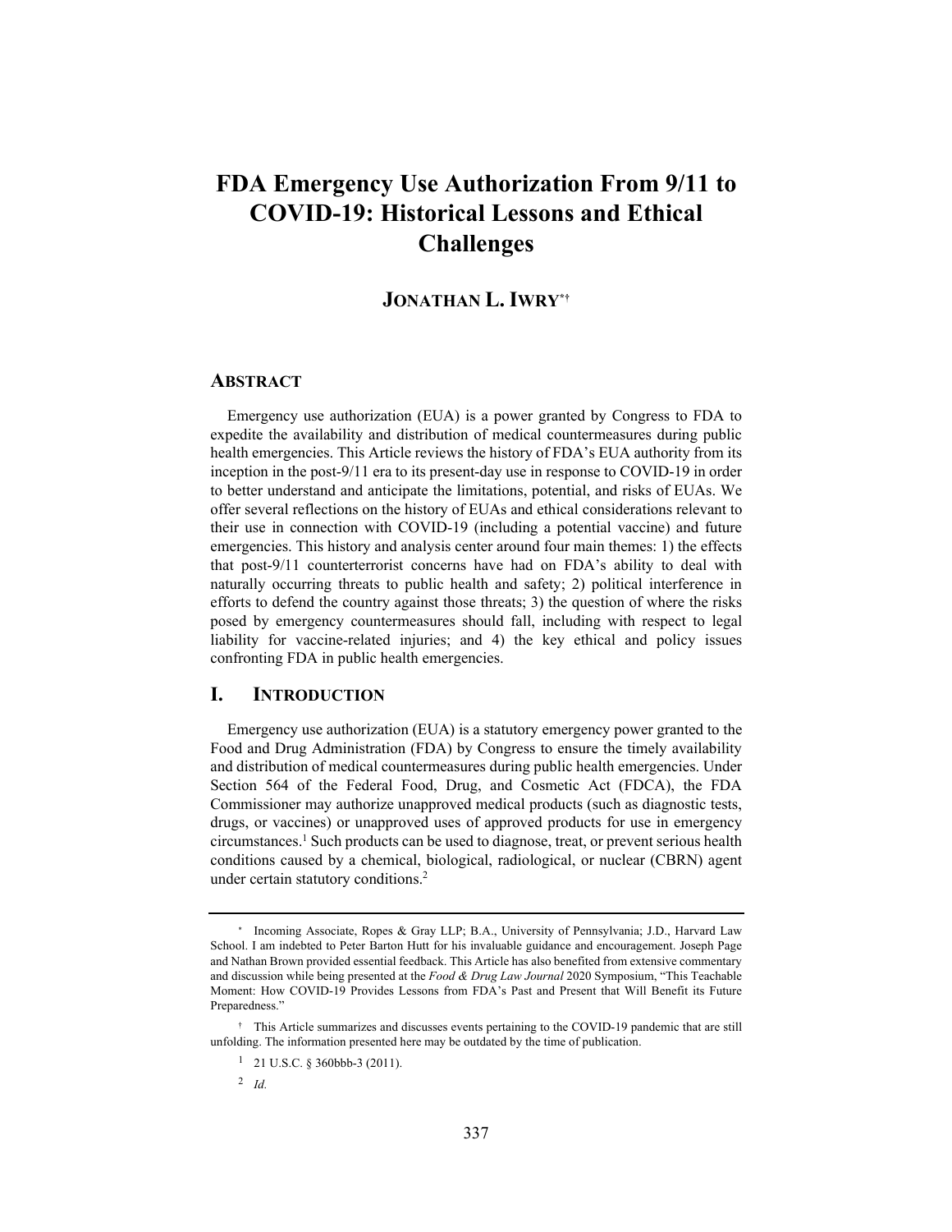# FDA Emergency Use Authorization From 9/11 to COVID-19: Historical Lessons and Ethical Challenges

**JONATHAN L. IWRY**[*†]

## ABSTRACT

Emergency use authorization (EUA) is a power granted by Congress to FDA to expedite the availability and distribution of medical countermeasures during public health emergencies. This Article reviews the history of FDA's EUA authority from its inception in the post-9/11 era to its present-day use in response to COVID-19 in order to better understand and anticipate the limitations, potential, and risks of EUAs. We offer several reflections on the history of EUAs and ethical considerations relevant to their use in connection with COVID-19 (including a potential vaccine) and future emergencies. This history and analysis center around four main themes: 1) the effects that post-9/11 counterterrorist concerns have had on FDA's ability to deal with naturally occurring threats to public health and safety; 2) political interference in efforts to defend the country against those threats; 3) the question of where the risks posed by emergency countermeasures should fall, including with respect to legal liability for vaccine-related injuries; and 4) the key ethical and policy issues confronting FDA in public health emergencies.

## I. INTRODUCTION

Emergency use authorization (EUA) is a statutory emergency power granted to the Food and Drug Administration (FDA) by Congress to ensure the timely availability and distribution of medical countermeasures during public health emergencies. Under Section 564 of the Federal Food, Drug, and Cosmetic Act (FDCA), the FDA Commissioner may authorize unapproved medical products (such as diagnostic tests, drugs, or vaccines) or unapproved uses of approved products for use in emergency circumstances.[1] Such products can be used to diagnose, treat, or prevent serious health conditions caused by a chemical, biological, radiological, or nuclear (CBRN) agent under certain statutory conditions.[2]

---

[*] Incoming Associate, Ropes & Gray LLP; B.A., University of Pennsylvania; J.D., Harvard Law School. I am indebted to Peter Barton Hutt for his invaluable guidance and encouragement. Joseph Page and Nathan Brown provided essential feedback. This Article has also benefited from extensive commentary and discussion while being presented at the *Food & Drug Law Journal* 2020 Symposium, "This Teachable Moment: How COVID-19 Provides Lessons from FDA's Past and Present that Will Benefit its Future Preparedness."

[†] This Article summarizes and discusses events pertaining to the COVID-19 pandemic that are still unfolding. The information presented here may be outdated by the time of publication.

[1] 21 U.S.C. § 360bbb-3 (2011).

[2] *Id.*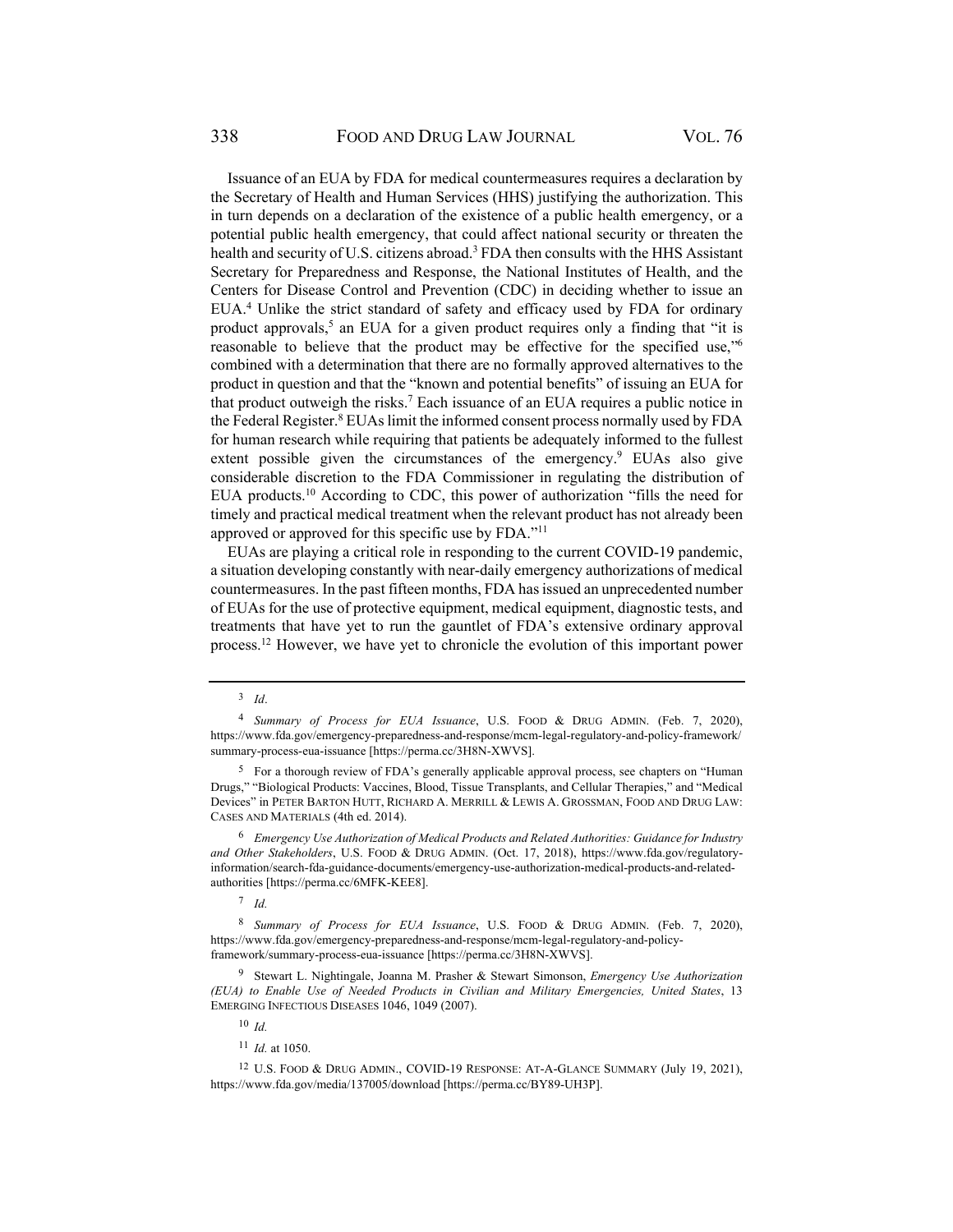Issuance of an EUA by FDA for medical countermeasures requires a declaration by the Secretary of Health and Human Services (HHS) justifying the authorization. This in turn depends on a declaration of the existence of a public health emergency, or a potential public health emergency, that could affect national security or threaten the health and security of U.S. citizens abroad.[3] FDA then consults with the HHS Assistant Secretary for Preparedness and Response, the National Institutes of Health, and the Centers for Disease Control and Prevention (CDC) in deciding whether to issue an EUA.[4] Unlike the strict standard of safety and efficacy used by FDA for ordinary product approvals,[5] an EUA for a given product requires only a finding that "it is reasonable to believe that the product may be effective for the specified use,"[6] combined with a determination that there are no formally approved alternatives to the product in question and that the "known and potential benefits" of issuing an EUA for that product outweigh the risks.[7] Each issuance of an EUA requires a public notice in the Federal Register.[8] EUAs limit the informed consent process normally used by FDA for human research while requiring that patients be adequately informed to the fullest extent possible given the circumstances of the emergency.[9] EUAs also give considerable discretion to the FDA Commissioner in regulating the distribution of EUA products.[10] According to CDC, this power of authorization "fills the need for timely and practical medical treatment when the relevant product has not already been approved or approved for this specific use by FDA."[11]

EUAs are playing a critical role in responding to the current COVID-19 pandemic, a situation developing constantly with near-daily emergency authorizations of medical countermeasures. In the past fifteen months, FDA has issued an unprecedented number of EUAs for the use of protective equipment, medical equipment, diagnostic tests, and treatments that have yet to run the gauntlet of FDA's extensive ordinary approval process.[12] However, we have yet to chronicle the evolution of this important power

---

[3] *Id*.

[4] *Summary of Process for EUA Issuance*, U.S. FOOD & DRUG ADMIN. (Feb. 7, 2020), https://www.fda.gov/emergency-preparedness-and-response/mcm-legal-regulatory-and-policy-framework/summary-process-eua-issuance [https://perma.cc/3H8N-XWVS].

[5] For a thorough review of FDA's generally applicable approval process, see chapters on "Human Drugs," "Biological Products: Vaccines, Blood, Tissue Transplants, and Cellular Therapies," and "Medical Devices" in PETER BARTON HUTT, RICHARD A. MERRILL & LEWIS A. GROSSMAN, FOOD AND DRUG LAW: CASES AND MATERIALS (4th ed. 2014).

[6] *Emergency Use Authorization of Medical Products and Related Authorities: Guidance for Industry and Other Stakeholders*, U.S. FOOD & DRUG ADMIN. (Oct. 17, 2018), https://www.fda.gov/regulatory-information/search-fda-guidance-documents/emergency-use-authorization-medical-products-and-related-authorities [https://perma.cc/6MFK-KEE8].

[7] *Id.*

[8] *Summary of Process for EUA Issuance*, U.S. FOOD & DRUG ADMIN. (Feb. 7, 2020), https://www.fda.gov/emergency-preparedness-and-response/mcm-legal-regulatory-and-policy-framework/summary-process-eua-issuance [https://perma.cc/3H8N-XWVS].

[9] Stewart L. Nightingale, Joanna M. Prasher & Stewart Simonson, *Emergency Use Authorization (EUA) to Enable Use of Needed Products in Civilian and Military Emergencies, United States*, 13 EMERGING INFECTIOUS DISEASES 1046, 1049 (2007).

[10] *Id.*

[11] *Id.* at 1050.

[12] U.S. FOOD & DRUG ADMIN., COVID-19 RESPONSE: AT-A-GLANCE SUMMARY (July 19, 2021), https://www.fda.gov/media/137005/download [https://perma.cc/BY89-UH3P].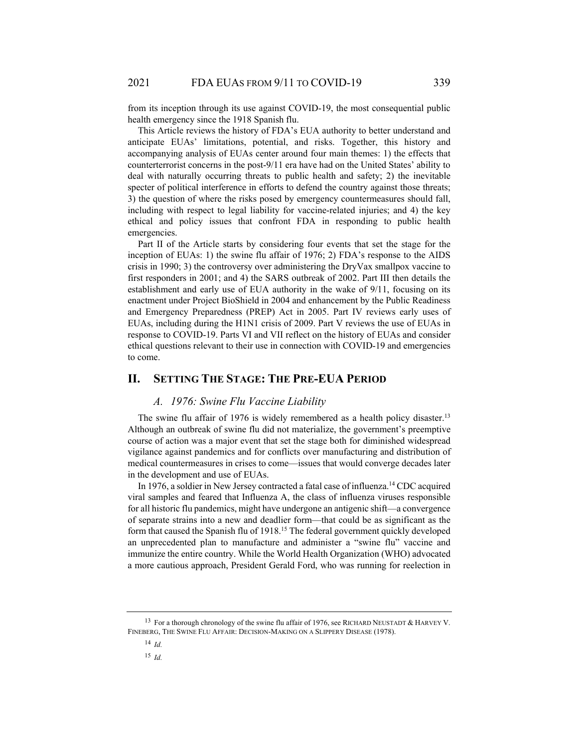from its inception through its use against COVID-19, the most consequential public health emergency since the 1918 Spanish flu.

This Article reviews the history of FDA's EUA authority to better understand and anticipate EUAs' limitations, potential, and risks. Together, this history and accompanying analysis of EUAs center around four main themes: 1) the effects that counterterrorist concerns in the post-9/11 era have had on the United States' ability to deal with naturally occurring threats to public health and safety; 2) the inevitable specter of political interference in efforts to defend the country against those threats; 3) the question of where the risks posed by emergency countermeasures should fall, including with respect to legal liability for vaccine-related injuries; and 4) the key ethical and policy issues that confront FDA in responding to public health emergencies.

Part II of the Article starts by considering four events that set the stage for the inception of EUAs: 1) the swine flu affair of 1976; 2) FDA's response to the AIDS crisis in 1990; 3) the controversy over administering the DryVax smallpox vaccine to first responders in 2001; and 4) the SARS outbreak of 2002. Part III then details the establishment and early use of EUA authority in the wake of 9/11, focusing on its enactment under Project BioShield in 2004 and enhancement by the Public Readiness and Emergency Preparedness (PREP) Act in 2005. Part IV reviews early uses of EUAs, including during the H1N1 crisis of 2009. Part V reviews the use of EUAs in response to COVID-19. Parts VI and VII reflect on the history of EUAs and consider ethical questions relevant to their use in connection with COVID-19 and emergencies to come.

## II. SETTING THE STAGE: THE PRE-EUA PERIOD

### *A. 1976: Swine Flu Vaccine Liability*

The swine flu affair of 1976 is widely remembered as a health policy disaster.[13] Although an outbreak of swine flu did not materialize, the government's preemptive course of action was a major event that set the stage both for diminished widespread vigilance against pandemics and for conflicts over manufacturing and distribution of medical countermeasures in crises to come—issues that would converge decades later in the development and use of EUAs.

In 1976, a soldier in New Jersey contracted a fatal case of influenza.[14] CDC acquired viral samples and feared that Influenza A, the class of influenza viruses responsible for all historic flu pandemics, might have undergone an antigenic shift—a convergence of separate strains into a new and deadlier form—that could be as significant as the form that caused the Spanish flu of 1918.[15] The federal government quickly developed an unprecedented plan to manufacture and administer a "swine flu" vaccine and immunize the entire country. While the World Health Organization (WHO) advocated a more cautious approach, President Gerald Ford, who was running for reelection in

---

[13] For a thorough chronology of the swine flu affair of 1976, see RICHARD NEUSTADT & HARVEY V. FINEBERG, THE SWINE FLU AFFAIR: DECISION-MAKING ON A SLIPPERY DISEASE (1978).

[14] *Id.*

[15] *Id.*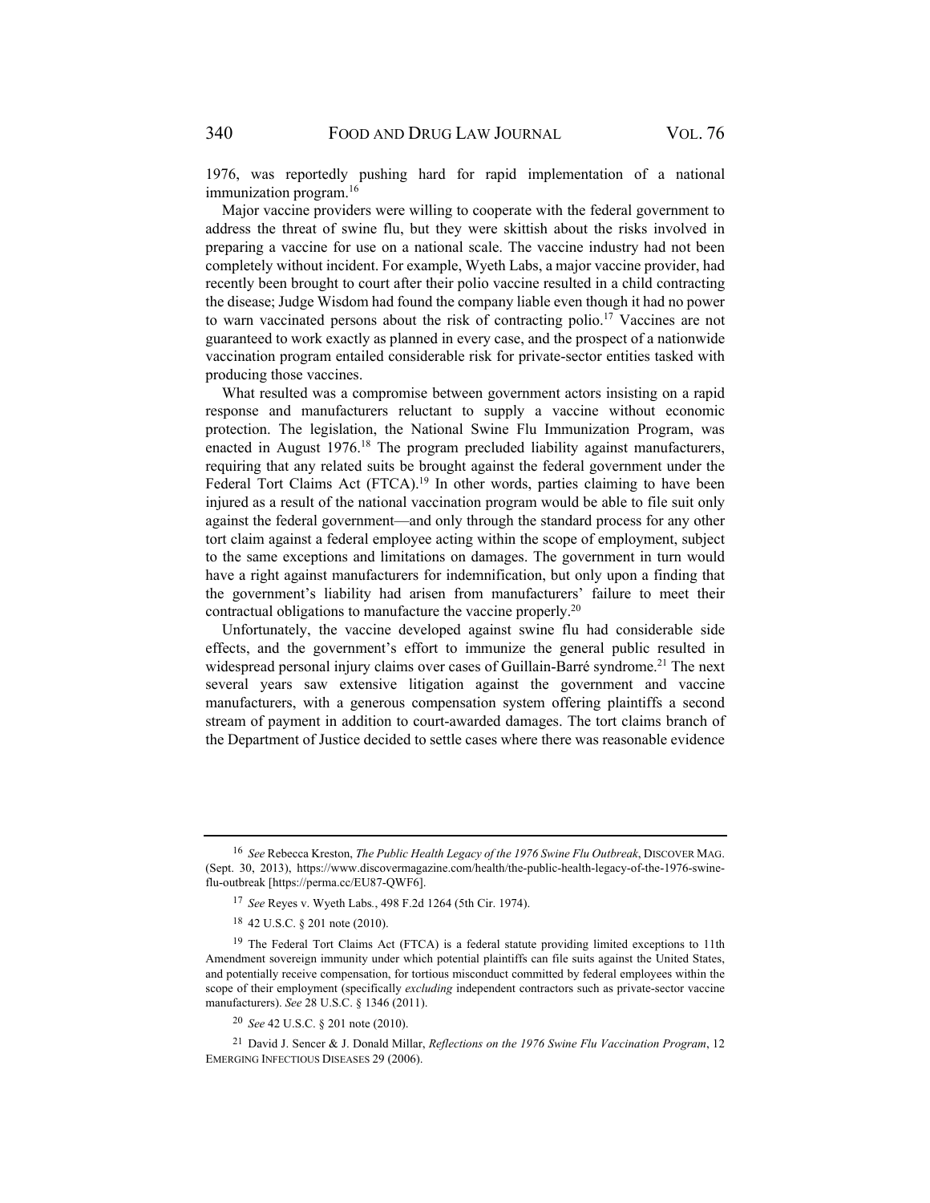1976, was reportedly pushing hard for rapid implementation of a national immunization program.[16]

Major vaccine providers were willing to cooperate with the federal government to address the threat of swine flu, but they were skittish about the risks involved in preparing a vaccine for use on a national scale. The vaccine industry had not been completely without incident. For example, Wyeth Labs, a major vaccine provider, had recently been brought to court after their polio vaccine resulted in a child contracting the disease; Judge Wisdom had found the company liable even though it had no power to warn vaccinated persons about the risk of contracting polio.[17] Vaccines are not guaranteed to work exactly as planned in every case, and the prospect of a nationwide vaccination program entailed considerable risk for private-sector entities tasked with producing those vaccines.

What resulted was a compromise between government actors insisting on a rapid response and manufacturers reluctant to supply a vaccine without economic protection. The legislation, the National Swine Flu Immunization Program, was enacted in August 1976.[18] The program precluded liability against manufacturers, requiring that any related suits be brought against the federal government under the Federal Tort Claims Act (FTCA).[19] In other words, parties claiming to have been injured as a result of the national vaccination program would be able to file suit only against the federal government—and only through the standard process for any other tort claim against a federal employee acting within the scope of employment, subject to the same exceptions and limitations on damages. The government in turn would have a right against manufacturers for indemnification, but only upon a finding that the government's liability had arisen from manufacturers' failure to meet their contractual obligations to manufacture the vaccine properly.[20]

Unfortunately, the vaccine developed against swine flu had considerable side effects, and the government's effort to immunize the general public resulted in widespread personal injury claims over cases of Guillain-Barré syndrome.[21] The next several years saw extensive litigation against the government and vaccine manufacturers, with a generous compensation system offering plaintiffs a second stream of payment in addition to court-awarded damages. The tort claims branch of the Department of Justice decided to settle cases where there was reasonable evidence

---

[16] *See* Rebecca Kreston, *The Public Health Legacy of the 1976 Swine Flu Outbreak*, DISCOVER MAG. (Sept. 30, 2013), https://www.discovermagazine.com/health/the-public-health-legacy-of-the-1976-swine-flu-outbreak [https://perma.cc/EU87-QWF6].

[17] *See* Reyes v. Wyeth Labs., 498 F.2d 1264 (5th Cir. 1974).

[18] 42 U.S.C. § 201 note (2010).

[19] The Federal Tort Claims Act (FTCA) is a federal statute providing limited exceptions to 11th Amendment sovereign immunity under which potential plaintiffs can file suits against the United States, and potentially receive compensation, for tortious misconduct committed by federal employees within the scope of their employment (specifically *excluding* independent contractors such as private-sector vaccine manufacturers). *See* 28 U.S.C. § 1346 (2011).

[20] *See* 42 U.S.C. § 201 note (2010).

[21] David J. Sencer & J. Donald Millar, *Reflections on the 1976 Swine Flu Vaccination Program*, 12 EMERGING INFECTIOUS DISEASES 29 (2006).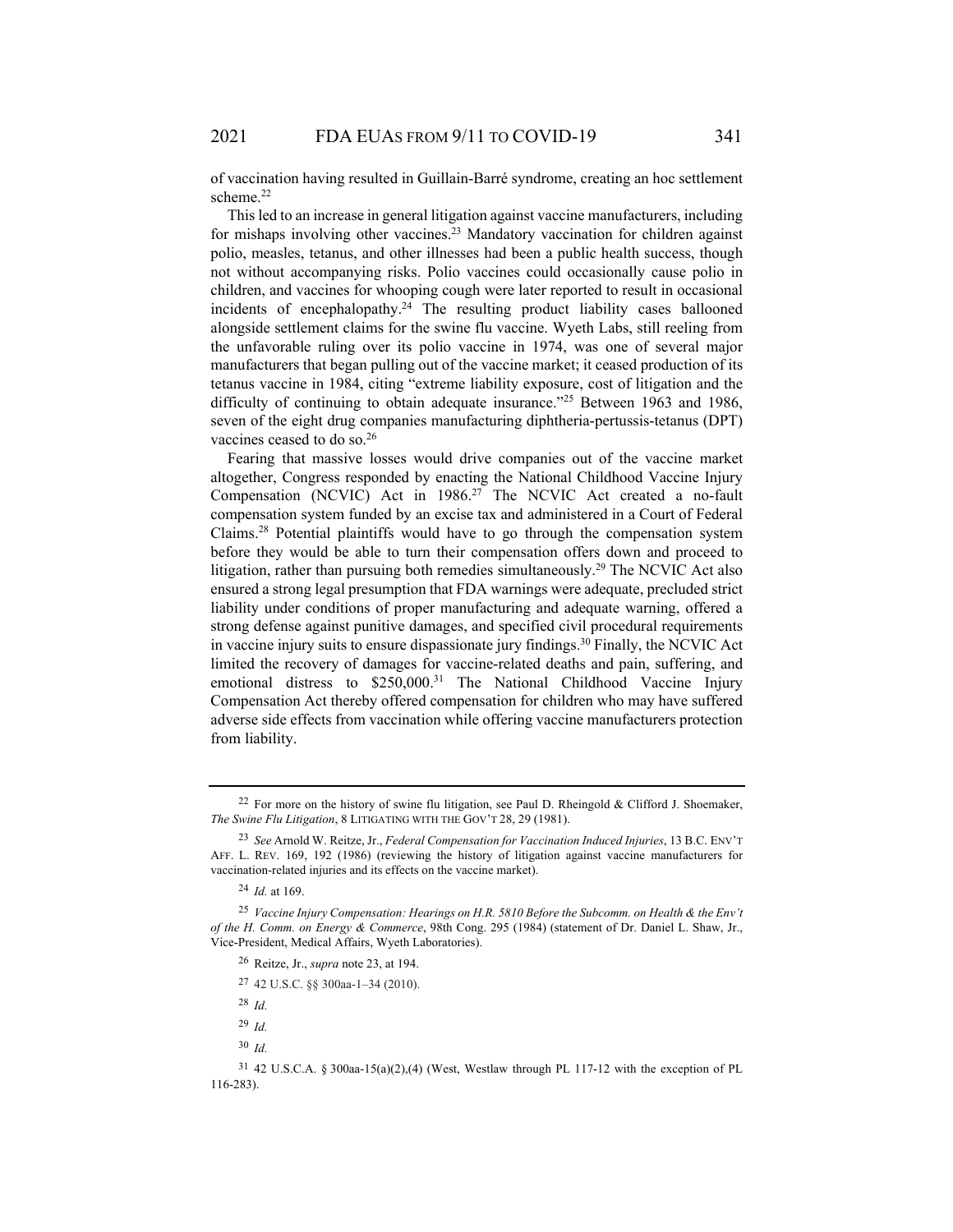of vaccination having resulted in Guillain-Barré syndrome, creating an hoc settlement scheme.[22]

This led to an increase in general litigation against vaccine manufacturers, including for mishaps involving other vaccines.[23] Mandatory vaccination for children against polio, measles, tetanus, and other illnesses had been a public health success, though not without accompanying risks. Polio vaccines could occasionally cause polio in children, and vaccines for whooping cough were later reported to result in occasional incidents of encephalopathy.[24] The resulting product liability cases ballooned alongside settlement claims for the swine flu vaccine. Wyeth Labs, still reeling from the unfavorable ruling over its polio vaccine in 1974, was one of several major manufacturers that began pulling out of the vaccine market; it ceased production of its tetanus vaccine in 1984, citing "extreme liability exposure, cost of litigation and the difficulty of continuing to obtain adequate insurance."[25] Between 1963 and 1986, seven of the eight drug companies manufacturing diphtheria-pertussis-tetanus (DPT) vaccines ceased to do so.[26]

Fearing that massive losses would drive companies out of the vaccine market altogether, Congress responded by enacting the National Childhood Vaccine Injury Compensation (NCVIC) Act in 1986.[27] The NCVIC Act created a no-fault compensation system funded by an excise tax and administered in a Court of Federal Claims.[28] Potential plaintiffs would have to go through the compensation system before they would be able to turn their compensation offers down and proceed to litigation, rather than pursuing both remedies simultaneously.[29] The NCVIC Act also ensured a strong legal presumption that FDA warnings were adequate, precluded strict liability under conditions of proper manufacturing and adequate warning, offered a strong defense against punitive damages, and specified civil procedural requirements in vaccine injury suits to ensure dispassionate jury findings.[30] Finally, the NCVIC Act limited the recovery of damages for vaccine-related deaths and pain, suffering, and emotional distress to \$250,000.[31] The National Childhood Vaccine Injury Compensation Act thereby offered compensation for children who may have suffered adverse side effects from vaccination while offering vaccine manufacturers protection from liability.

---

22 For more on the history of swine flu litigation, see Paul D. Rheingold & Clifford J. Shoemaker, *The Swine Flu Litigation*, 8 LITIGATING WITH THE GOV'T 28, 29 (1981).

23 *See* Arnold W. Reitze, Jr., *Federal Compensation for Vaccination Induced Injuries*, 13 B.C. ENV'T AFF. L. REV. 169, 192 (1986) (reviewing the history of litigation against vaccine manufacturers for vaccination-related injuries and its effects on the vaccine market).

24 *Id.* at 169.

25 *Vaccine Injury Compensation: Hearings on H.R. 5810 Before the Subcomm. on Health & the Env't of the H. Comm. on Energy & Commerce*, 98th Cong. 295 (1984) (statement of Dr. Daniel L. Shaw, Jr., Vice-President, Medical Affairs, Wyeth Laboratories).

26 Reitze, Jr., *supra* note 23, at 194.

27 42 U.S.C. §§ 300aa-1–34 (2010).

28 *Id.*

29 *Id.*

30 *Id.*

31 42 U.S.C.A. § 300aa-15(a)(2),(4) (West, Westlaw through PL 117-12 with the exception of PL 116-283).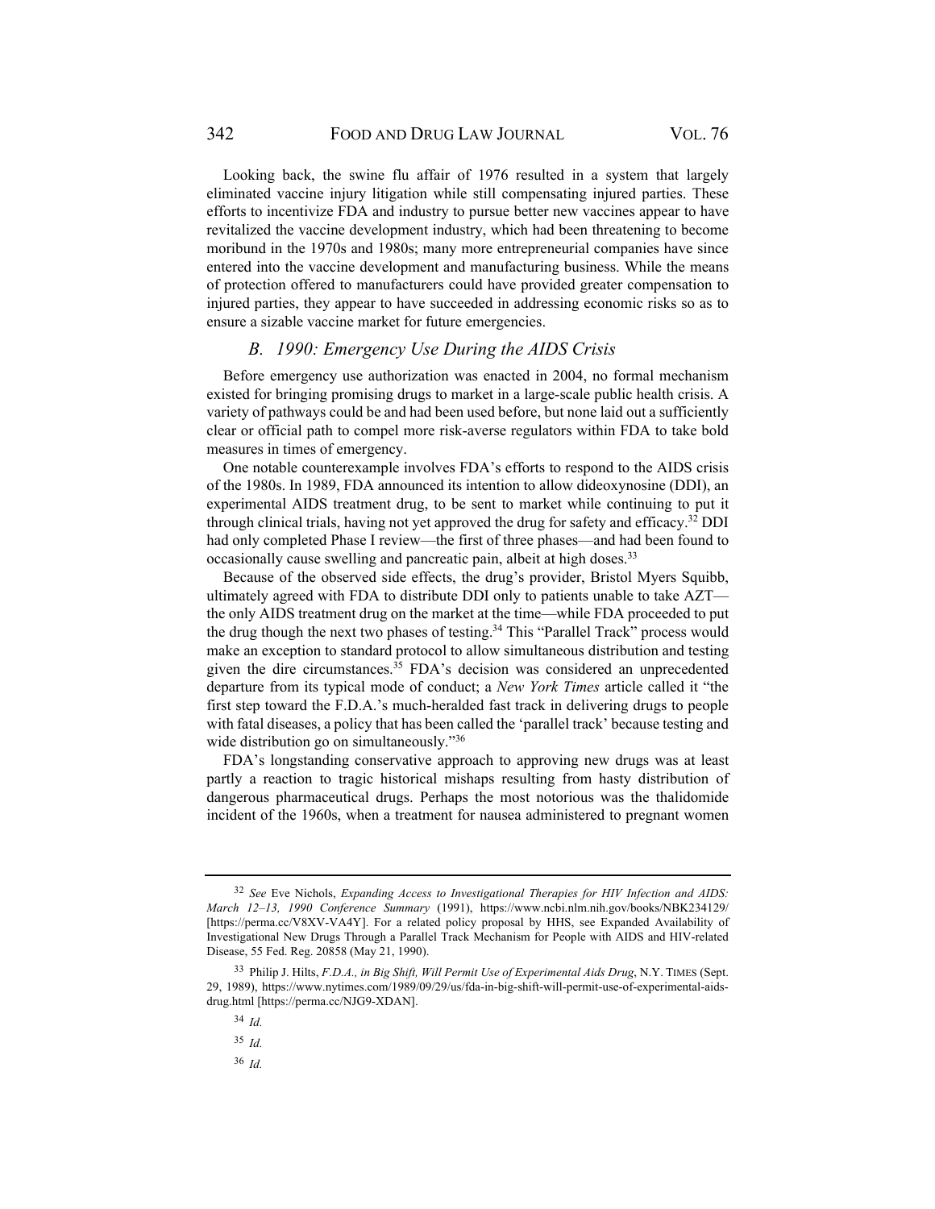Looking back, the swine flu affair of 1976 resulted in a system that largely eliminated vaccine injury litigation while still compensating injured parties. These efforts to incentivize FDA and industry to pursue better new vaccines appear to have revitalized the vaccine development industry, which had been threatening to become moribund in the 1970s and 1980s; many more entrepreneurial companies have since entered into the vaccine development and manufacturing business. While the means of protection offered to manufacturers could have provided greater compensation to injured parties, they appear to have succeeded in addressing economic risks so as to ensure a sizable vaccine market for future emergencies.

### *B. 1990: Emergency Use During the AIDS Crisis*

Before emergency use authorization was enacted in 2004, no formal mechanism existed for bringing promising drugs to market in a large-scale public health crisis. A variety of pathways could be and had been used before, but none laid out a sufficiently clear or official path to compel more risk-averse regulators within FDA to take bold measures in times of emergency.

One notable counterexample involves FDA's efforts to respond to the AIDS crisis of the 1980s. In 1989, FDA announced its intention to allow dideoxynosine (DDI), an experimental AIDS treatment drug, to be sent to market while continuing to put it through clinical trials, having not yet approved the drug for safety and efficacy.[32] DDI had only completed Phase I review—the first of three phases—and had been found to occasionally cause swelling and pancreatic pain, albeit at high doses.[33]

Because of the observed side effects, the drug's provider, Bristol Myers Squibb, ultimately agreed with FDA to distribute DDI only to patients unable to take AZT—the only AIDS treatment drug on the market at the time—while FDA proceeded to put the drug though the next two phases of testing.[34] This "Parallel Track" process would make an exception to standard protocol to allow simultaneous distribution and testing given the dire circumstances.[35] FDA's decision was considered an unprecedented departure from its typical mode of conduct; a *New York Times* article called it "the first step toward the F.D.A.'s much-heralded fast track in delivering drugs to people with fatal diseases, a policy that has been called the 'parallel track' because testing and wide distribution go on simultaneously."[36]

FDA's longstanding conservative approach to approving new drugs was at least partly a reaction to tragic historical mishaps resulting from hasty distribution of dangerous pharmaceutical drugs. Perhaps the most notorious was the thalidomide incident of the 1960s, when a treatment for nausea administered to pregnant women

---

[32] *See* Eve Nichols, *Expanding Access to Investigational Therapies for HIV Infection and AIDS: March 12–13, 1990 Conference Summary* (1991), https://www.ncbi.nlm.nih.gov/books/NBK234129/ [https://perma.cc/V8XV-VA4Y]. For a related policy proposal by HHS, see Expanded Availability of Investigational New Drugs Through a Parallel Track Mechanism for People with AIDS and HIV-related Disease, 55 Fed. Reg. 20858 (May 21, 1990).

[33] Philip J. Hilts, *F.D.A., in Big Shift, Will Permit Use of Experimental Aids Drug*, N.Y. TIMES (Sept. 29, 1989), https://www.nytimes.com/1989/09/29/us/fda-in-big-shift-will-permit-use-of-experimental-aids-drug.html [https://perma.cc/NJG9-XDAN].

[34] *Id.*

[35] *Id.*

[36] *Id.*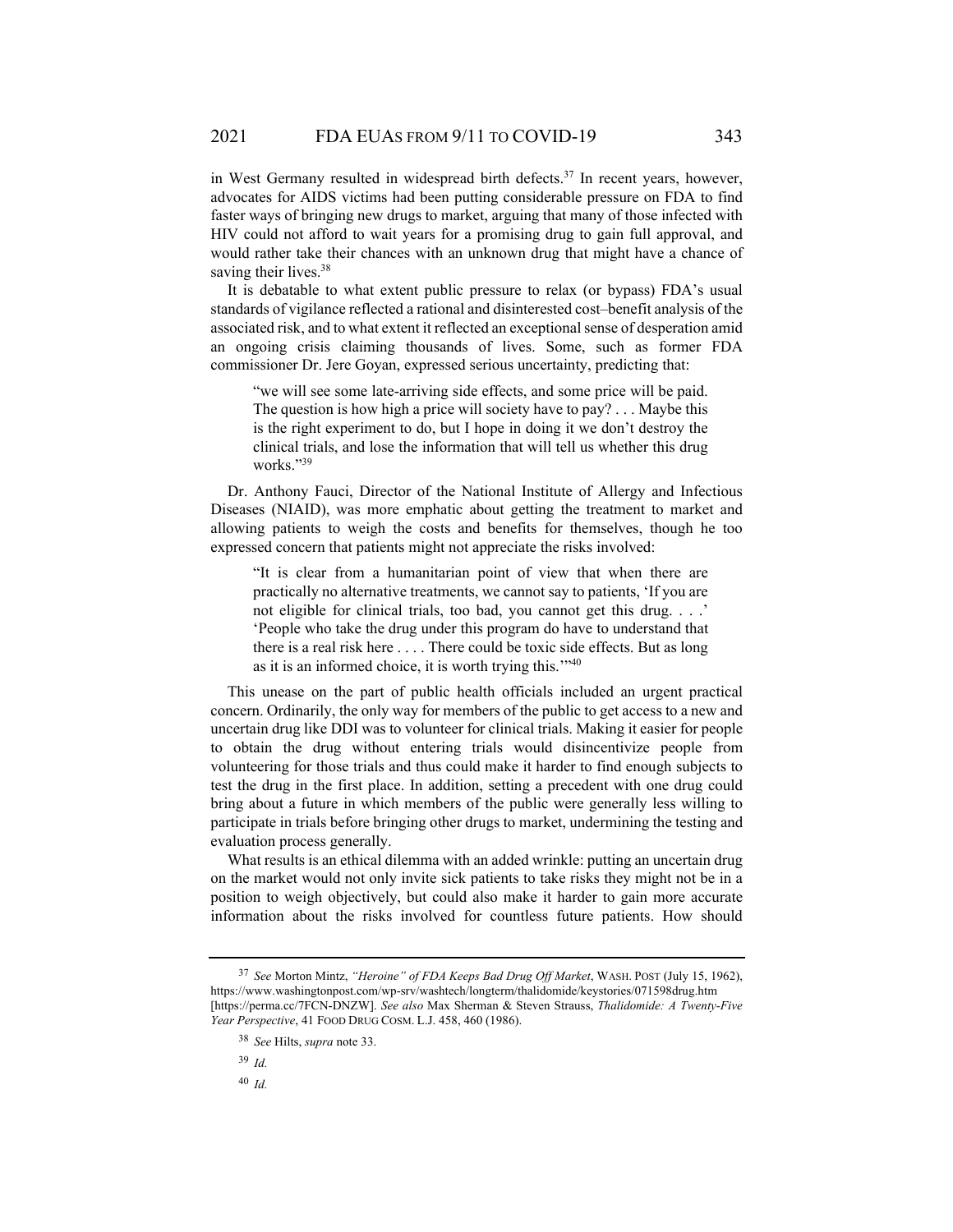in West Germany resulted in widespread birth defects.[37] In recent years, however, advocates for AIDS victims had been putting considerable pressure on FDA to find faster ways of bringing new drugs to market, arguing that many of those infected with HIV could not afford to wait years for a promising drug to gain full approval, and would rather take their chances with an unknown drug that might have a chance of saving their lives.[38]

It is debatable to what extent public pressure to relax (or bypass) FDA's usual standards of vigilance reflected a rational and disinterested cost–benefit analysis of the associated risk, and to what extent it reflected an exceptional sense of desperation amid an ongoing crisis claiming thousands of lives. Some, such as former FDA commissioner Dr. Jere Goyan, expressed serious uncertainty, predicting that:

> "we will see some late-arriving side effects, and some price will be paid. The question is how high a price will society have to pay? . . . Maybe this is the right experiment to do, but I hope in doing it we don't destroy the clinical trials, and lose the information that will tell us whether this drug works."[39]

Dr. Anthony Fauci, Director of the National Institute of Allergy and Infectious Diseases (NIAID), was more emphatic about getting the treatment to market and allowing patients to weigh the costs and benefits for themselves, though he too expressed concern that patients might not appreciate the risks involved:

> "It is clear from a humanitarian point of view that when there are practically no alternative treatments, we cannot say to patients, 'If you are not eligible for clinical trials, too bad, you cannot get this drug. . . .' 'People who take the drug under this program do have to understand that there is a real risk here . . . . There could be toxic side effects. But as long as it is an informed choice, it is worth trying this.'"[40]

This unease on the part of public health officials included an urgent practical concern. Ordinarily, the only way for members of the public to get access to a new and uncertain drug like DDI was to volunteer for clinical trials. Making it easier for people to obtain the drug without entering trials would disincentivize people from volunteering for those trials and thus could make it harder to find enough subjects to test the drug in the first place. In addition, setting a precedent with one drug could bring about a future in which members of the public were generally less willing to participate in trials before bringing other drugs to market, undermining the testing and evaluation process generally.

What results is an ethical dilemma with an added wrinkle: putting an uncertain drug on the market would not only invite sick patients to take risks they might not be in a position to weigh objectively, but could also make it harder to gain more accurate information about the risks involved for countless future patients. How should

---

[37] *See* Morton Mintz, *"Heroine" of FDA Keeps Bad Drug Off Market*, WASH. POST (July 15, 1962), https://www.washingtonpost.com/wp-srv/washtech/longterm/thalidomide/keystories/071598drug.htm [https://perma.cc/7FCN-DNZW]. *See also* Max Sherman & Steven Strauss, *Thalidomide: A Twenty-Five Year Perspective*, 41 FOOD DRUG COSM. L.J. 458, 460 (1986).

[38] *See* Hilts, *supra* note 33.

[39] *Id.*

[40] *Id.*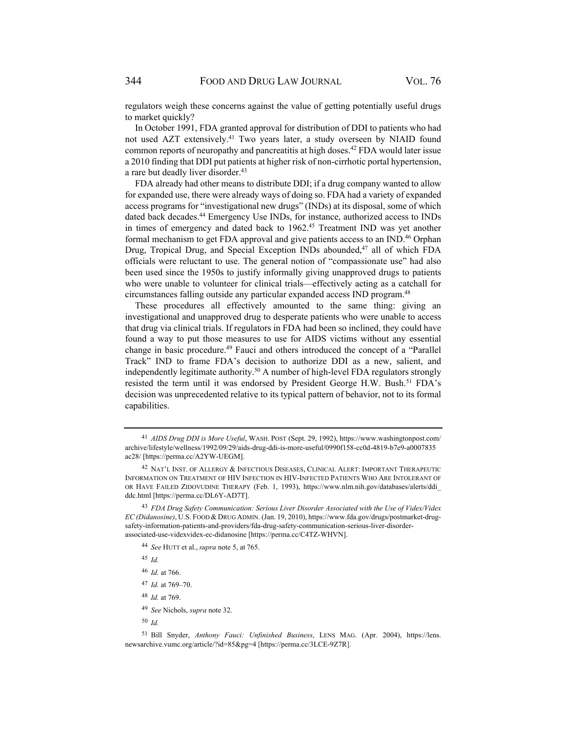regulators weigh these concerns against the value of getting potentially useful drugs to market quickly?

In October 1991, FDA granted approval for distribution of DDI to patients who had not used AZT extensively.[41] Two years later, a study overseen by NIAID found common reports of neuropathy and pancreatitis at high doses.[42] FDA would later issue a 2010 finding that DDI put patients at higher risk of non-cirrhotic portal hypertension, a rare but deadly liver disorder.[43]

FDA already had other means to distribute DDI; if a drug company wanted to allow for expanded use, there were already ways of doing so. FDA had a variety of expanded access programs for "investigational new drugs" (INDs) at its disposal, some of which dated back decades.[44] Emergency Use INDs, for instance, authorized access to INDs in times of emergency and dated back to 1962.[45] Treatment IND was yet another formal mechanism to get FDA approval and give patients access to an IND.[46] Orphan Drug, Tropical Drug, and Special Exception INDs abounded,[47] all of which FDA officials were reluctant to use. The general notion of "compassionate use" had also been used since the 1950s to justify informally giving unapproved drugs to patients who were unable to volunteer for clinical trials—effectively acting as a catchall for circumstances falling outside any particular expanded access IND program.[48]

These procedures all effectively amounted to the same thing: giving an investigational and unapproved drug to desperate patients who were unable to access that drug via clinical trials. If regulators in FDA had been so inclined, they could have found a way to put those measures to use for AIDS victims without any essential change in basic procedure.[49] Fauci and others introduced the concept of a "Parallel Track" IND to frame FDA's decision to authorize DDI as a new, salient, and independently legitimate authority.[50] A number of high-level FDA regulators strongly resisted the term until it was endorsed by President George H.W. Bush.[51] FDA's decision was unprecedented relative to its typical pattern of behavior, not to its formal capabilities.

---

[41] *AIDS Drug DDI is More Useful*, WASH. POST (Sept. 29, 1992), https://www.washingtonpost.com/archive/lifestyle/wellness/1992/09/29/aids-drug-ddi-is-more-useful/0990f158-cc0d-4819-b7e9-a0007835ac28/ [https://perma.cc/A2YW-UEGM].

[42] NAT'L INST. OF ALLERGY & INFECTIOUS DISEASES, CLINICAL ALERT: IMPORTANT THERAPEUTIC INFORMATION ON TREATMENT OF HIV INFECTION IN HIV-INFECTED PATIENTS WHO ARE INTOLERANT OF OR HAVE FAILED ZIDOVUDINE THERAPY (Feb. 1, 1993), https://www.nlm.nih.gov/databases/alerts/ddi_ddc.html [https://perma.cc/DL6Y-AD7T].

[43] *FDA Drug Safety Communication: Serious Liver Disorder Associated with the Use of Videx/Videx EC (Didanosine)*, U.S. FOOD & DRUG ADMIN. (Jan. 19, 2010), https://www.fda.gov/drugs/postmarket-drug-safety-information-patients-and-providers/fda-drug-safety-communication-serious-liver-disorder-associated-use-videxvidex-ec-didanosine [https://perma.cc/C4TZ-WHVN].

[44] *See* HUTT et al., *supra* note 5, at 765.

[45] *Id.*

[46] *Id.* at 766.

[47] *Id.* at 769–70.

[48] *Id.* at 769.

[49] *See* Nichols, *supra* note 32.

[50] *Id.*

[51] Bill Snyder, *Anthony Fauci: Unfinished Business*, LENS MAG. (Apr. 2004), https://lens.newsarchive.vumc.org/article/?id=85&pg=4 [https://perma.cc/3LCE-9Z7R].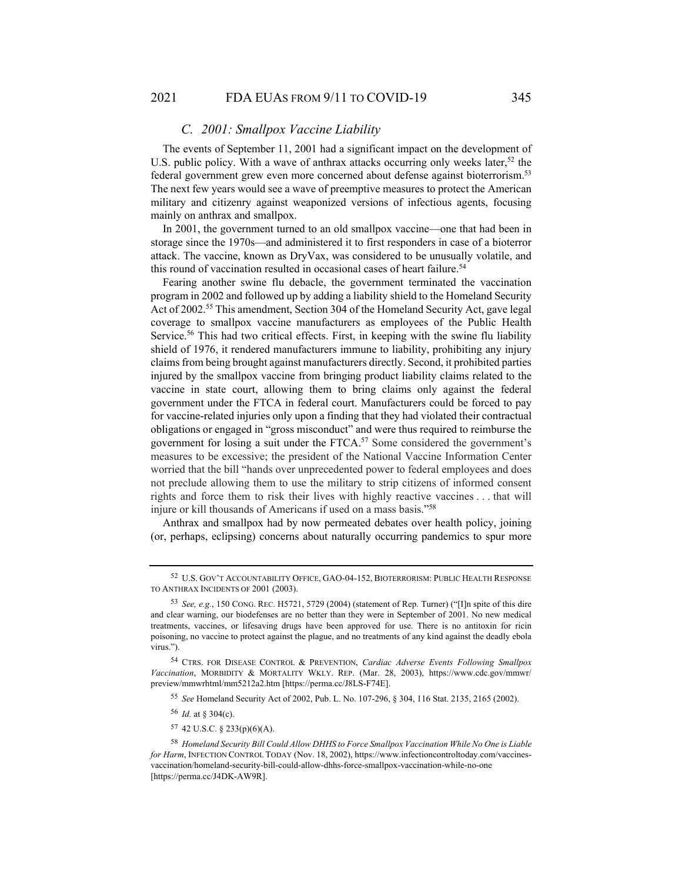### *C. 2001: Smallpox Vaccine Liability*

The events of September 11, 2001 had a significant impact on the development of U.S. public policy. With a wave of anthrax attacks occurring only weeks later,[52] the federal government grew even more concerned about defense against bioterrorism.[53] The next few years would see a wave of preemptive measures to protect the American military and citizenry against weaponized versions of infectious agents, focusing mainly on anthrax and smallpox.

In 2001, the government turned to an old smallpox vaccine—one that had been in storage since the 1970s—and administered it to first responders in case of a bioterror attack. The vaccine, known as DryVax, was considered to be unusually volatile, and this round of vaccination resulted in occasional cases of heart failure.[54]

Fearing another swine flu debacle, the government terminated the vaccination program in 2002 and followed up by adding a liability shield to the Homeland Security Act of 2002.[55] This amendment, Section 304 of the Homeland Security Act, gave legal coverage to smallpox vaccine manufacturers as employees of the Public Health Service.[56] This had two critical effects. First, in keeping with the swine flu liability shield of 1976, it rendered manufacturers immune to liability, prohibiting any injury claims from being brought against manufacturers directly. Second, it prohibited parties injured by the smallpox vaccine from bringing product liability claims related to the vaccine in state court, allowing them to bring claims only against the federal government under the FTCA in federal court. Manufacturers could be forced to pay for vaccine-related injuries only upon a finding that they had violated their contractual obligations or engaged in "gross misconduct" and were thus required to reimburse the government for losing a suit under the FTCA.[57] Some considered the government's measures to be excessive; the president of the National Vaccine Information Center worried that the bill "hands over unprecedented power to federal employees and does not preclude allowing them to use the military to strip citizens of informed consent rights and force them to risk their lives with highly reactive vaccines . . . that will injure or kill thousands of Americans if used on a mass basis."[58]

Anthrax and smallpox had by now permeated debates over health policy, joining (or, perhaps, eclipsing) concerns about naturally occurring pandemics to spur more

---

52 U.S. GOV'T ACCOUNTABILITY OFFICE, GAO-04-152, BIOTERRORISM: PUBLIC HEALTH RESPONSE TO ANTHRAX INCIDENTS OF 2001 (2003).

53 *See, e.g.*, 150 CONG. REC. H5721, 5729 (2004) (statement of Rep. Turner) ("[I]n spite of this dire and clear warning, our biodefenses are no better than they were in September of 2001. No new medical treatments, vaccines, or lifesaving drugs have been approved for use. There is no antitoxin for ricin poisoning, no vaccine to protect against the plague, and no treatments of any kind against the deadly ebola virus.").

54 CTRS. FOR DISEASE CONTROL & PREVENTION, *Cardiac Adverse Events Following Smallpox Vaccination*, MORBIDITY & MORTALITY WKLY. REP. (Mar. 28, 2003), https://www.cdc.gov/mmwr/preview/mmwrhtml/mm5212a2.htm [https://perma.cc/J8LS-F74E].

55 *See* Homeland Security Act of 2002, Pub. L. No. 107-296, § 304, 116 Stat. 2135, 2165 (2002).

56 *Id.* at § 304(c).

57 42 U.S.C. § 233(p)(6)(A).

58 *Homeland Security Bill Could Allow DHHS to Force Smallpox Vaccination While No One is Liable for Harm*, INFECTION CONTROL TODAY (Nov. 18, 2002), https://www.infectioncontroltoday.com/vaccines-vaccination/homeland-security-bill-could-allow-dhhs-force-smallpox-vaccination-while-no-one [https://perma.cc/J4DK-AW9R].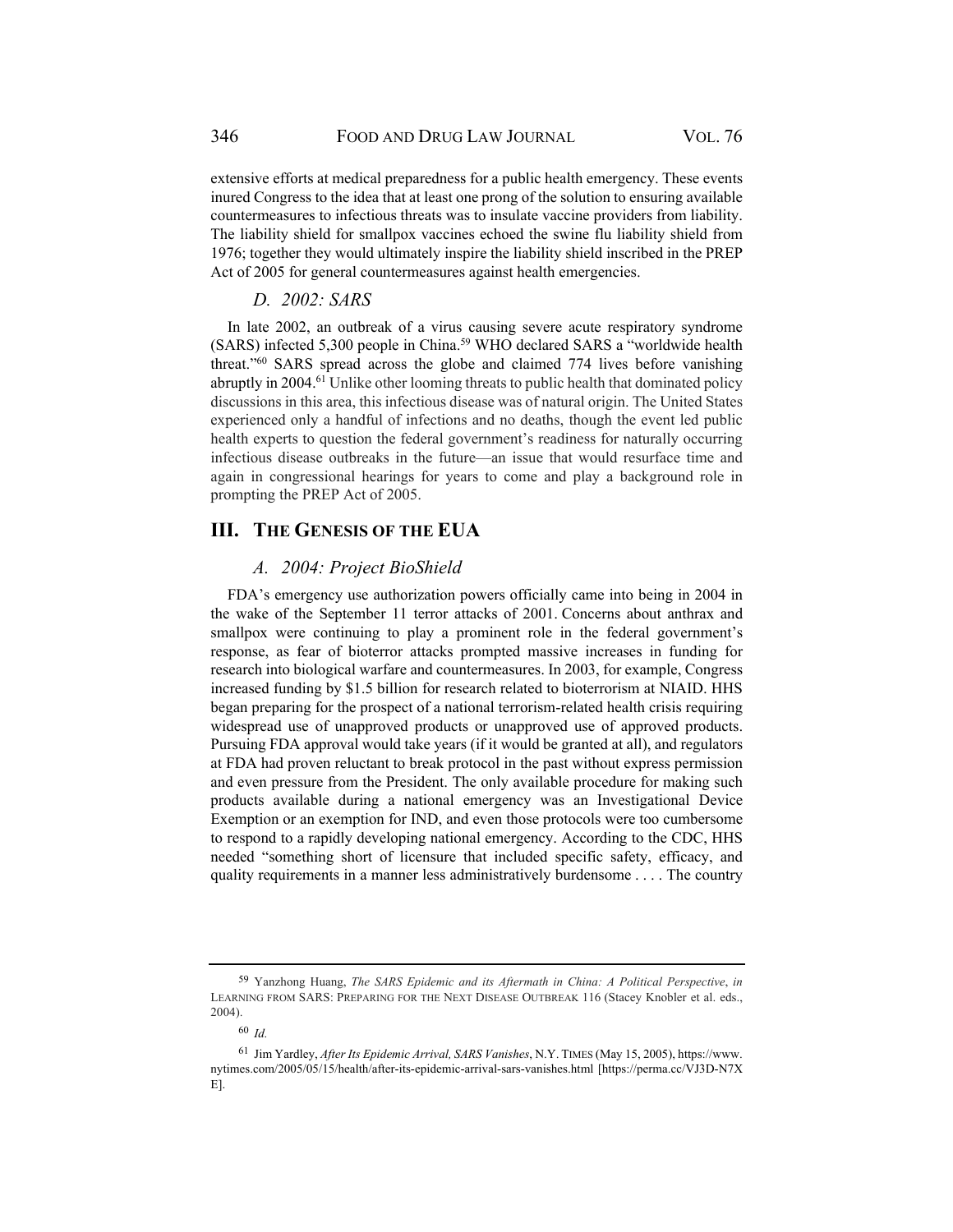extensive efforts at medical preparedness for a public health emergency. These events inured Congress to the idea that at least one prong of the solution to ensuring available countermeasures to infectious threats was to insulate vaccine providers from liability. The liability shield for smallpox vaccines echoed the swine flu liability shield from 1976; together they would ultimately inspire the liability shield inscribed in the PREP Act of 2005 for general countermeasures against health emergencies.

### *D. 2002: SARS*

In late 2002, an outbreak of a virus causing severe acute respiratory syndrome (SARS) infected 5,300 people in China.[59] WHO declared SARS a "worldwide health threat."[60] SARS spread across the globe and claimed 774 lives before vanishing abruptly in 2004.[61] Unlike other looming threats to public health that dominated policy discussions in this area, this infectious disease was of natural origin. The United States experienced only a handful of infections and no deaths, though the event led public health experts to question the federal government's readiness for naturally occurring infectious disease outbreaks in the future—an issue that would resurface time and again in congressional hearings for years to come and play a background role in prompting the PREP Act of 2005.

## III. The Genesis of the EUA

### *A. 2004: Project BioShield*

FDA's emergency use authorization powers officially came into being in 2004 in the wake of the September 11 terror attacks of 2001. Concerns about anthrax and smallpox were continuing to play a prominent role in the federal government's response, as fear of bioterror attacks prompted massive increases in funding for research into biological warfare and countermeasures. In 2003, for example, Congress increased funding by $1.5 billion for research related to bioterrorism at NIAID. HHS began preparing for the prospect of a national terrorism-related health crisis requiring widespread use of unapproved products or unapproved use of approved products. Pursuing FDA approval would take years (if it would be granted at all), and regulators at FDA had proven reluctant to break protocol in the past without express permission and even pressure from the President. The only available procedure for making such products available during a national emergency was an Investigational Device Exemption or an exemption for IND, and even those protocols were too cumbersome to respond to a rapidly developing national emergency. According to the CDC, HHS needed "something short of licensure that included specific safety, efficacy, and quality requirements in a manner less administratively burdensome . . . . The country

---

59 Yanzhong Huang, *The SARS Epidemic and its Aftermath in China: A Political Perspective*, *in* LEARNING FROM SARS: PREPARING FOR THE NEXT DISEASE OUTBREAK 116 (Stacey Knobler et al. eds., 2004).

60 *Id.*

61 Jim Yardley, *After Its Epidemic Arrival, SARS Vanishes*, N.Y. TIMES (May 15, 2005), https://www.nytimes.com/2005/05/15/health/after-its-epidemic-arrival-sars-vanishes.html [https://perma.cc/VJ3D-N7XE].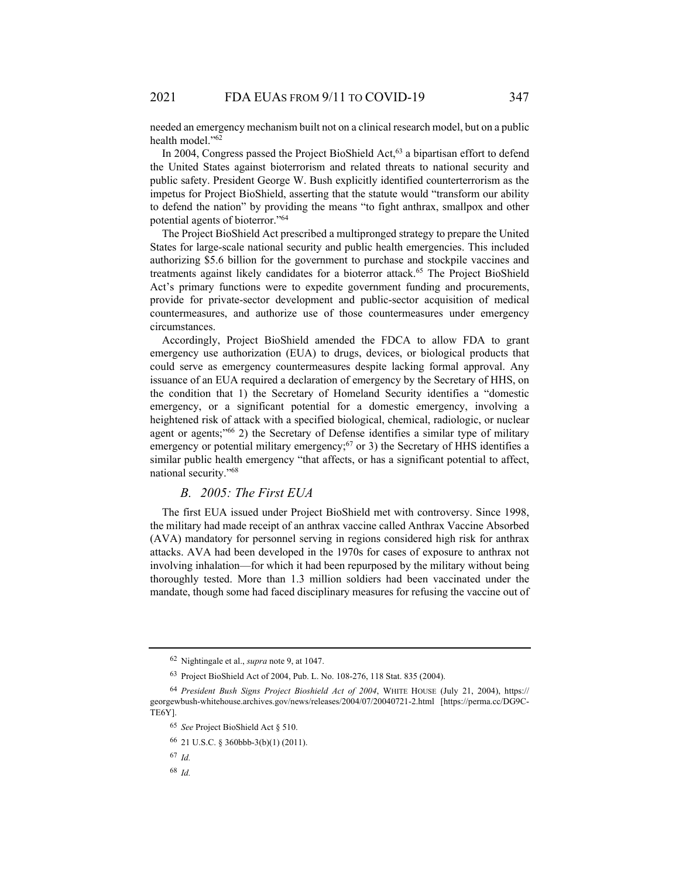needed an emergency mechanism built not on a clinical research model, but on a public health model."[62]

In 2004, Congress passed the Project BioShield Act,[63] a bipartisan effort to defend the United States against bioterrorism and related threats to national security and public safety. President George W. Bush explicitly identified counterterrorism as the impetus for Project BioShield, asserting that the statute would "transform our ability to defend the nation" by providing the means "to fight anthrax, smallpox and other potential agents of bioterror."[64]

The Project BioShield Act prescribed a multipronged strategy to prepare the United States for large-scale national security and public health emergencies. This included authorizing $5.6 billion for the government to purchase and stockpile vaccines and treatments against likely candidates for a bioterror attack.[65] The Project BioShield Act's primary functions were to expedite government funding and procurements, provide for private-sector development and public-sector acquisition of medical countermeasures, and authorize use of those countermeasures under emergency circumstances.

Accordingly, Project BioShield amended the FDCA to allow FDA to grant emergency use authorization (EUA) to drugs, devices, or biological products that could serve as emergency countermeasures despite lacking formal approval. Any issuance of an EUA required a declaration of emergency by the Secretary of HHS, on the condition that 1) the Secretary of Homeland Security identifies a "domestic emergency, or a significant potential for a domestic emergency, involving a heightened risk of attack with a specified biological, chemical, radiologic, or nuclear agent or agents;"[66] 2) the Secretary of Defense identifies a similar type of military emergency or potential military emergency;[67] or 3) the Secretary of HHS identifies a similar public health emergency "that affects, or has a significant potential to affect, national security."[68]

### *B. 2005: The First EUA*

The first EUA issued under Project BioShield met with controversy. Since 1998, the military had made receipt of an anthrax vaccine called Anthrax Vaccine Absorbed (AVA) mandatory for personnel serving in regions considered high risk for anthrax attacks. AVA had been developed in the 1970s for cases of exposure to anthrax not involving inhalation—for which it had been repurposed by the military without being thoroughly tested. More than 1.3 million soldiers had been vaccinated under the mandate, though some had faced disciplinary measures for refusing the vaccine out of

---

[62] Nightingale et al., *supra* note 9, at 1047.

[63] Project BioShield Act of 2004, Pub. L. No. 108-276, 118 Stat. 835 (2004).

[64] *President Bush Signs Project Bioshield Act of 2004*, WHITE HOUSE (July 21, 2004), https://georgewbush-whitehouse.archives.gov/news/releases/2004/07/20040721-2.html [https://perma.cc/DG9C-TE6Y].

[65] *See* Project BioShield Act § 510.

[66] 21 U.S.C. § 360bbb-3(b)(1) (2011).

[67] *Id.*

[68] *Id.*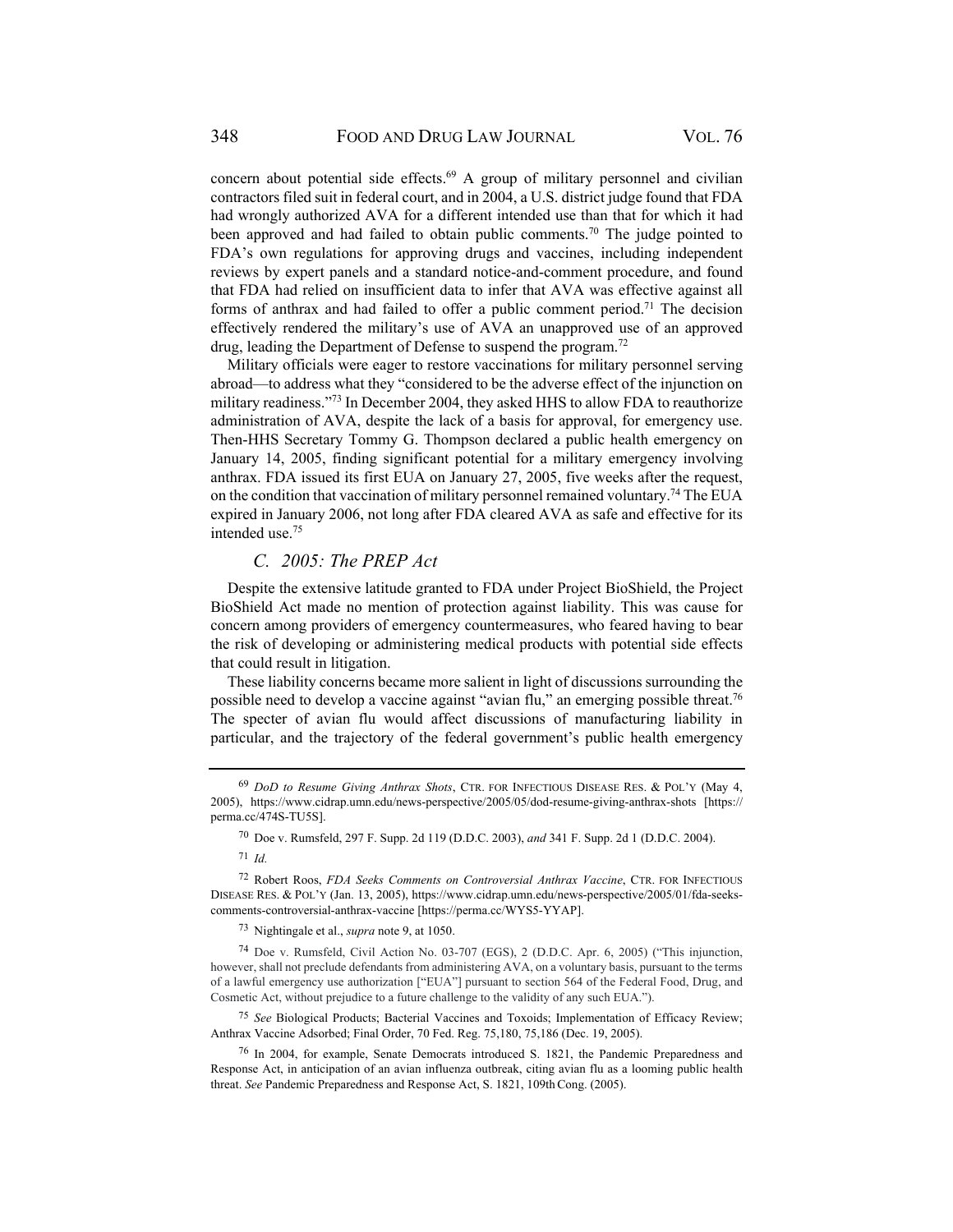concern about potential side effects.[69] A group of military personnel and civilian contractors filed suit in federal court, and in 2004, a U.S. district judge found that FDA had wrongly authorized AVA for a different intended use than that for which it had been approved and had failed to obtain public comments.[70] The judge pointed to FDA's own regulations for approving drugs and vaccines, including independent reviews by expert panels and a standard notice-and-comment procedure, and found that FDA had relied on insufficient data to infer that AVA was effective against all forms of anthrax and had failed to offer a public comment period.[71] The decision effectively rendered the military's use of AVA an unapproved use of an approved drug, leading the Department of Defense to suspend the program.[72]

Military officials were eager to restore vaccinations for military personnel serving abroad—to address what they "considered to be the adverse effect of the injunction on military readiness."[73] In December 2004, they asked HHS to allow FDA to reauthorize administration of AVA, despite the lack of a basis for approval, for emergency use. Then-HHS Secretary Tommy G. Thompson declared a public health emergency on January 14, 2005, finding significant potential for a military emergency involving anthrax. FDA issued its first EUA on January 27, 2005, five weeks after the request, on the condition that vaccination of military personnel remained voluntary.[74] The EUA expired in January 2006, not long after FDA cleared AVA as safe and effective for its intended use.[75]

### *C. 2005: The PREP Act*

Despite the extensive latitude granted to FDA under Project BioShield, the Project BioShield Act made no mention of protection against liability. This was cause for concern among providers of emergency countermeasures, who feared having to bear the risk of developing or administering medical products with potential side effects that could result in litigation.

These liability concerns became more salient in light of discussions surrounding the possible need to develop a vaccine against "avian flu," an emerging possible threat.[76] The specter of avian flu would affect discussions of manufacturing liability in particular, and the trajectory of the federal government's public health emergency

---

[69] *DoD to Resume Giving Anthrax Shots*, CTR. FOR INFECTIOUS DISEASE RES. & POL'Y (May 4, 2005), https://www.cidrap.umn.edu/news-perspective/2005/05/dod-resume-giving-anthrax-shots [https://perma.cc/474S-TU5S].

[70] Doe v. Rumsfeld, 297 F. Supp. 2d 119 (D.D.C. 2003), *and* 341 F. Supp. 2d 1 (D.D.C. 2004).

[71] *Id.*

[72] Robert Roos, *FDA Seeks Comments on Controversial Anthrax Vaccine*, CTR. FOR INFECTIOUS DISEASE RES. & POL'Y (Jan. 13, 2005), https://www.cidrap.umn.edu/news-perspective/2005/01/fda-seeks-comments-controversial-anthrax-vaccine [https://perma.cc/WYS5-YYAP].

[73] Nightingale et al., *supra* note 9, at 1050.

[74] Doe v. Rumsfeld, Civil Action No. 03-707 (EGS), 2 (D.D.C. Apr. 6, 2005) ("This injunction, however, shall not preclude defendants from administering AVA, on a voluntary basis, pursuant to the terms of a lawful emergency use authorization ["EUA"] pursuant to section 564 of the Federal Food, Drug, and Cosmetic Act, without prejudice to a future challenge to the validity of any such EUA.").

[75] *See* Biological Products; Bacterial Vaccines and Toxoids; Implementation of Efficacy Review; Anthrax Vaccine Adsorbed; Final Order, 70 Fed. Reg. 75,180, 75,186 (Dec. 19, 2005).

[76] In 2004, for example, Senate Democrats introduced S. 1821, the Pandemic Preparedness and Response Act, in anticipation of an avian influenza outbreak, citing avian flu as a looming public health threat. *See* Pandemic Preparedness and Response Act, S. 1821, 109th Cong. (2005).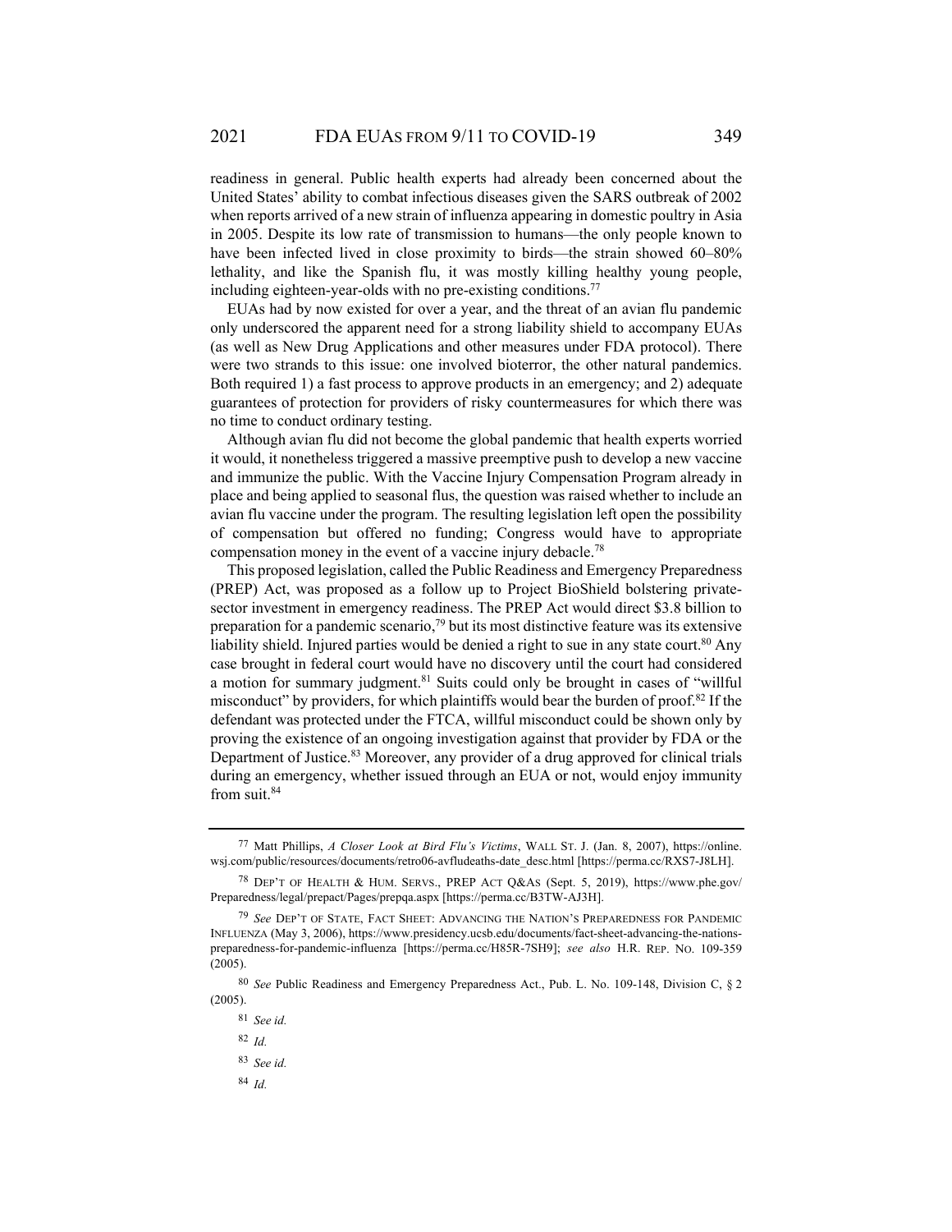readiness in general. Public health experts had already been concerned about the United States' ability to combat infectious diseases given the SARS outbreak of 2002 when reports arrived of a new strain of influenza appearing in domestic poultry in Asia in 2005. Despite its low rate of transmission to humans—the only people known to have been infected lived in close proximity to birds—the strain showed 60–80% lethality, and like the Spanish flu, it was mostly killing healthy young people, including eighteen-year-olds with no pre-existing conditions.[77]

EUAs had by now existed for over a year, and the threat of an avian flu pandemic only underscored the apparent need for a strong liability shield to accompany EUAs (as well as New Drug Applications and other measures under FDA protocol). There were two strands to this issue: one involved bioterror, the other natural pandemics. Both required 1) a fast process to approve products in an emergency; and 2) adequate guarantees of protection for providers of risky countermeasures for which there was no time to conduct ordinary testing.

Although avian flu did not become the global pandemic that health experts worried it would, it nonetheless triggered a massive preemptive push to develop a new vaccine and immunize the public. With the Vaccine Injury Compensation Program already in place and being applied to seasonal flus, the question was raised whether to include an avian flu vaccine under the program. The resulting legislation left open the possibility of compensation but offered no funding; Congress would have to appropriate compensation money in the event of a vaccine injury debacle.[78]

This proposed legislation, called the Public Readiness and Emergency Preparedness (PREP) Act, was proposed as a follow up to Project BioShield bolstering private-sector investment in emergency readiness. The PREP Act would direct $3.8 billion to preparation for a pandemic scenario,[79] but its most distinctive feature was its extensive liability shield. Injured parties would be denied a right to sue in any state court.[80] Any case brought in federal court would have no discovery until the court had considered a motion for summary judgment.[81] Suits could only be brought in cases of "willful misconduct" by providers, for which plaintiffs would bear the burden of proof.[82] If the defendant was protected under the FTCA, willful misconduct could be shown only by proving the existence of an ongoing investigation against that provider by FDA or the Department of Justice.[83] Moreover, any provider of a drug approved for clinical trials during an emergency, whether issued through an EUA or not, would enjoy immunity from suit.[84]

---

[77] Matt Phillips, *A Closer Look at Bird Flu's Victims*, WALL ST. J. (Jan. 8, 2007), https://online.wsj.com/public/resources/documents/retro06-avfludeaths-date_desc.html [https://perma.cc/RXS7-J8LH].

[78] DEP'T OF HEALTH & HUM. SERVS., PREP ACT Q&AS (Sept. 5, 2019), https://www.phe.gov/Preparedness/legal/prepact/Pages/prepqa.aspx [https://perma.cc/B3TW-AJ3H].

[79] *See* DEP'T OF STATE, FACT SHEET: ADVANCING THE NATION'S PREPAREDNESS FOR PANDEMIC INFLUENZA (May 3, 2006), https://www.presidency.ucsb.edu/documents/fact-sheet-advancing-the-nations-preparedness-for-pandemic-influenza [https://perma.cc/H85R-7SH9]; *see also* H.R. REP. NO. 109-359 (2005).

[80] *See* Public Readiness and Emergency Preparedness Act., Pub. L. No. 109-148, Division C, § 2 (2005).

[81] *See id.*

[82] *Id.*

[83] *See id.*

[84] *Id.*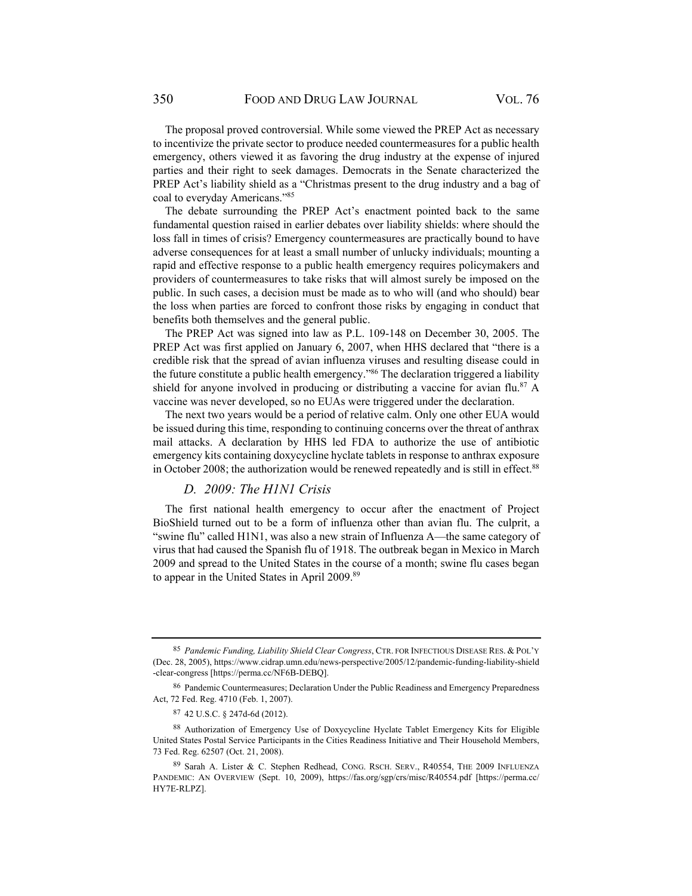The proposal proved controversial. While some viewed the PREP Act as necessary to incentivize the private sector to produce needed countermeasures for a public health emergency, others viewed it as favoring the drug industry at the expense of injured parties and their right to seek damages. Democrats in the Senate characterized the PREP Act's liability shield as a "Christmas present to the drug industry and a bag of coal to everyday Americans."[85]

The debate surrounding the PREP Act's enactment pointed back to the same fundamental question raised in earlier debates over liability shields: where should the loss fall in times of crisis? Emergency countermeasures are practically bound to have adverse consequences for at least a small number of unlucky individuals; mounting a rapid and effective response to a public health emergency requires policymakers and providers of countermeasures to take risks that will almost surely be imposed on the public. In such cases, a decision must be made as to who will (and who should) bear the loss when parties are forced to confront those risks by engaging in conduct that benefits both themselves and the general public.

The PREP Act was signed into law as P.L. 109-148 on December 30, 2005. The PREP Act was first applied on January 6, 2007, when HHS declared that "there is a credible risk that the spread of avian influenza viruses and resulting disease could in the future constitute a public health emergency."[86] The declaration triggered a liability shield for anyone involved in producing or distributing a vaccine for avian flu.[87] A vaccine was never developed, so no EUAs were triggered under the declaration.

The next two years would be a period of relative calm. Only one other EUA would be issued during this time, responding to continuing concerns over the threat of anthrax mail attacks. A declaration by HHS led FDA to authorize the use of antibiotic emergency kits containing doxycycline hyclate tablets in response to anthrax exposure in October 2008; the authorization would be renewed repeatedly and is still in effect.[88]

### *D. 2009: The H1N1 Crisis*

The first national health emergency to occur after the enactment of Project BioShield turned out to be a form of influenza other than avian flu. The culprit, a "swine flu" called H1N1, was also a new strain of Influenza A—the same category of virus that had caused the Spanish flu of 1918. The outbreak began in Mexico in March 2009 and spread to the United States in the course of a month; swine flu cases began to appear in the United States in April 2009.[89]

---

[85] *Pandemic Funding, Liability Shield Clear Congress*, CTR. FOR INFECTIOUS DISEASE RES. & POL'Y (Dec. 28, 2005), https://www.cidrap.umn.edu/news-perspective/2005/12/pandemic-funding-liability-shield-clear-congress [https://perma.cc/NF6B-DEBQ].

[86] Pandemic Countermeasures; Declaration Under the Public Readiness and Emergency Preparedness Act, 72 Fed. Reg. 4710 (Feb. 1, 2007).

[87] 42 U.S.C. § 247d-6d (2012).

[88] Authorization of Emergency Use of Doxycycline Hyclate Tablet Emergency Kits for Eligible United States Postal Service Participants in the Cities Readiness Initiative and Their Household Members, 73 Fed. Reg. 62507 (Oct. 21, 2008).

[89] Sarah A. Lister & C. Stephen Redhead, CONG. RSCH. SERV., R40554, THE 2009 INFLUENZA PANDEMIC: AN OVERVIEW (Sept. 10, 2009), https://fas.org/sgp/crs/misc/R40554.pdf [https://perma.cc/HY7E-RLPZ].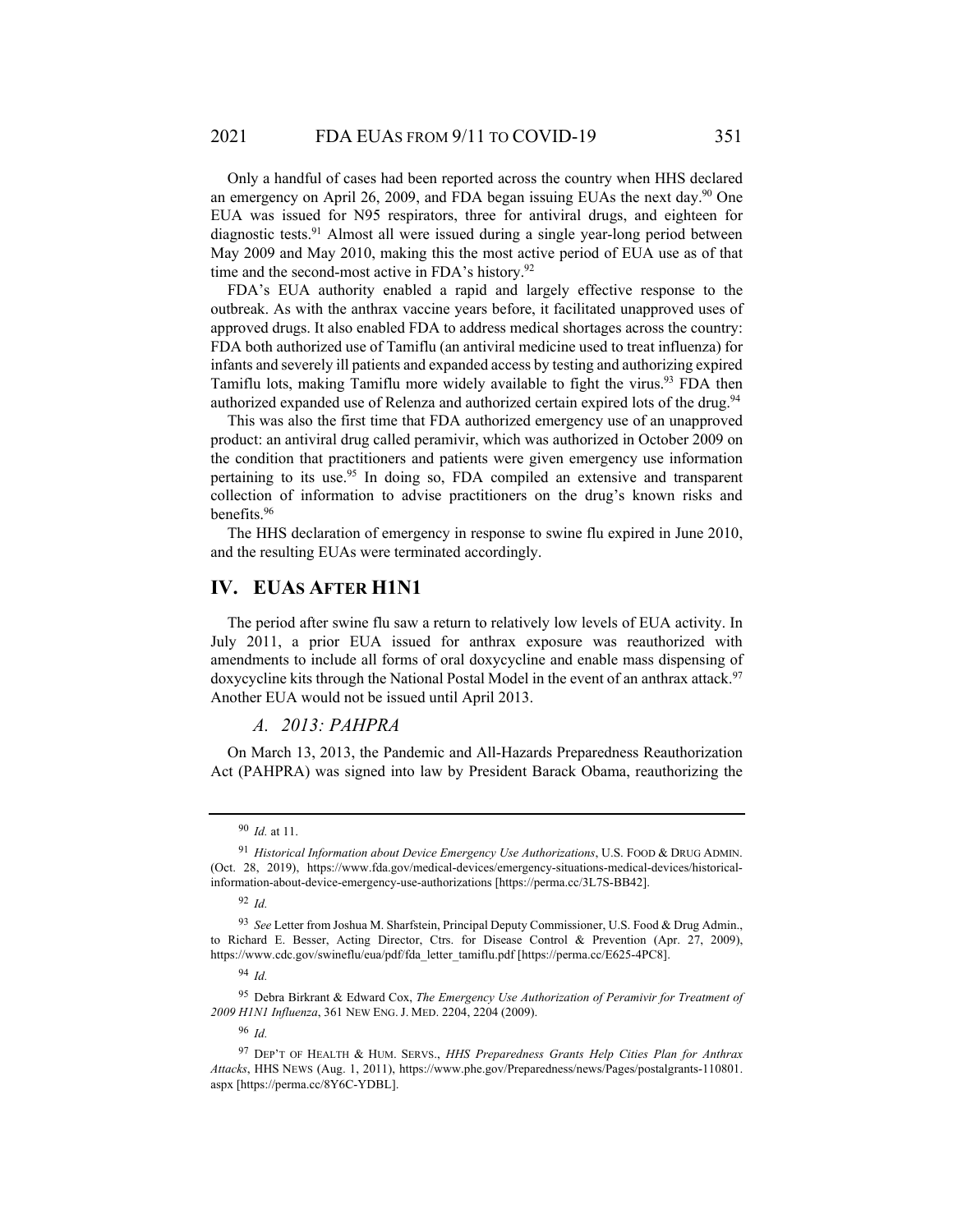Only a handful of cases had been reported across the country when HHS declared an emergency on April 26, 2009, and FDA began issuing EUAs the next day.[90] One EUA was issued for N95 respirators, three for antiviral drugs, and eighteen for diagnostic tests.[91] Almost all were issued during a single year-long period between May 2009 and May 2010, making this the most active period of EUA use as of that time and the second-most active in FDA's history.[92]

FDA's EUA authority enabled a rapid and largely effective response to the outbreak. As with the anthrax vaccine years before, it facilitated unapproved uses of approved drugs. It also enabled FDA to address medical shortages across the country: FDA both authorized use of Tamiflu (an antiviral medicine used to treat influenza) for infants and severely ill patients and expanded access by testing and authorizing expired Tamiflu lots, making Tamiflu more widely available to fight the virus.[93] FDA then authorized expanded use of Relenza and authorized certain expired lots of the drug.[94]

This was also the first time that FDA authorized emergency use of an unapproved product: an antiviral drug called peramivir, which was authorized in October 2009 on the condition that practitioners and patients were given emergency use information pertaining to its use.[95] In doing so, FDA compiled an extensive and transparent collection of information to advise practitioners on the drug's known risks and benefits.[96]

The HHS declaration of emergency in response to swine flu expired in June 2010, and the resulting EUAs were terminated accordingly.

## IV. EUAs AFTER H1N1

The period after swine flu saw a return to relatively low levels of EUA activity. In July 2011, a prior EUA issued for anthrax exposure was reauthorized with amendments to include all forms of oral doxycycline and enable mass dispensing of doxycycline kits through the National Postal Model in the event of an anthrax attack.[97] Another EUA would not be issued until April 2013.

### *A. 2013: PAHPRA*

On March 13, 2013, the Pandemic and All-Hazards Preparedness Reauthorization Act (PAHPRA) was signed into law by President Barack Obama, reauthorizing the

---

[90] *Id.* at 11.

[91] *Historical Information about Device Emergency Use Authorizations*, U.S. FOOD & DRUG ADMIN. (Oct. 28, 2019), https://www.fda.gov/medical-devices/emergency-situations-medical-devices/historical-information-about-device-emergency-use-authorizations [https://perma.cc/3L7S-BB42].

[92] *Id.*

[93] *See* Letter from Joshua M. Sharfstein, Principal Deputy Commissioner, U.S. Food & Drug Admin., to Richard E. Besser, Acting Director, Ctrs. for Disease Control & Prevention (Apr. 27, 2009), https://www.cdc.gov/swineflu/eua/pdf/fda_letter_tamiflu.pdf [https://perma.cc/E625-4PC8].

[94] *Id.*

[95] Debra Birkrant & Edward Cox, *The Emergency Use Authorization of Peramivir for Treatment of 2009 H1N1 Influenza*, 361 NEW ENG. J. MED. 2204, 2204 (2009).

[96] *Id.*

[97] DEP'T OF HEALTH & HUM. SERVS., *HHS Preparedness Grants Help Cities Plan for Anthrax Attacks*, HHS NEWS (Aug. 1, 2011), https://www.phe.gov/Preparedness/news/Pages/postalgrants-110801.aspx [https://perma.cc/8Y6C-YDBL].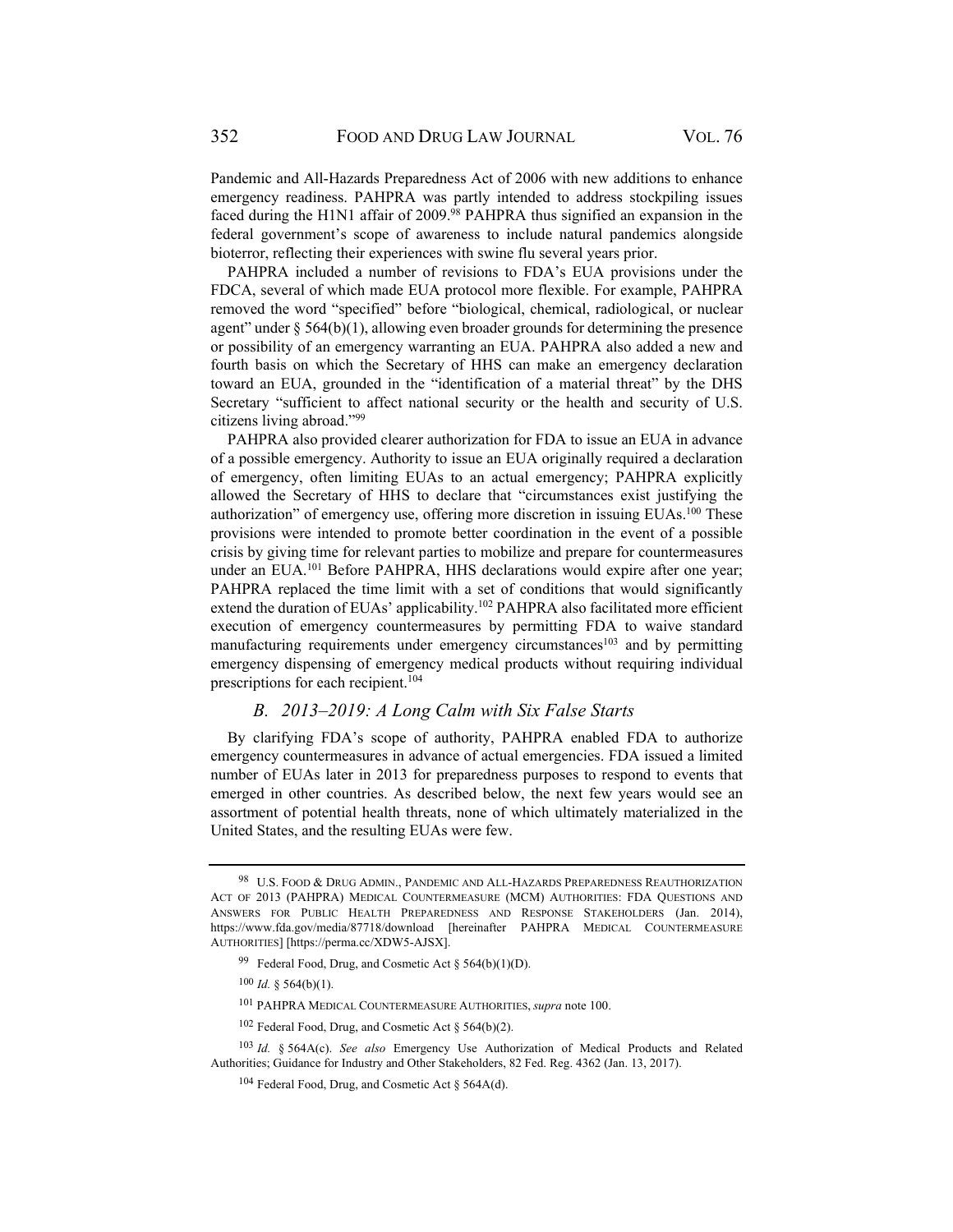Pandemic and All-Hazards Preparedness Act of 2006 with new additions to enhance emergency readiness. PAHPRA was partly intended to address stockpiling issues faced during the H1N1 affair of 2009.[98] PAHPRA thus signified an expansion in the federal government's scope of awareness to include natural pandemics alongside bioterror, reflecting their experiences with swine flu several years prior.

PAHPRA included a number of revisions to FDA's EUA provisions under the FDCA, several of which made EUA protocol more flexible. For example, PAHPRA removed the word "specified" before "biological, chemical, radiological, or nuclear agent" under § 564(b)(1), allowing even broader grounds for determining the presence or possibility of an emergency warranting an EUA. PAHPRA also added a new and fourth basis on which the Secretary of HHS can make an emergency declaration toward an EUA, grounded in the "identification of a material threat" by the DHS Secretary "sufficient to affect national security or the health and security of U.S. citizens living abroad."[99]

PAHPRA also provided clearer authorization for FDA to issue an EUA in advance of a possible emergency. Authority to issue an EUA originally required a declaration of emergency, often limiting EUAs to an actual emergency; PAHPRA explicitly allowed the Secretary of HHS to declare that "circumstances exist justifying the authorization" of emergency use, offering more discretion in issuing EUAs.[100] These provisions were intended to promote better coordination in the event of a possible crisis by giving time for relevant parties to mobilize and prepare for countermeasures under an EUA.[101] Before PAHPRA, HHS declarations would expire after one year; PAHPRA replaced the time limit with a set of conditions that would significantly extend the duration of EUAs' applicability.[102] PAHPRA also facilitated more efficient execution of emergency countermeasures by permitting FDA to waive standard manufacturing requirements under emergency circumstances[103] and by permitting emergency dispensing of emergency medical products without requiring individual prescriptions for each recipient.[104]

### *B. 2013–2019: A Long Calm with Six False Starts*

By clarifying FDA's scope of authority, PAHPRA enabled FDA to authorize emergency countermeasures in advance of actual emergencies. FDA issued a limited number of EUAs later in 2013 for preparedness purposes to respond to events that emerged in other countries. As described below, the next few years would see an assortment of potential health threats, none of which ultimately materialized in the United States, and the resulting EUAs were few.

---

[98] U.S. FOOD & DRUG ADMIN., PANDEMIC AND ALL-HAZARDS PREPAREDNESS REAUTHORIZATION ACT OF 2013 (PAHPRA) MEDICAL COUNTERMEASURE (MCM) AUTHORITIES: FDA QUESTIONS AND ANSWERS FOR PUBLIC HEALTH PREPAREDNESS AND RESPONSE STAKEHOLDERS (Jan. 2014), https://www.fda.gov/media/87718/download [hereinafter PAHPRA MEDICAL COUNTERMEASURE AUTHORITIES] [https://perma.cc/XDW5-AJSX].

[99] Federal Food, Drug, and Cosmetic Act § 564(b)(1)(D).

[100] *Id.* § 564(b)(1).

[101] PAHPRA MEDICAL COUNTERMEASURE AUTHORITIES, *supra* note 100.

[102] Federal Food, Drug, and Cosmetic Act § 564(b)(2).

[103] *Id.* § 564A(c). *See also* Emergency Use Authorization of Medical Products and Related Authorities; Guidance for Industry and Other Stakeholders, 82 Fed. Reg. 4362 (Jan. 13, 2017).

[104] Federal Food, Drug, and Cosmetic Act § 564A(d).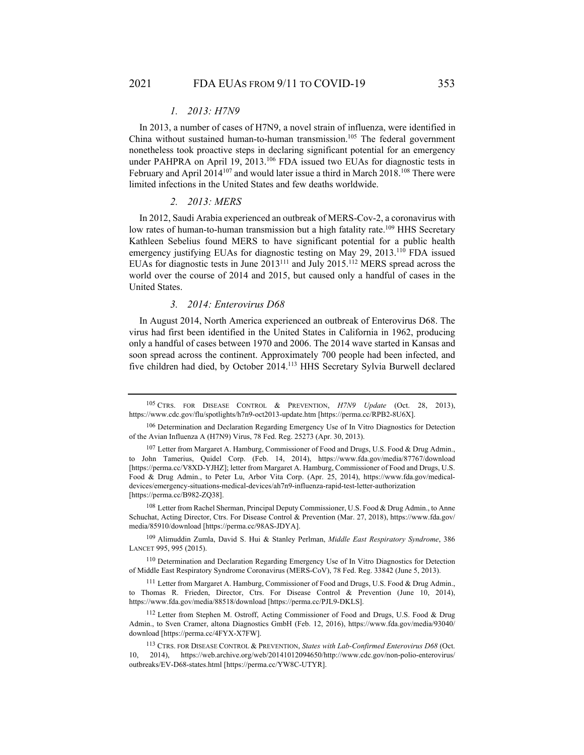### *1. 2013: H7N9*

In 2013, a number of cases of H7N9, a novel strain of influenza, were identified in China without sustained human-to-human transmission.[105] The federal government nonetheless took proactive steps in declaring significant potential for an emergency under PAHPRA on April 19, 2013.[106] FDA issued two EUAs for diagnostic tests in February and April 2014[107] and would later issue a third in March 2018.[108] There were limited infections in the United States and few deaths worldwide.

### *2. 2013: MERS*

In 2012, Saudi Arabia experienced an outbreak of MERS-Cov-2, a coronavirus with low rates of human-to-human transmission but a high fatality rate.[109] HHS Secretary Kathleen Sebelius found MERS to have significant potential for a public health emergency justifying EUAs for diagnostic testing on May 29, 2013.[110] FDA issued EUAs for diagnostic tests in June 2013[111] and July 2015.[112] MERS spread across the world over the course of 2014 and 2015, but caused only a handful of cases in the United States.

### *3. 2014: Enterovirus D68*

In August 2014, North America experienced an outbreak of Enterovirus D68. The virus had first been identified in the United States in California in 1962, producing only a handful of cases between 1970 and 2006. The 2014 wave started in Kansas and soon spread across the continent. Approximately 700 people had been infected, and five children had died, by October 2014.[113] HHS Secretary Sylvia Burwell declared

---

[105] CTRS. FOR DISEASE CONTROL & PREVENTION, *H7N9 Update* (Oct. 28, 2013), https://www.cdc.gov/flu/spotlights/h7n9-oct2013-update.htm [https://perma.cc/RPB2-8U6X].

[106] Determination and Declaration Regarding Emergency Use of In Vitro Diagnostics for Detection of the Avian Influenza A (H7N9) Virus, 78 Fed. Reg. 25273 (Apr. 30, 2013).

[107] Letter from Margaret A. Hamburg, Commissioner of Food and Drugs, U.S. Food & Drug Admin., to John Tamerius, Quidel Corp. (Feb. 14, 2014), https://www.fda.gov/media/87767/download [https://perma.cc/V8XD-YJHZ]; letter from Margaret A. Hamburg, Commissioner of Food and Drugs, U.S. Food & Drug Admin., to Peter Lu, Arbor Vita Corp. (Apr. 25, 2014), https://www.fda.gov/medical-devices/emergency-situations-medical-devices/ah7n9-influenza-rapid-test-letter-authorization [https://perma.cc/B982-ZQ38].

[108] Letter from Rachel Sherman, Principal Deputy Commissioner, U.S. Food & Drug Admin., to Anne Schuchat, Acting Director, Ctrs. For Disease Control & Prevention (Mar. 27, 2018), https://www.fda.gov/media/85910/download [https://perma.cc/98AS-JDYA].

[109] Alimuddin Zumla, David S. Hui & Stanley Perlman, *Middle East Respiratory Syndrome*, 386 LANCET 995, 995 (2015).

[110] Determination and Declaration Regarding Emergency Use of In Vitro Diagnostics for Detection of Middle East Respiratory Syndrome Coronavirus (MERS-CoV), 78 Fed. Reg. 33842 (June 5, 2013).

[111] Letter from Margaret A. Hamburg, Commissioner of Food and Drugs, U.S. Food & Drug Admin., to Thomas R. Frieden, Director, Ctrs. For Disease Control & Prevention (June 10, 2014), https://www.fda.gov/media/88518/download [https://perma.cc/PJL9-DKLS].

[112] Letter from Stephen M. Ostroff, Acting Commissioner of Food and Drugs, U.S. Food & Drug Admin., to Sven Cramer, altona Diagnostics GmbH (Feb. 12, 2016), https://www.fda.gov/media/93040/download [https://perma.cc/4FYX-X7FW].

[113] CTRS. FOR DISEASE CONTROL & PREVENTION, *States with Lab-Confirmed Enterovirus D68* (Oct. 10, 2014), https://web.archive.org/web/20141012094650/http://www.cdc.gov/non-polio-enterovirus/outbreaks/EV-D68-states.html [https://perma.cc/YW8C-UTYR].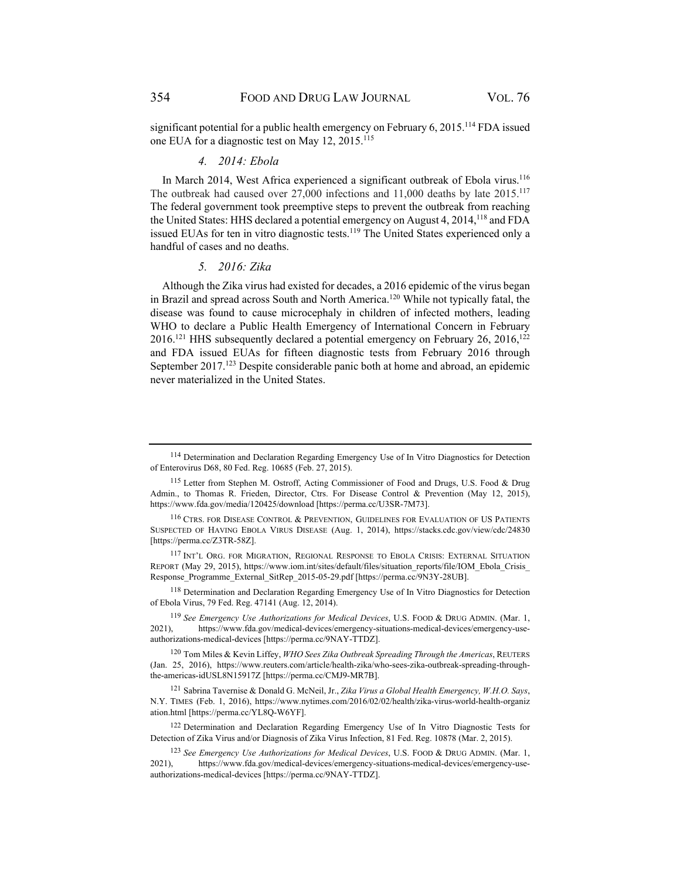significant potential for a public health emergency on February 6, 2015.[114] FDA issued one EUA for a diagnostic test on May 12, 2015.[115]

#### *4. 2014: Ebola*

In March 2014, West Africa experienced a significant outbreak of Ebola virus.[116] The outbreak had caused over 27,000 infections and 11,000 deaths by late 2015.[117] The federal government took preemptive steps to prevent the outbreak from reaching the United States: HHS declared a potential emergency on August 4, 2014,[118] and FDA issued EUAs for ten in vitro diagnostic tests.[119] The United States experienced only a handful of cases and no deaths.

#### *5. 2016: Zika*

Although the Zika virus had existed for decades, a 2016 epidemic of the virus began in Brazil and spread across South and North America.[120] While not typically fatal, the disease was found to cause microcephaly in children of infected mothers, leading WHO to declare a Public Health Emergency of International Concern in February 2016.[121] HHS subsequently declared a potential emergency on February 26, 2016,[122] and FDA issued EUAs for fifteen diagnostic tests from February 2016 through September 2017.[123] Despite considerable panic both at home and abroad, an epidemic never materialized in the United States.

---

[114] Determination and Declaration Regarding Emergency Use of In Vitro Diagnostics for Detection of Enterovirus D68, 80 Fed. Reg. 10685 (Feb. 27, 2015).

[115] Letter from Stephen M. Ostroff, Acting Commissioner of Food and Drugs, U.S. Food & Drug Admin., to Thomas R. Frieden, Director, Ctrs. For Disease Control & Prevention (May 12, 2015), https://www.fda.gov/media/120425/download [https://perma.cc/U3SR-7M73].

[116] CTRS. FOR DISEASE CONTROL & PREVENTION, GUIDELINES FOR EVALUATION OF US PATIENTS SUSPECTED OF HAVING EBOLA VIRUS DISEASE (Aug. 1, 2014), https://stacks.cdc.gov/view/cdc/24830 [https://perma.cc/Z3TR-58Z].

[117] INT'L ORG. FOR MIGRATION, REGIONAL RESPONSE TO EBOLA CRISIS: EXTERNAL SITUATION REPORT (May 29, 2015), https://www.iom.int/sites/default/files/situation_reports/file/IOM_Ebola_Crisis_Response_Programme_External_SitRep_2015-05-29.pdf [https://perma.cc/9N3Y-28UB].

[118] Determination and Declaration Regarding Emergency Use of In Vitro Diagnostics for Detection of Ebola Virus, 79 Fed. Reg. 47141 (Aug. 12, 2014).

[119] *See Emergency Use Authorizations for Medical Devices*, U.S. FOOD & DRUG ADMIN. (Mar. 1, 2021), https://www.fda.gov/medical-devices/emergency-situations-medical-devices/emergency-use-authorizations-medical-devices [https://perma.cc/9NAY-TTDZ].

[120] Tom Miles & Kevin Liffey, *WHO Sees Zika Outbreak Spreading Through the Americas*, REUTERS (Jan. 25, 2016), https://www.reuters.com/article/health-zika/who-sees-zika-outbreak-spreading-through-the-americas-idUSL8N15917Z [https://perma.cc/CMJ9-MR7B].

[121] Sabrina Tavernise & Donald G. McNeil, Jr., *Zika Virus a Global Health Emergency, W.H.O. Says*, N.Y. TIMES (Feb. 1, 2016), https://www.nytimes.com/2016/02/02/health/zika-virus-world-health-organization.html [https://perma.cc/YL8Q-W6YF].

[122] Determination and Declaration Regarding Emergency Use of In Vitro Diagnostic Tests for Detection of Zika Virus and/or Diagnosis of Zika Virus Infection, 81 Fed. Reg. 10878 (Mar. 2, 2015).

[123] *See Emergency Use Authorizations for Medical Devices*, U.S. FOOD & DRUG ADMIN. (Mar. 1, 2021), https://www.fda.gov/medical-devices/emergency-situations-medical-devices/emergency-use-authorizations-medical-devices [https://perma.cc/9NAY-TTDZ].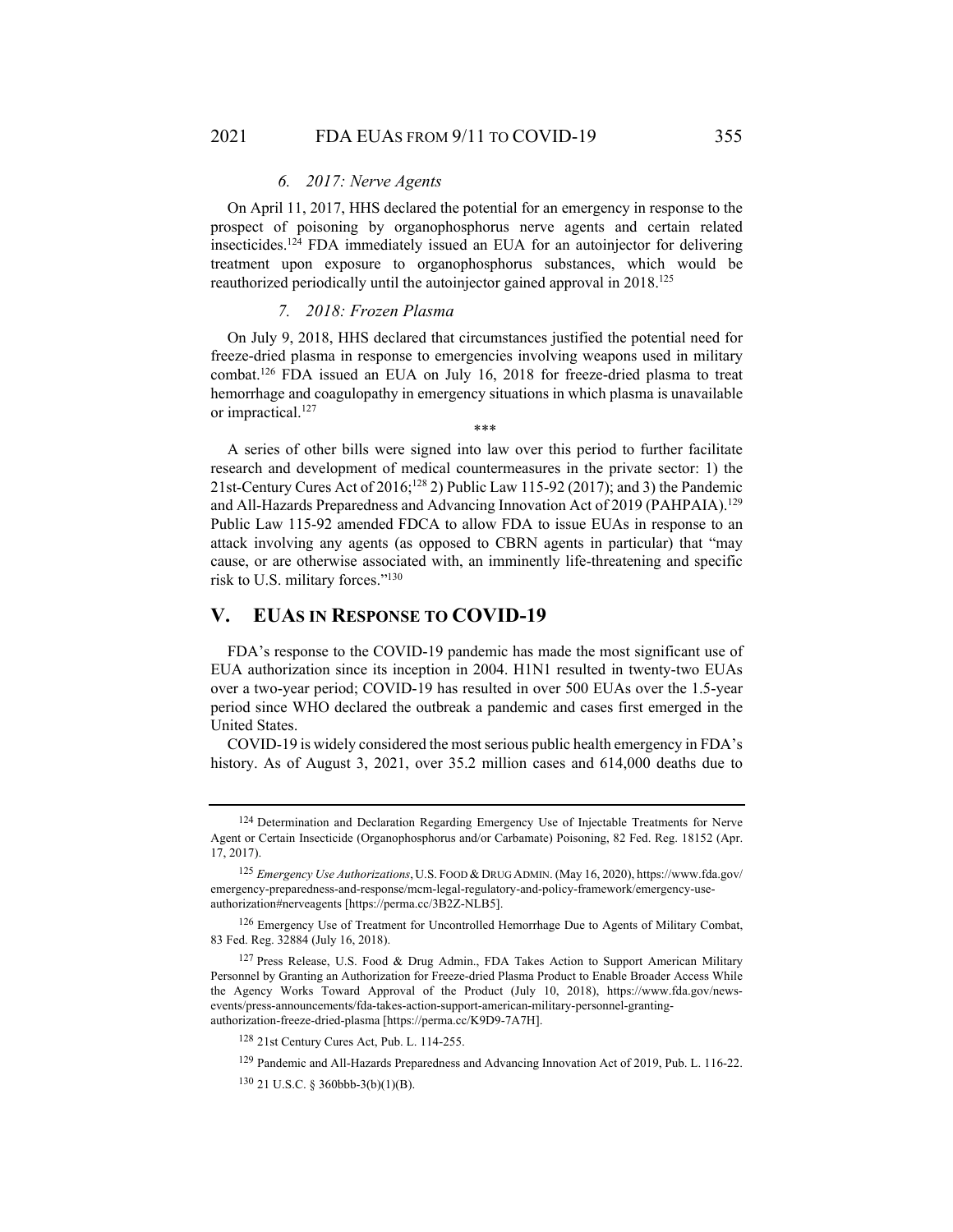#### *6. 2017: Nerve Agents*

On April 11, 2017, HHS declared the potential for an emergency in response to the prospect of poisoning by organophosphorus nerve agents and certain related insecticides.[124] FDA immediately issued an EUA for an autoinjector for delivering treatment upon exposure to organophosphorus substances, which would be reauthorized periodically until the autoinjector gained approval in 2018.[125]

#### *7. 2018: Frozen Plasma*

On July 9, 2018, HHS declared that circumstances justified the potential need for freeze-dried plasma in response to emergencies involving weapons used in military combat.[126] FDA issued an EUA on July 16, 2018 for freeze-dried plasma to treat hemorrhage and coagulopathy in emergency situations in which plasma is unavailable or impractical.[127]

\*\*\*

A series of other bills were signed into law over this period to further facilitate research and development of medical countermeasures in the private sector: 1) the 21st-Century Cures Act of 2016;[128] 2) Public Law 115-92 (2017); and 3) the Pandemic and All-Hazards Preparedness and Advancing Innovation Act of 2019 (PAHPAIA).[129] Public Law 115-92 amended FDCA to allow FDA to issue EUAs in response to an attack involving any agents (as opposed to CBRN agents in particular) that "may cause, or are otherwise associated with, an imminently life-threatening and specific risk to U.S. military forces."[130]

## V. EUAS IN RESPONSE TO COVID-19

FDA's response to the COVID-19 pandemic has made the most significant use of EUA authorization since its inception in 2004. H1N1 resulted in twenty-two EUAs over a two-year period; COVID-19 has resulted in over 500 EUAs over the 1.5-year period since WHO declared the outbreak a pandemic and cases first emerged in the United States.

COVID-19 is widely considered the most serious public health emergency in FDA's history. As of August 3, 2021, over 35.2 million cases and 614,000 deaths due to

---

[124] Determination and Declaration Regarding Emergency Use of Injectable Treatments for Nerve Agent or Certain Insecticide (Organophosphorus and/or Carbamate) Poisoning, 82 Fed. Reg. 18152 (Apr. 17, 2017).

[125] *Emergency Use Authorizations*, U.S. FOOD & DRUG ADMIN. (May 16, 2020), https://www.fda.gov/emergency-preparedness-and-response/mcm-legal-regulatory-and-policy-framework/emergency-use-authorization#nerveagents [https://perma.cc/3B2Z-NLB5].

[126] Emergency Use of Treatment for Uncontrolled Hemorrhage Due to Agents of Military Combat, 83 Fed. Reg. 32884 (July 16, 2018).

[127] Press Release, U.S. Food & Drug Admin., FDA Takes Action to Support American Military Personnel by Granting an Authorization for Freeze-dried Plasma Product to Enable Broader Access While the Agency Works Toward Approval of the Product (July 10, 2018), https://www.fda.gov/news-events/press-announcements/fda-takes-action-support-american-military-personnel-granting-authorization-freeze-dried-plasma [https://perma.cc/K9D9-7A7H].

[128] 21st Century Cures Act, Pub. L. 114-255.

[129] Pandemic and All-Hazards Preparedness and Advancing Innovation Act of 2019, Pub. L. 116-22.

[130] 21 U.S.C. § 360bbb-3(b)(1)(B).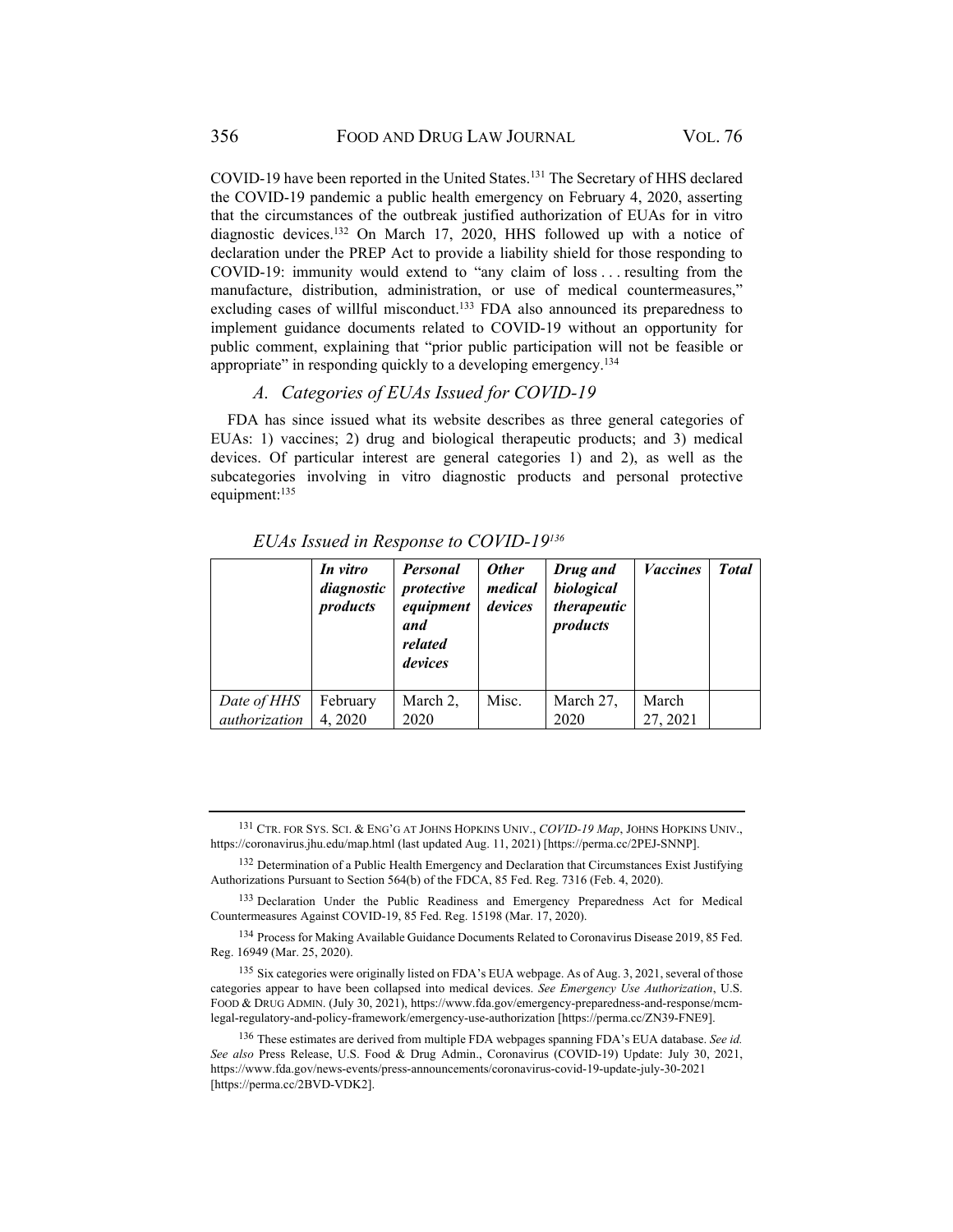COVID-19 have been reported in the United States.[131] The Secretary of HHS declared the COVID-19 pandemic a public health emergency on February 4, 2020, asserting that the circumstances of the outbreak justified authorization of EUAs for in vitro diagnostic devices.[132] On March 17, 2020, HHS followed up with a notice of declaration under the PREP Act to provide a liability shield for those responding to COVID-19: immunity would extend to "any claim of loss . . . resulting from the manufacture, distribution, administration, or use of medical countermeasures," excluding cases of willful misconduct.[133] FDA also announced its preparedness to implement guidance documents related to COVID-19 without an opportunity for public comment, explaining that "prior public participation will not be feasible or appropriate" in responding quickly to a developing emergency.[134]

### *A. Categories of EUAs Issued for COVID-19*

FDA has since issued what its website describes as three general categories of EUAs: 1) vaccines; 2) drug and biological therapeutic products; and 3) medical devices. Of particular interest are general categories 1) and 2), as well as the subcategories involving in vitro diagnostic products and personal protective equipment:[135]

*EUAs Issued in Response to COVID-19*[136]

| | ***In vitro diagnostic products*** | ***Personal protective equipment and related devices*** | ***Other medical devices*** | ***Drug and biological therapeutic products*** | ***Vaccines*** | ***Total*** |
|---|---|---|---|---|---|---|
| *Date of HHS authorization* | February 4, 2020 | March 2, 2020 | Misc. | March 27, 2020 | March 27, 2021 | |

---

[131] CTR. FOR SYS. SCI. & ENG'G AT JOHNS HOPKINS UNIV., *COVID-19 Map*, JOHNS HOPKINS UNIV., https://coronavirus.jhu.edu/map.html (last updated Aug. 11, 2021) [https://perma.cc/2PEJ-SNNP].

[132] Determination of a Public Health Emergency and Declaration that Circumstances Exist Justifying Authorizations Pursuant to Section 564(b) of the FDCA, 85 Fed. Reg. 7316 (Feb. 4, 2020).

[133] Declaration Under the Public Readiness and Emergency Preparedness Act for Medical Countermeasures Against COVID-19, 85 Fed. Reg. 15198 (Mar. 17, 2020).

[134] Process for Making Available Guidance Documents Related to Coronavirus Disease 2019, 85 Fed. Reg. 16949 (Mar. 25, 2020).

[135] Six categories were originally listed on FDA's EUA webpage. As of Aug. 3, 2021, several of those categories appear to have been collapsed into medical devices. *See Emergency Use Authorization*, U.S. FOOD & DRUG ADMIN. (July 30, 2021), https://www.fda.gov/emergency-preparedness-and-response/mcm-legal-regulatory-and-policy-framework/emergency-use-authorization [https://perma.cc/ZN39-FNE9].

[136] These estimates are derived from multiple FDA webpages spanning FDA's EUA database. *See id. See also* Press Release, U.S. Food & Drug Admin., Coronavirus (COVID-19) Update: July 30, 2021, https://www.fda.gov/news-events/press-announcements/coronavirus-covid-19-update-july-30-2021 [https://perma.cc/2BVD-VDK2].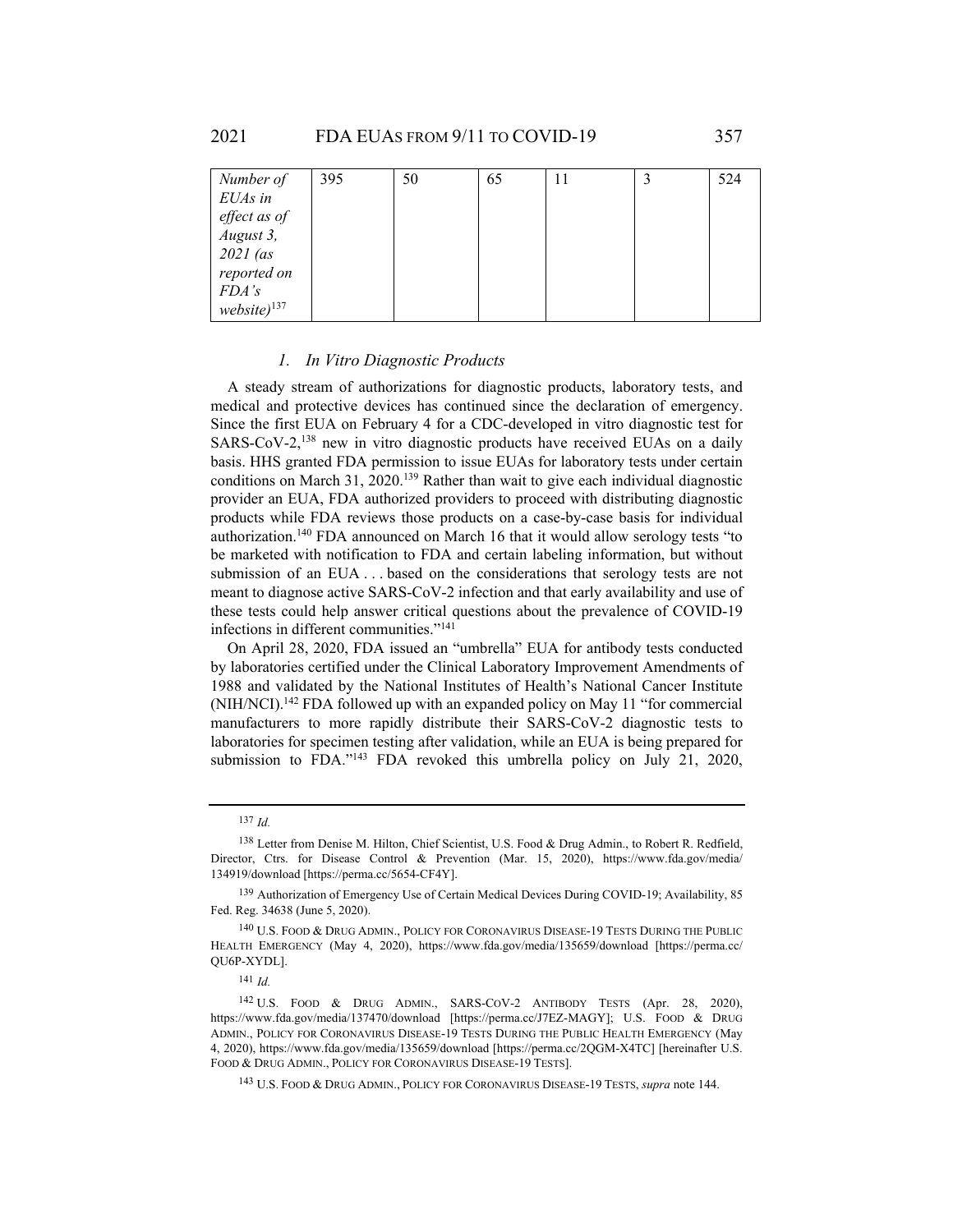| Number of EUAs in effect as of August 3, 2021 (as reported on FDA's website)[137] | 395 | 50 | 65 | 11 | 3 | 524 |
|---|---|---|---|---|---|---|

### 1. In Vitro Diagnostic Products

A steady stream of authorizations for diagnostic products, laboratory tests, and medical and protective devices has continued since the declaration of emergency. Since the first EUA on February 4 for a CDC-developed in vitro diagnostic test for SARS-CoV-2,[138] new in vitro diagnostic products have received EUAs on a daily basis. HHS granted FDA permission to issue EUAs for laboratory tests under certain conditions on March 31, 2020.[139] Rather than wait to give each individual diagnostic provider an EUA, FDA authorized providers to proceed with distributing diagnostic products while FDA reviews those products on a case-by-case basis for individual authorization.[140] FDA announced on March 16 that it would allow serology tests "to be marketed with notification to FDA and certain labeling information, but without submission of an EUA . . . based on the considerations that serology tests are not meant to diagnose active SARS-CoV-2 infection and that early availability and use of these tests could help answer critical questions about the prevalence of COVID-19 infections in different communities."[141]

On April 28, 2020, FDA issued an "umbrella" EUA for antibody tests conducted by laboratories certified under the Clinical Laboratory Improvement Amendments of 1988 and validated by the National Institutes of Health's National Cancer Institute (NIH/NCI).[142] FDA followed up with an expanded policy on May 11 "for commercial manufacturers to more rapidly distribute their SARS-CoV-2 diagnostic tests to laboratories for specimen testing after validation, while an EUA is being prepared for submission to FDA."[143] FDA revoked this umbrella policy on July 21, 2020,

---

[137] *Id.*

[138] Letter from Denise M. Hilton, Chief Scientist, U.S. Food & Drug Admin., to Robert R. Redfield, Director, Ctrs. for Disease Control & Prevention (Mar. 15, 2020), https://www.fda.gov/media/134919/download [https://perma.cc/5654-CF4Y].

[139] Authorization of Emergency Use of Certain Medical Devices During COVID-19; Availability, 85 Fed. Reg. 34638 (June 5, 2020).

[140] U.S. FOOD & DRUG ADMIN., POLICY FOR CORONAVIRUS DISEASE-19 TESTS DURING THE PUBLIC HEALTH EMERGENCY (May 4, 2020), https://www.fda.gov/media/135659/download [https://perma.cc/QU6P-XYDL].

[141] *Id.*

[142] U.S. FOOD & DRUG ADMIN., SARS-COV-2 ANTIBODY TESTS (Apr. 28, 2020), https://www.fda.gov/media/137470/download [https://perma.cc/J7EZ-MAGY]; U.S. FOOD & DRUG ADMIN., POLICY FOR CORONAVIRUS DISEASE-19 TESTS DURING THE PUBLIC HEALTH EMERGENCY (May 4, 2020), https://www.fda.gov/media/135659/download [https://perma.cc/2QGM-X4TC] [hereinafter U.S. FOOD & DRUG ADMIN., POLICY FOR CORONAVIRUS DISEASE-19 TESTS].

[143] U.S. FOOD & DRUG ADMIN., POLICY FOR CORONAVIRUS DISEASE-19 TESTS, *supra* note 144.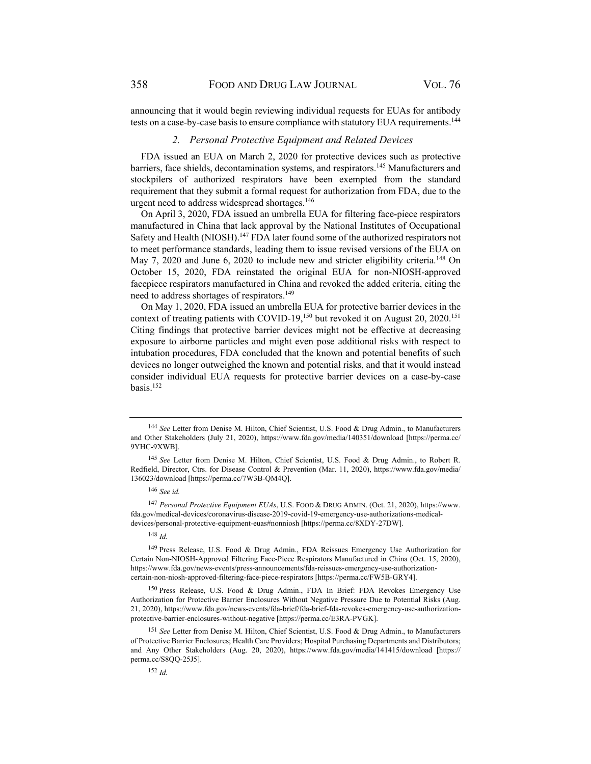announcing that it would begin reviewing individual requests for EUAs for antibody tests on a case-by-case basis to ensure compliance with statutory EUA requirements.[144]

### *2. Personal Protective Equipment and Related Devices*

FDA issued an EUA on March 2, 2020 for protective devices such as protective barriers, face shields, decontamination systems, and respirators.[145] Manufacturers and stockpilers of authorized respirators have been exempted from the standard requirement that they submit a formal request for authorization from FDA, due to the urgent need to address widespread shortages.[146]

On April 3, 2020, FDA issued an umbrella EUA for filtering face-piece respirators manufactured in China that lack approval by the National Institutes of Occupational Safety and Health (NIOSH).[147] FDA later found some of the authorized respirators not to meet performance standards, leading them to issue revised versions of the EUA on May 7, 2020 and June 6, 2020 to include new and stricter eligibility criteria.[148] On October 15, 2020, FDA reinstated the original EUA for non-NIOSH-approved facepiece respirators manufactured in China and revoked the added criteria, citing the need to address shortages of respirators.[149]

On May 1, 2020, FDA issued an umbrella EUA for protective barrier devices in the context of treating patients with COVID-19,[150] but revoked it on August 20, 2020.[151] Citing findings that protective barrier devices might not be effective at decreasing exposure to airborne particles and might even pose additional risks with respect to intubation procedures, FDA concluded that the known and potential benefits of such devices no longer outweighed the known and potential risks, and that it would instead consider individual EUA requests for protective barrier devices on a case-by-case basis.[152]

---

[144] *See* Letter from Denise M. Hilton, Chief Scientist, U.S. Food & Drug Admin., to Manufacturers and Other Stakeholders (July 21, 2020), https://www.fda.gov/media/140351/download [https://perma.cc/9YHC-9XWB].

[145] *See* Letter from Denise M. Hilton, Chief Scientist, U.S. Food & Drug Admin., to Robert R. Redfield, Director, Ctrs. for Disease Control & Prevention (Mar. 11, 2020), https://www.fda.gov/media/136023/download [https://perma.cc/7W3B-QM4Q].

[146] *See id.*

[147] *Personal Protective Equipment EUAs*, U.S. FOOD & DRUG ADMIN. (Oct. 21, 2020), https://www.fda.gov/medical-devices/coronavirus-disease-2019-covid-19-emergency-use-authorizations-medical-devices/personal-protective-equipment-euas#nonniosh [https://perma.cc/8XDY-27DW].

[148] *Id.*

[149] Press Release, U.S. Food & Drug Admin., FDA Reissues Emergency Use Authorization for Certain Non-NIOSH-Approved Filtering Face-Piece Respirators Manufactured in China (Oct. 15, 2020), https://www.fda.gov/news-events/press-announcements/fda-reissues-emergency-use-authorization-certain-non-niosh-approved-filtering-face-piece-respirators [https://perma.cc/FW5B-GRY4].

[150] Press Release, U.S. Food & Drug Admin., FDA In Brief: FDA Revokes Emergency Use Authorization for Protective Barrier Enclosures Without Negative Pressure Due to Potential Risks (Aug. 21, 2020), https://www.fda.gov/news-events/fda-brief/fda-brief-fda-revokes-emergency-use-authorization-protective-barrier-enclosures-without-negative [https://perma.cc/E3RA-PVGK].

[151] *See* Letter from Denise M. Hilton, Chief Scientist, U.S. Food & Drug Admin., to Manufacturers of Protective Barrier Enclosures; Health Care Providers; Hospital Purchasing Departments and Distributors; and Any Other Stakeholders (Aug. 20, 2020), https://www.fda.gov/media/141415/download [https://perma.cc/S8QQ-25J5].

[152] *Id.*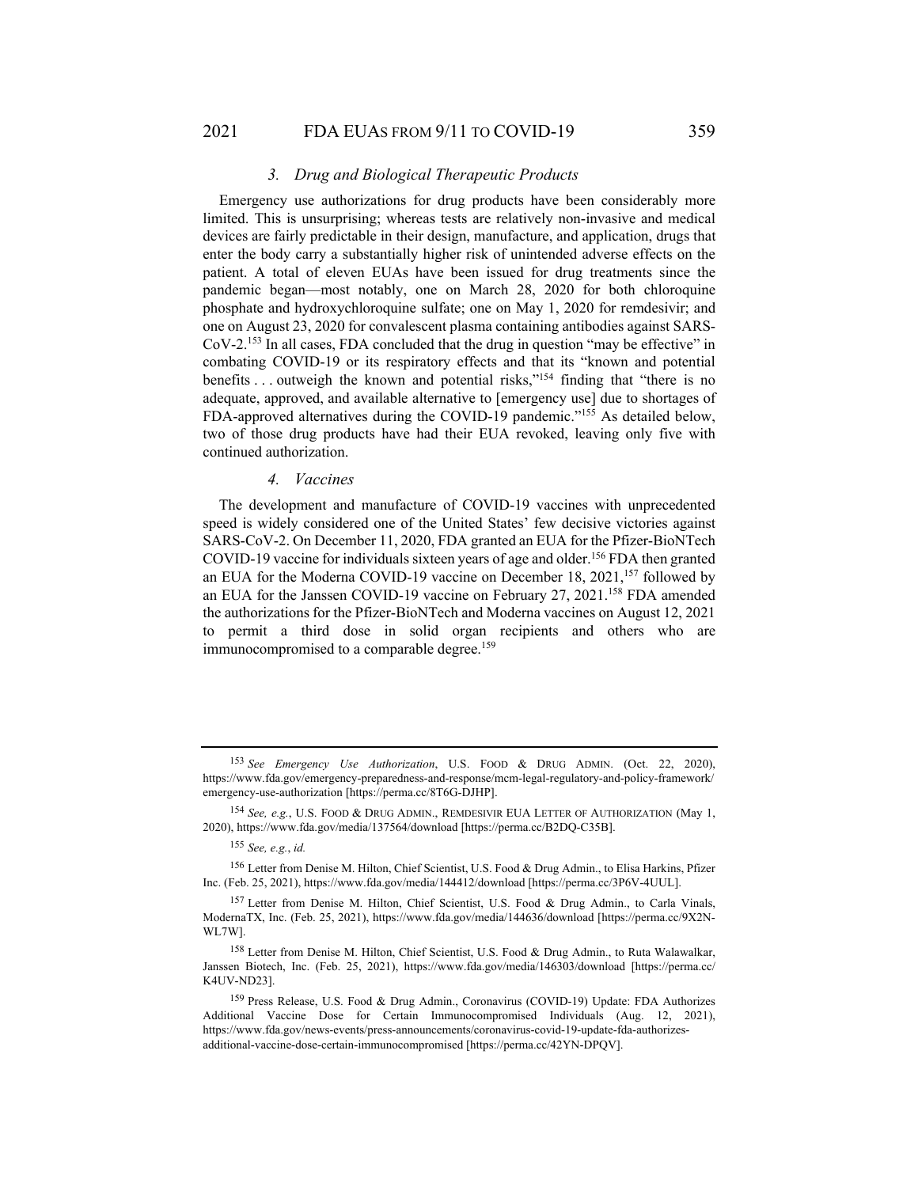### 3. *Drug and Biological Therapeutic Products*

Emergency use authorizations for drug products have been considerably more limited. This is unsurprising; whereas tests are relatively non-invasive and medical devices are fairly predictable in their design, manufacture, and application, drugs that enter the body carry a substantially higher risk of unintended adverse effects on the patient. A total of eleven EUAs have been issued for drug treatments since the pandemic began—most notably, one on March 28, 2020 for both chloroquine phosphate and hydroxychloroquine sulfate; one on May 1, 2020 for remdesivir; and one on August 23, 2020 for convalescent plasma containing antibodies against SARS-CoV-2.[153] In all cases, FDA concluded that the drug in question "may be effective" in combating COVID-19 or its respiratory effects and that its "known and potential benefits . . . outweigh the known and potential risks,"[154] finding that "there is no adequate, approved, and available alternative to [emergency use] due to shortages of FDA-approved alternatives during the COVID-19 pandemic."[155] As detailed below, two of those drug products have had their EUA revoked, leaving only five with continued authorization.

### 4. *Vaccines*

The development and manufacture of COVID-19 vaccines with unprecedented speed is widely considered one of the United States' few decisive victories against SARS-CoV-2. On December 11, 2020, FDA granted an EUA for the Pfizer-BioNTech COVID-19 vaccine for individuals sixteen years of age and older.[156] FDA then granted an EUA for the Moderna COVID-19 vaccine on December 18, 2021,[157] followed by an EUA for the Janssen COVID-19 vaccine on February 27, 2021.[158] FDA amended the authorizations for the Pfizer-BioNTech and Moderna vaccines on August 12, 2021 to permit a third dose in solid organ recipients and others who are immunocompromised to a comparable degree.[159]

---

[153] *See Emergency Use Authorization*, U.S. FOOD & DRUG ADMIN. (Oct. 22, 2020), https://www.fda.gov/emergency-preparedness-and-response/mcm-legal-regulatory-and-policy-framework/emergency-use-authorization [https://perma.cc/8T6G-DJHP].

[154] *See, e.g.*, U.S. FOOD & DRUG ADMIN., REMDESIVIR EUA LETTER OF AUTHORIZATION (May 1, 2020), https://www.fda.gov/media/137564/download [https://perma.cc/B2DQ-C35B].

[155] *See, e.g.*, *id.*

[156] Letter from Denise M. Hilton, Chief Scientist, U.S. Food & Drug Admin., to Elisa Harkins, Pfizer Inc. (Feb. 25, 2021), https://www.fda.gov/media/144412/download [https://perma.cc/3P6V-4UUL].

[157] Letter from Denise M. Hilton, Chief Scientist, U.S. Food & Drug Admin., to Carla Vinals, ModernaTX, Inc. (Feb. 25, 2021), https://www.fda.gov/media/144636/download [https://perma.cc/9X2N-WL7W].

[158] Letter from Denise M. Hilton, Chief Scientist, U.S. Food & Drug Admin., to Ruta Walawalkar, Janssen Biotech, Inc. (Feb. 25, 2021), https://www.fda.gov/media/146303/download [https://perma.cc/K4UV-ND23].

[159] Press Release, U.S. Food & Drug Admin., Coronavirus (COVID-19) Update: FDA Authorizes Additional Vaccine Dose for Certain Immunocompromised Individuals (Aug. 12, 2021), https://www.fda.gov/news-events/press-announcements/coronavirus-covid-19-update-fda-authorizes-additional-vaccine-dose-certain-immunocompromised [https://perma.cc/42YN-DPQV].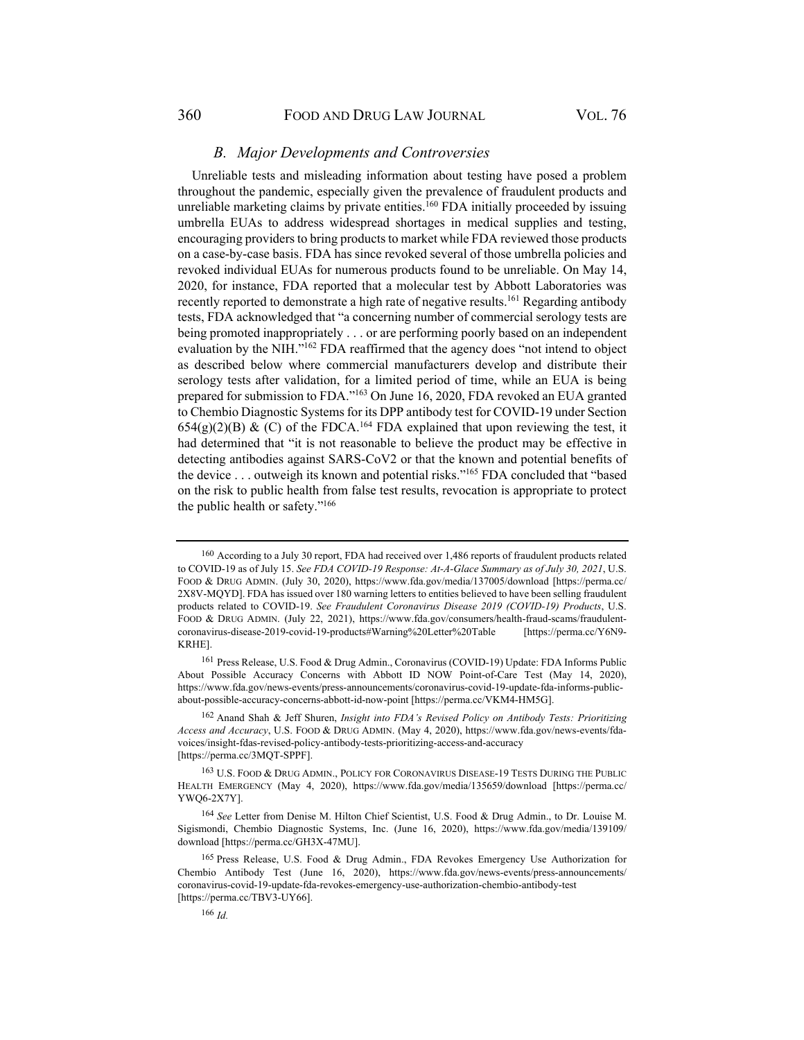### *B. Major Developments and Controversies*

Unreliable tests and misleading information about testing have posed a problem throughout the pandemic, especially given the prevalence of fraudulent products and unreliable marketing claims by private entities.[160] FDA initially proceeded by issuing umbrella EUAs to address widespread shortages in medical supplies and testing, encouraging providers to bring products to market while FDA reviewed those products on a case-by-case basis. FDA has since revoked several of those umbrella policies and revoked individual EUAs for numerous products found to be unreliable. On May 14, 2020, for instance, FDA reported that a molecular test by Abbott Laboratories was recently reported to demonstrate a high rate of negative results.[161] Regarding antibody tests, FDA acknowledged that "a concerning number of commercial serology tests are being promoted inappropriately . . . or are performing poorly based on an independent evaluation by the NIH."[162] FDA reaffirmed that the agency does "not intend to object as described below where commercial manufacturers develop and distribute their serology tests after validation, for a limited period of time, while an EUA is being prepared for submission to FDA."[163] On June 16, 2020, FDA revoked an EUA granted to Chembio Diagnostic Systems for its DPP antibody test for COVID-19 under Section 654(g)(2)(B) & (C) of the FDCA.[164] FDA explained that upon reviewing the test, it had determined that "it is not reasonable to believe the product may be effective in detecting antibodies against SARS-CoV2 or that the known and potential benefits of the device . . . outweigh its known and potential risks."[165] FDA concluded that "based on the risk to public health from false test results, revocation is appropriate to protect the public health or safety."[166]

---

[160] According to a July 30 report, FDA had received over 1,486 reports of fraudulent products related to COVID-19 as of July 15. *See FDA COVID-19 Response: At-A-Glace Summary as of July 30, 2021*, U.S. FOOD & DRUG ADMIN. (July 30, 2020), https://www.fda.gov/media/137005/download [https://perma.cc/2X8V-MQYD]. FDA has issued over 180 warning letters to entities believed to have been selling fraudulent products related to COVID-19. *See Fraudulent Coronavirus Disease 2019 (COVID-19) Products*, U.S. FOOD & DRUG ADMIN. (July 22, 2021), https://www.fda.gov/consumers/health-fraud-scams/fraudulent-coronavirus-disease-2019-covid-19-products#Warning%20Letter%20Table [https://perma.cc/Y6N9-KRHE].

[161] Press Release, U.S. Food & Drug Admin., Coronavirus (COVID-19) Update: FDA Informs Public About Possible Accuracy Concerns with Abbott ID NOW Point-of-Care Test (May 14, 2020), https://www.fda.gov/news-events/press-announcements/coronavirus-covid-19-update-fda-informs-public-about-possible-accuracy-concerns-abbott-id-now-point [https://perma.cc/VKM4-HM5G].

[162] Anand Shah & Jeff Shuren, *Insight into FDA's Revised Policy on Antibody Tests: Prioritizing Access and Accuracy*, U.S. FOOD & DRUG ADMIN. (May 4, 2020), https://www.fda.gov/news-events/fda-voices/insight-fdas-revised-policy-antibody-tests-prioritizing-access-and-accuracy [https://perma.cc/3MQT-SPPF].

[163] U.S. FOOD & DRUG ADMIN., POLICY FOR CORONAVIRUS DISEASE-19 TESTS DURING THE PUBLIC HEALTH EMERGENCY (May 4, 2020), https://www.fda.gov/media/135659/download [https://perma.cc/YWQ6-2X7Y].

[164] *See* Letter from Denise M. Hilton Chief Scientist, U.S. Food & Drug Admin., to Dr. Louise M. Sigismondi, Chembio Diagnostic Systems, Inc. (June 16, 2020), https://www.fda.gov/media/139109/download [https://perma.cc/GH3X-47MU].

[165] Press Release, U.S. Food & Drug Admin., FDA Revokes Emergency Use Authorization for Chembio Antibody Test (June 16, 2020), https://www.fda.gov/news-events/press-announcements/coronavirus-covid-19-update-fda-revokes-emergency-use-authorization-chembio-antibody-test [https://perma.cc/TBV3-UY66].

[166] *Id.*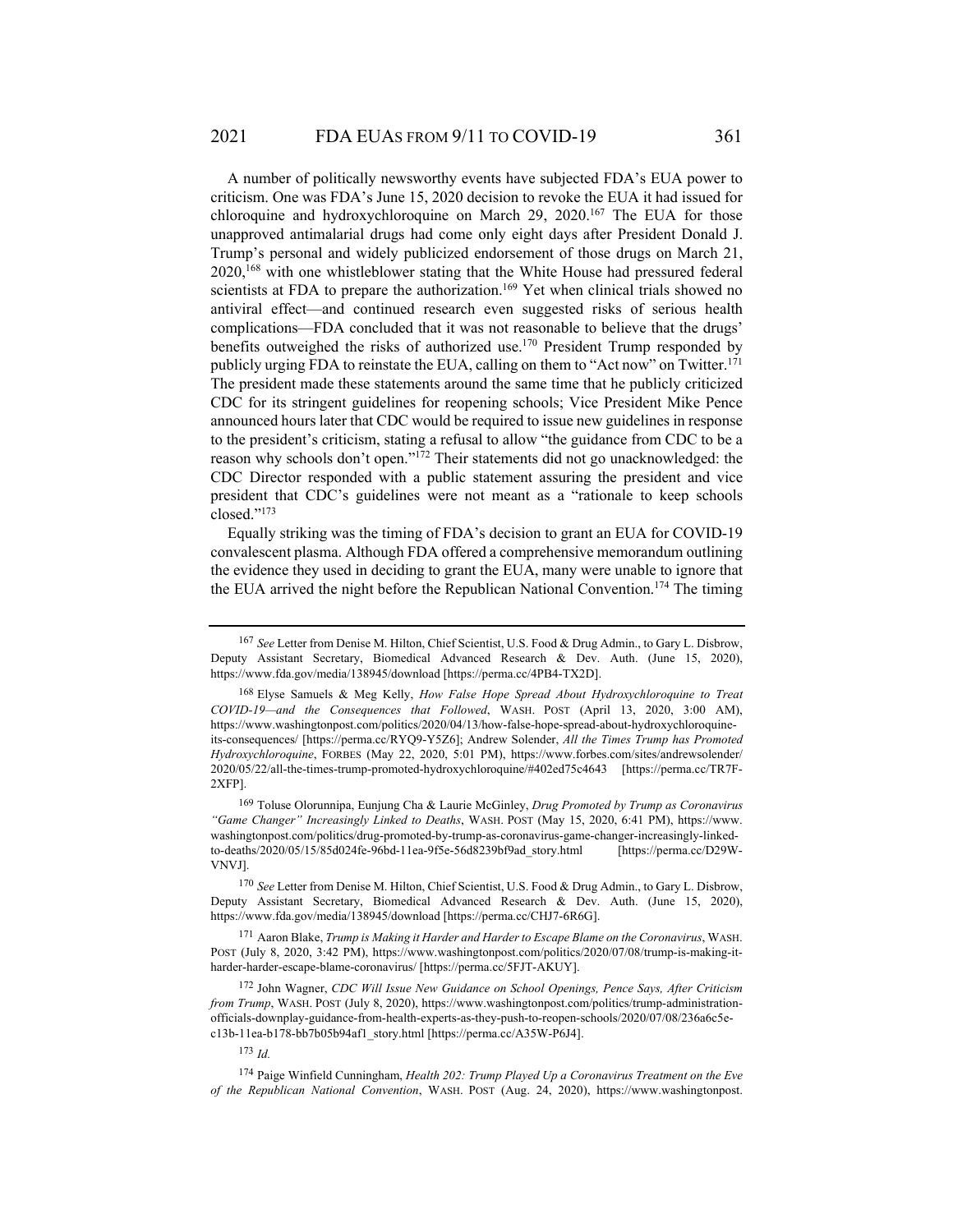A number of politically newsworthy events have subjected FDA's EUA power to criticism. One was FDA's June 15, 2020 decision to revoke the EUA it had issued for chloroquine and hydroxychloroquine on March 29, 2020.[167] The EUA for those unapproved antimalarial drugs had come only eight days after President Donald J. Trump's personal and widely publicized endorsement of those drugs on March 21, 2020,[168] with one whistleblower stating that the White House had pressured federal scientists at FDA to prepare the authorization.[169] Yet when clinical trials showed no antiviral effect—and continued research even suggested risks of serious health complications—FDA concluded that it was not reasonable to believe that the drugs' benefits outweighed the risks of authorized use.[170] President Trump responded by publicly urging FDA to reinstate the EUA, calling on them to "Act now" on Twitter.[171] The president made these statements around the same time that he publicly criticized CDC for its stringent guidelines for reopening schools; Vice President Mike Pence announced hours later that CDC would be required to issue new guidelines in response to the president's criticism, stating a refusal to allow "the guidance from CDC to be a reason why schools don't open."[172] Their statements did not go unacknowledged: the CDC Director responded with a public statement assuring the president and vice president that CDC's guidelines were not meant as a "rationale to keep schools closed."[173]

Equally striking was the timing of FDA's decision to grant an EUA for COVID-19 convalescent plasma. Although FDA offered a comprehensive memorandum outlining the evidence they used in deciding to grant the EUA, many were unable to ignore that the EUA arrived the night before the Republican National Convention.[174] The timing

---

[167] *See* Letter from Denise M. Hilton, Chief Scientist, U.S. Food & Drug Admin., to Gary L. Disbrow, Deputy Assistant Secretary, Biomedical Advanced Research & Dev. Auth. (June 15, 2020), https://www.fda.gov/media/138945/download [https://perma.cc/4PB4-TX2D].

[168] Elyse Samuels & Meg Kelly, *How False Hope Spread About Hydroxychloroquine to Treat COVID-19—and the Consequences that Followed*, WASH. POST (April 13, 2020, 3:00 AM), https://www.washingtonpost.com/politics/2020/04/13/how-false-hope-spread-about-hydroxychloroquine-its-consequences/ [https://perma.cc/RYQ9-Y5Z6]; Andrew Solender, *All the Times Trump has Promoted Hydroxychloroquine*, FORBES (May 22, 2020, 5:01 PM), https://www.forbes.com/sites/andrewsolender/2020/05/22/all-the-times-trump-promoted-hydroxychloroquine/#402ed75c4643 [https://perma.cc/TR7F-2XFP].

[169] Toluse Olorunnipa, Eunjung Cha & Laurie McGinley, *Drug Promoted by Trump as Coronavirus "Game Changer" Increasingly Linked to Deaths*, WASH. POST (May 15, 2020, 6:41 PM), https://www.washingtonpost.com/politics/drug-promoted-by-trump-as-coronavirus-game-changer-increasingly-linked-to-deaths/2020/05/15/85d024fe-96bd-11ea-9f5e-56d8239bf9ad_story.html [https://perma.cc/D29W-VNVJ].

[170] *See* Letter from Denise M. Hilton, Chief Scientist, U.S. Food & Drug Admin., to Gary L. Disbrow, Deputy Assistant Secretary, Biomedical Advanced Research & Dev. Auth. (June 15, 2020), https://www.fda.gov/media/138945/download [https://perma.cc/CHJ7-6R6G].

[171] Aaron Blake, *Trump is Making it Harder and Harder to Escape Blame on the Coronavirus*, WASH. POST (July 8, 2020, 3:42 PM), https://www.washingtonpost.com/politics/2020/07/08/trump-is-making-it-harder-harder-escape-blame-coronavirus/ [https://perma.cc/5FJT-AKUY].

[172] John Wagner, *CDC Will Issue New Guidance on School Openings, Pence Says, After Criticism from Trump*, WASH. POST (July 8, 2020), https://www.washingtonpost.com/politics/trump-administration-officials-downplay-guidance-from-health-experts-as-they-push-to-reopen-schools/2020/07/08/236a6c5e-c13b-11ea-b178-bb7b05b94af1_story.html [https://perma.cc/A35W-P6J4].

[173] *Id.*

[174] Paige Winfield Cunningham, *Health 202: Trump Played Up a Coronavirus Treatment on the Eve of the Republican National Convention*, WASH. POST (Aug. 24, 2020), https://www.washingtonpost.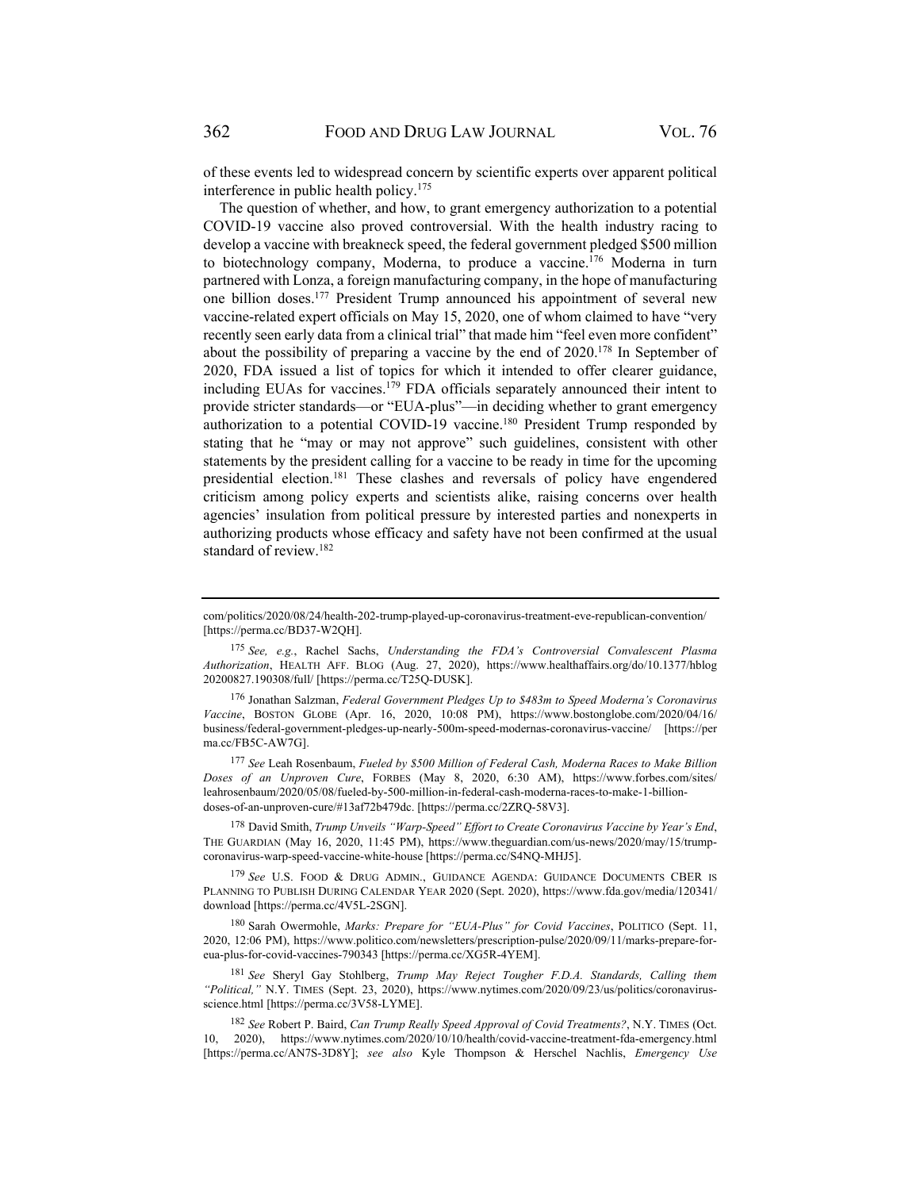of these events led to widespread concern by scientific experts over apparent political interference in public health policy.[175]

The question of whether, and how, to grant emergency authorization to a potential COVID-19 vaccine also proved controversial. With the health industry racing to develop a vaccine with breakneck speed, the federal government pledged $500 million to biotechnology company, Moderna, to produce a vaccine.[176] Moderna in turn partnered with Lonza, a foreign manufacturing company, in the hope of manufacturing one billion doses.[177] President Trump announced his appointment of several new vaccine-related expert officials on May 15, 2020, one of whom claimed to have "very recently seen early data from a clinical trial" that made him "feel even more confident" about the possibility of preparing a vaccine by the end of 2020.[178] In September of 2020, FDA issued a list of topics for which it intended to offer clearer guidance, including EUAs for vaccines.[179] FDA officials separately announced their intent to provide stricter standards—or "EUA-plus"—in deciding whether to grant emergency authorization to a potential COVID-19 vaccine.[180] President Trump responded by stating that he "may or may not approve" such guidelines, consistent with other statements by the president calling for a vaccine to be ready in time for the upcoming presidential election.[181] These clashes and reversals of policy have engendered criticism among policy experts and scientists alike, raising concerns over health agencies' insulation from political pressure by interested parties and nonexperts in authorizing products whose efficacy and safety have not been confirmed at the usual standard of review.[182]

---

com/politics/2020/08/24/health-202-trump-played-up-coronavirus-treatment-eve-republican-convention/ [https://perma.cc/BD37-W2QH].

[175] *See, e.g.*, Rachel Sachs, *Understanding the FDA's Controversial Convalescent Plasma Authorization*, HEALTH AFF. BLOG (Aug. 27, 2020), https://www.healthaffairs.org/do/10.1377/hblog20200827.190308/full/ [https://perma.cc/T25Q-DUSK].

[176] Jonathan Salzman, *Federal Government Pledges Up to $483m to Speed Moderna's Coronavirus Vaccine*, BOSTON GLOBE (Apr. 16, 2020, 10:08 PM), https://www.bostonglobe.com/2020/04/16/business/federal-government-pledges-up-nearly-500m-speed-modernas-coronavirus-vaccine/ [https://perma.cc/FB5C-AW7G].

[177] *See* Leah Rosenbaum, *Fueled by $500 Million of Federal Cash, Moderna Races to Make Billion Doses of an Unproven Cure*, FORBES (May 8, 2020, 6:30 AM), https://www.forbes.com/sites/leahrosenbaum/2020/05/08/fueled-by-500-million-in-federal-cash-moderna-races-to-make-1-billion-doses-of-an-unproven-cure/#13af72b479dc. [https://perma.cc/2ZRQ-58V3].

[178] David Smith, *Trump Unveils "Warp-Speed" Effort to Create Coronavirus Vaccine by Year's End*, THE GUARDIAN (May 16, 2020, 11:45 PM), https://www.theguardian.com/us-news/2020/may/15/trump-coronavirus-warp-speed-vaccine-white-house [https://perma.cc/S4NQ-MHJ5].

[179] *See* U.S. FOOD & DRUG ADMIN., GUIDANCE AGENDA: GUIDANCE DOCUMENTS CBER IS PLANNING TO PUBLISH DURING CALENDAR YEAR 2020 (Sept. 2020), https://www.fda.gov/media/120341/download [https://perma.cc/4V5L-2SGN].

[180] Sarah Owermohle, *Marks: Prepare for "EUA-Plus" for Covid Vaccines*, POLITICO (Sept. 11, 2020, 12:06 PM), https://www.politico.com/newsletters/prescription-pulse/2020/09/11/marks-prepare-for-eua-plus-for-covid-vaccines-790343 [https://perma.cc/XG5R-4YEM].

[181] *See* Sheryl Gay Stohlberg, *Trump May Reject Tougher F.D.A. Standards, Calling them "Political,"* N.Y. TIMES (Sept. 23, 2020), https://www.nytimes.com/2020/09/23/us/politics/coronavirus-science.html [https://perma.cc/3V58-LYME].

[182] *See* Robert P. Baird, *Can Trump Really Speed Approval of Covid Treatments?*, N.Y. TIMES (Oct. 10, 2020), https://www.nytimes.com/2020/10/10/health/covid-vaccine-treatment-fda-emergency.html [https://perma.cc/AN7S-3D8Y]; *see also* Kyle Thompson & Herschel Nachlis, *Emergency Use*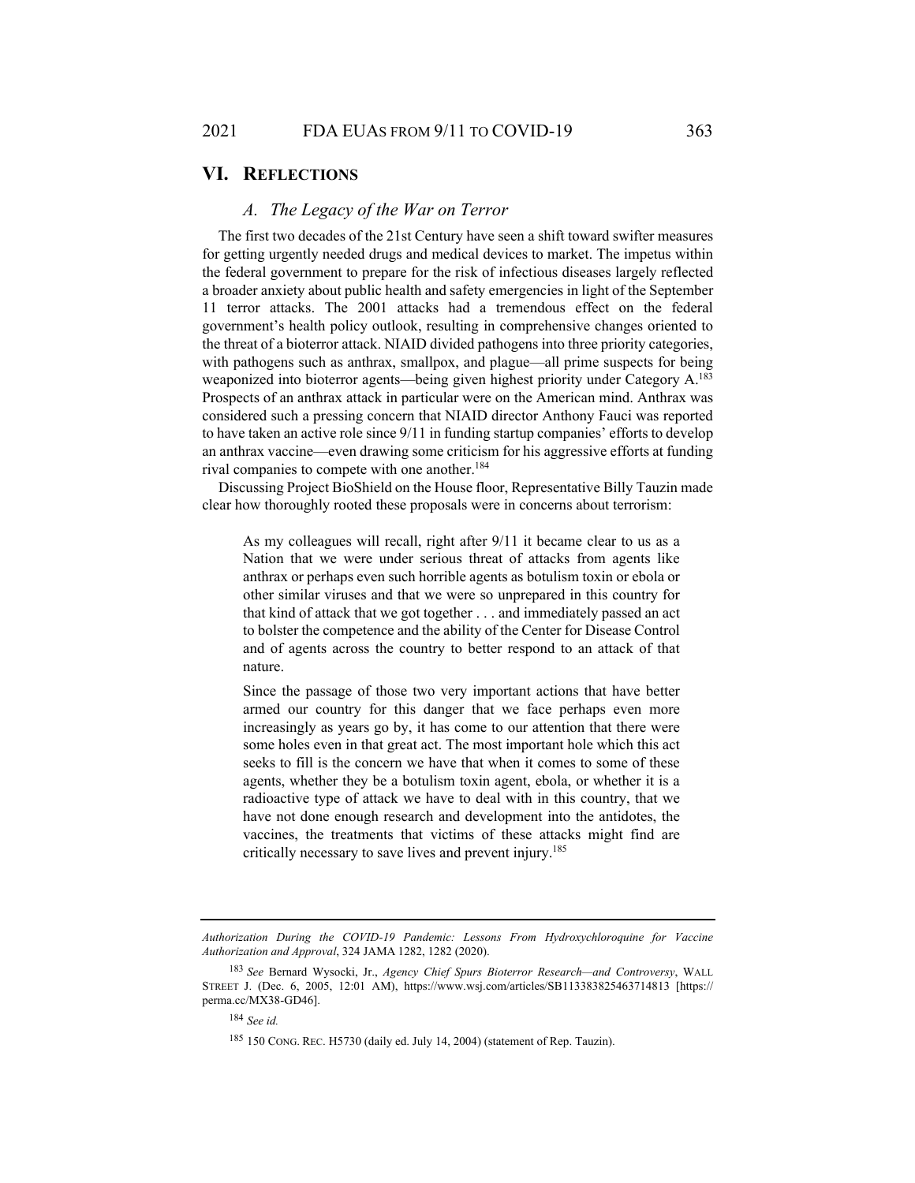## VI. Reflections

### *A. The Legacy of the War on Terror*

The first two decades of the 21st Century have seen a shift toward swifter measures for getting urgently needed drugs and medical devices to market. The impetus within the federal government to prepare for the risk of infectious diseases largely reflected a broader anxiety about public health and safety emergencies in light of the September 11 terror attacks. The 2001 attacks had a tremendous effect on the federal government's health policy outlook, resulting in comprehensive changes oriented to the threat of a bioterror attack. NIAID divided pathogens into three priority categories, with pathogens such as anthrax, smallpox, and plague—all prime suspects for being weaponized into bioterror agents—being given highest priority under Category A.[183] Prospects of an anthrax attack in particular were on the American mind. Anthrax was considered such a pressing concern that NIAID director Anthony Fauci was reported to have taken an active role since 9/11 in funding startup companies' efforts to develop an anthrax vaccine—even drawing some criticism for his aggressive efforts at funding rival companies to compete with one another.[184]

Discussing Project BioShield on the House floor, Representative Billy Tauzin made clear how thoroughly rooted these proposals were in concerns about terrorism:

> As my colleagues will recall, right after 9/11 it became clear to us as a Nation that we were under serious threat of attacks from agents like anthrax or perhaps even such horrible agents as botulism toxin or ebola or other similar viruses and that we were so unprepared in this country for that kind of attack that we got together . . . and immediately passed an act to bolster the competence and the ability of the Center for Disease Control and of agents across the country to better respond to an attack of that nature.
>
> Since the passage of those two very important actions that have better armed our country for this danger that we face perhaps even more increasingly as years go by, it has come to our attention that there were some holes even in that great act. The most important hole which this act seeks to fill is the concern we have that when it comes to some of these agents, whether they be a botulism toxin agent, ebola, or whether it is a radioactive type of attack we have to deal with in this country, that we have not done enough research and development into the antidotes, the vaccines, the treatments that victims of these attacks might find are critically necessary to save lives and prevent injury.[185]

---

*Authorization During the COVID-19 Pandemic: Lessons From Hydroxychloroquine for Vaccine Authorization and Approval*, 324 JAMA 1282, 1282 (2020).

[183] *See* Bernard Wysocki, Jr., *Agency Chief Spurs Bioterror Research—and Controversy*, WALL STREET J. (Dec. 6, 2005, 12:01 AM), https://www.wsj.com/articles/SB113383825463714813 [https://perma.cc/MX38-GD46].

[184] *See id.*

[185] 150 CONG. REC. H5730 (daily ed. July 14, 2004) (statement of Rep. Tauzin).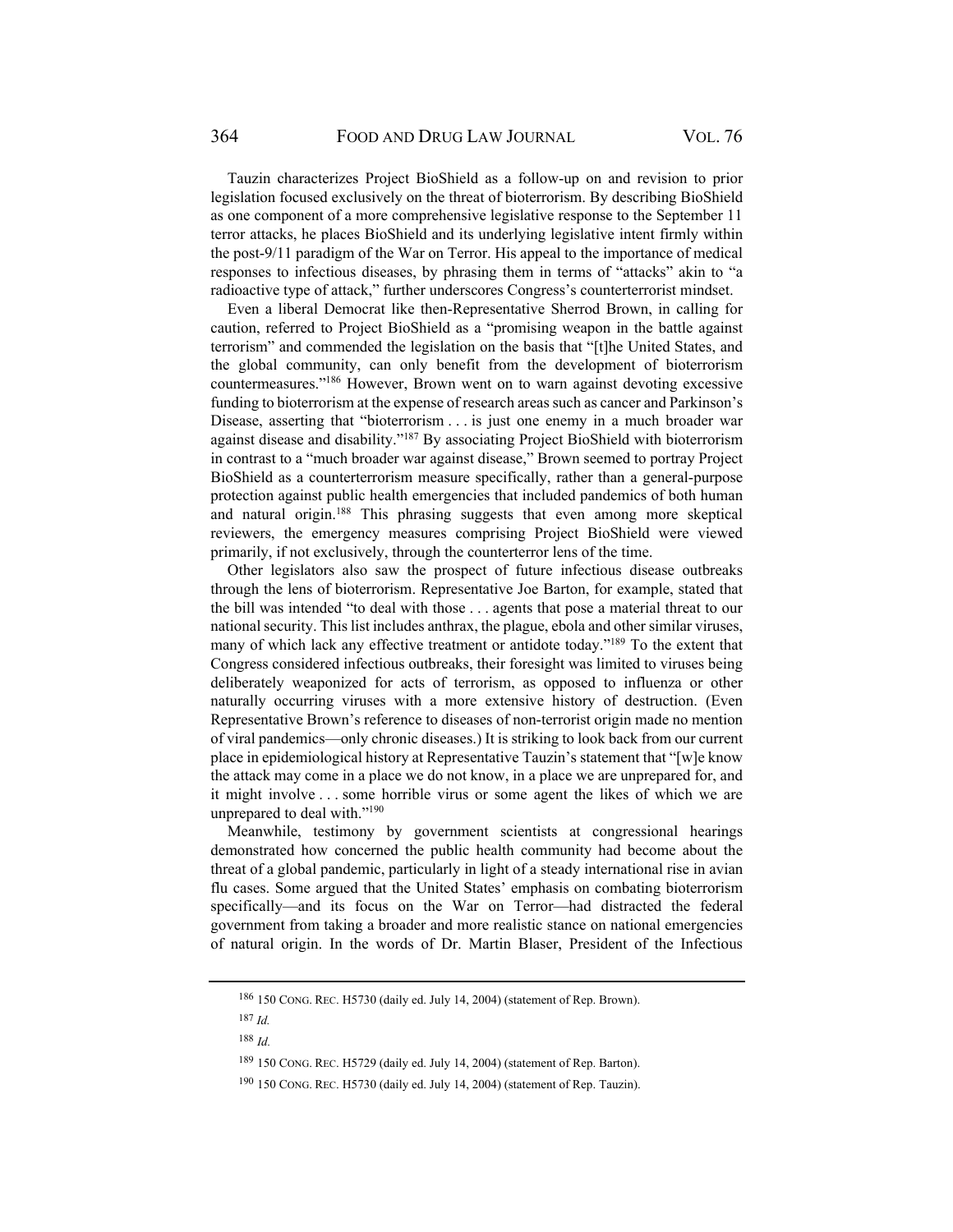Tauzin characterizes Project BioShield as a follow-up on and revision to prior legislation focused exclusively on the threat of bioterrorism. By describing BioShield as one component of a more comprehensive legislative response to the September 11 terror attacks, he places BioShield and its underlying legislative intent firmly within the post-9/11 paradigm of the War on Terror. His appeal to the importance of medical responses to infectious diseases, by phrasing them in terms of "attacks" akin to "a radioactive type of attack," further underscores Congress's counterterrorist mindset.

Even a liberal Democrat like then-Representative Sherrod Brown, in calling for caution, referred to Project BioShield as a "promising weapon in the battle against terrorism" and commended the legislation on the basis that "[t]he United States, and the global community, can only benefit from the development of bioterrorism countermeasures."[186] However, Brown went on to warn against devoting excessive funding to bioterrorism at the expense of research areas such as cancer and Parkinson's Disease, asserting that "bioterrorism . . . is just one enemy in a much broader war against disease and disability."[187] By associating Project BioShield with bioterrorism in contrast to a "much broader war against disease," Brown seemed to portray Project BioShield as a counterterrorism measure specifically, rather than a general-purpose protection against public health emergencies that included pandemics of both human and natural origin.[188] This phrasing suggests that even among more skeptical reviewers, the emergency measures comprising Project BioShield were viewed primarily, if not exclusively, through the counterterror lens of the time.

Other legislators also saw the prospect of future infectious disease outbreaks through the lens of bioterrorism. Representative Joe Barton, for example, stated that the bill was intended "to deal with those . . . agents that pose a material threat to our national security. This list includes anthrax, the plague, ebola and other similar viruses, many of which lack any effective treatment or antidote today."[189] To the extent that Congress considered infectious outbreaks, their foresight was limited to viruses being deliberately weaponized for acts of terrorism, as opposed to influenza or other naturally occurring viruses with a more extensive history of destruction. (Even Representative Brown's reference to diseases of non-terrorist origin made no mention of viral pandemics—only chronic diseases.) It is striking to look back from our current place in epidemiological history at Representative Tauzin's statement that "[w]e know the attack may come in a place we do not know, in a place we are unprepared for, and it might involve . . . some horrible virus or some agent the likes of which we are unprepared to deal with."[190]

Meanwhile, testimony by government scientists at congressional hearings demonstrated how concerned the public health community had become about the threat of a global pandemic, particularly in light of a steady international rise in avian flu cases. Some argued that the United States' emphasis on combating bioterrorism specifically—and its focus on the War on Terror—had distracted the federal government from taking a broader and more realistic stance on national emergencies of natural origin. In the words of Dr. Martin Blaser, President of the Infectious

---

[186] 150 CONG. REC. H5730 (daily ed. July 14, 2004) (statement of Rep. Brown).

[187] *Id.*

[188] *Id.*

[189] 150 CONG. REC. H5729 (daily ed. July 14, 2004) (statement of Rep. Barton).

[190] 150 CONG. REC. H5730 (daily ed. July 14, 2004) (statement of Rep. Tauzin).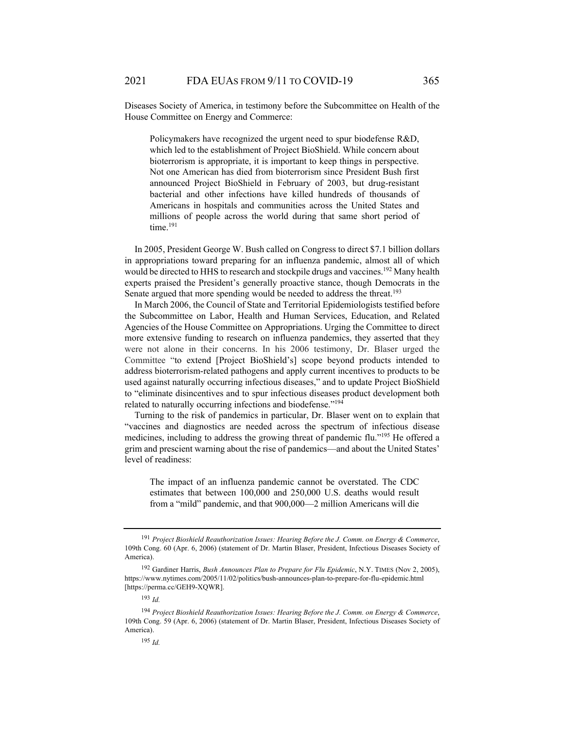Diseases Society of America, in testimony before the Subcommittee on Health of the House Committee on Energy and Commerce:

> Policymakers have recognized the urgent need to spur biodefense R&D, which led to the establishment of Project BioShield. While concern about bioterrorism is appropriate, it is important to keep things in perspective. Not one American has died from bioterrorism since President Bush first announced Project BioShield in February of 2003, but drug-resistant bacterial and other infections have killed hundreds of thousands of Americans in hospitals and communities across the United States and millions of people across the world during that same short period of time.[191]

In 2005, President George W. Bush called on Congress to direct $7.1 billion dollars in appropriations toward preparing for an influenza pandemic, almost all of which would be directed to HHS to research and stockpile drugs and vaccines.[192] Many health experts praised the President's generally proactive stance, though Democrats in the Senate argued that more spending would be needed to address the threat.[193]

In March 2006, the Council of State and Territorial Epidemiologists testified before the Subcommittee on Labor, Health and Human Services, Education, and Related Agencies of the House Committee on Appropriations. Urging the Committee to direct more extensive funding to research on influenza pandemics, they asserted that they were not alone in their concerns. In his 2006 testimony, Dr. Blaser urged the Committee "to extend [Project BioShield's] scope beyond products intended to address bioterrorism-related pathogens and apply current incentives to products to be used against naturally occurring infectious diseases," and to update Project BioShield to "eliminate disincentives and to spur infectious diseases product development both related to naturally occurring infections and biodefense."[194]

Turning to the risk of pandemics in particular, Dr. Blaser went on to explain that "vaccines and diagnostics are needed across the spectrum of infectious disease medicines, including to address the growing threat of pandemic flu."[195] He offered a grim and prescient warning about the rise of pandemics—and about the United States' level of readiness:

> The impact of an influenza pandemic cannot be overstated. The CDC estimates that between 100,000 and 250,000 U.S. deaths would result from a "mild" pandemic, and that 900,000—2 million Americans will die

---

[191] *Project Bioshield Reauthorization Issues: Hearing Before the J. Comm. on Energy & Commerce*, 109th Cong. 60 (Apr. 6, 2006) (statement of Dr. Martin Blaser, President, Infectious Diseases Society of America).

[192] Gardiner Harris, *Bush Announces Plan to Prepare for Flu Epidemic*, N.Y. TIMES (Nov 2, 2005), https://www.nytimes.com/2005/11/02/politics/bush-announces-plan-to-prepare-for-flu-epidemic.html [https://perma.cc/GEH9-XQWR].

[193] *Id.*

[194] *Project Bioshield Reauthorization Issues: Hearing Before the J. Comm. on Energy & Commerce*, 109th Cong. 59 (Apr. 6, 2006) (statement of Dr. Martin Blaser, President, Infectious Diseases Society of America).

[195] *Id.*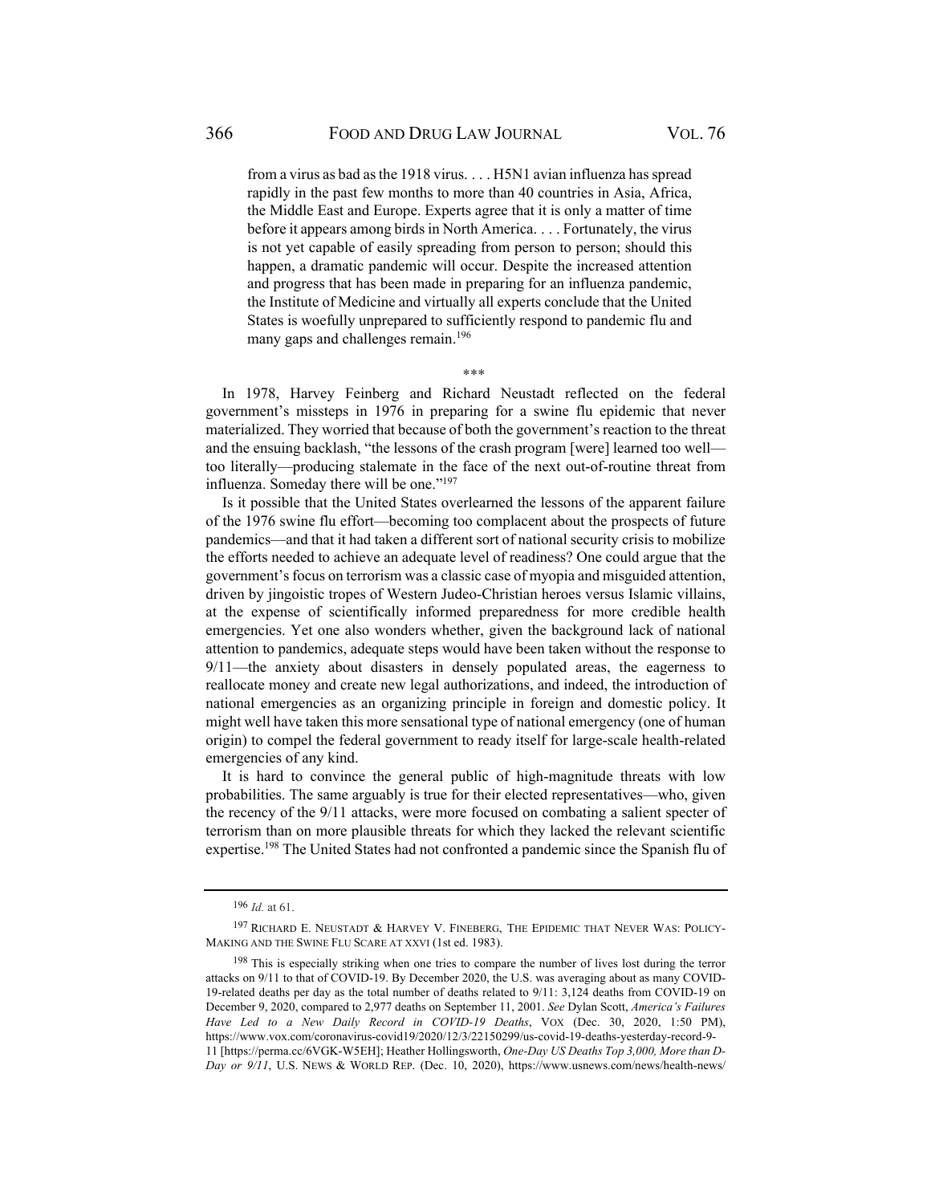> from a virus as bad as the 1918 virus. . . . H5N1 avian influenza has spread rapidly in the past few months to more than 40 countries in Asia, Africa, the Middle East and Europe. Experts agree that it is only a matter of time before it appears among birds in North America. . . . Fortunately, the virus is not yet capable of easily spreading from person to person; should this happen, a dramatic pandemic will occur. Despite the increased attention and progress that has been made in preparing for an influenza pandemic, the Institute of Medicine and virtually all experts conclude that the United States is woefully unprepared to sufficiently respond to pandemic flu and many gaps and challenges remain.[196]

\*\*\*

In 1978, Harvey Feinberg and Richard Neustadt reflected on the federal government's missteps in 1976 in preparing for a swine flu epidemic that never materialized. They worried that because of both the government's reaction to the threat and the ensuing backlash, "the lessons of the crash program [were] learned too well—too literally—producing stalemate in the face of the next out-of-routine threat from influenza. Someday there will be one."[197]

Is it possible that the United States overlearned the lessons of the apparent failure of the 1976 swine flu effort—becoming too complacent about the prospects of future pandemics—and that it had taken a different sort of national security crisis to mobilize the efforts needed to achieve an adequate level of readiness? One could argue that the government's focus on terrorism was a classic case of myopia and misguided attention, driven by jingoistic tropes of Western Judeo-Christian heroes versus Islamic villains, at the expense of scientifically informed preparedness for more credible health emergencies. Yet one also wonders whether, given the background lack of national attention to pandemics, adequate steps would have been taken without the response to 9/11—the anxiety about disasters in densely populated areas, the eagerness to reallocate money and create new legal authorizations, and indeed, the introduction of national emergencies as an organizing principle in foreign and domestic policy. It might well have taken this more sensational type of national emergency (one of human origin) to compel the federal government to ready itself for large-scale health-related emergencies of any kind.

It is hard to convince the general public of high-magnitude threats with low probabilities. The same arguably is true for their elected representatives—who, given the recency of the 9/11 attacks, were more focused on combating a salient specter of terrorism than on more plausible threats for which they lacked the relevant scientific expertise.[198] The United States had not confronted a pandemic since the Spanish flu of

---

[196] *Id.* at 61.

[197] RICHARD E. NEUSTADT & HARVEY V. FINEBERG, THE EPIDEMIC THAT NEVER WAS: POLICY-MAKING AND THE SWINE FLU SCARE AT XXVI (1st ed. 1983).

[198] This is especially striking when one tries to compare the number of lives lost during the terror attacks on 9/11 to that of COVID-19. By December 2020, the U.S. was averaging about as many COVID-19-related deaths per day as the total number of deaths related to 9/11: 3,124 deaths from COVID-19 on December 9, 2020, compared to 2,977 deaths on September 11, 2001. *See* Dylan Scott, *America's Failures Have Led to a New Daily Record in COVID-19 Deaths*, VOX (Dec. 30, 2020, 1:50 PM), https://www.vox.com/coronavirus-covid19/2020/12/3/22150299/us-covid-19-deaths-yesterday-record-9-11 [https://perma.cc/6VGK-W5EH]; Heather Hollingsworth, *One-Day US Deaths Top 3,000, More than D-Day or 9/11*, U.S. NEWS & WORLD REP. (Dec. 10, 2020), https://www.usnews.com/news/health-news/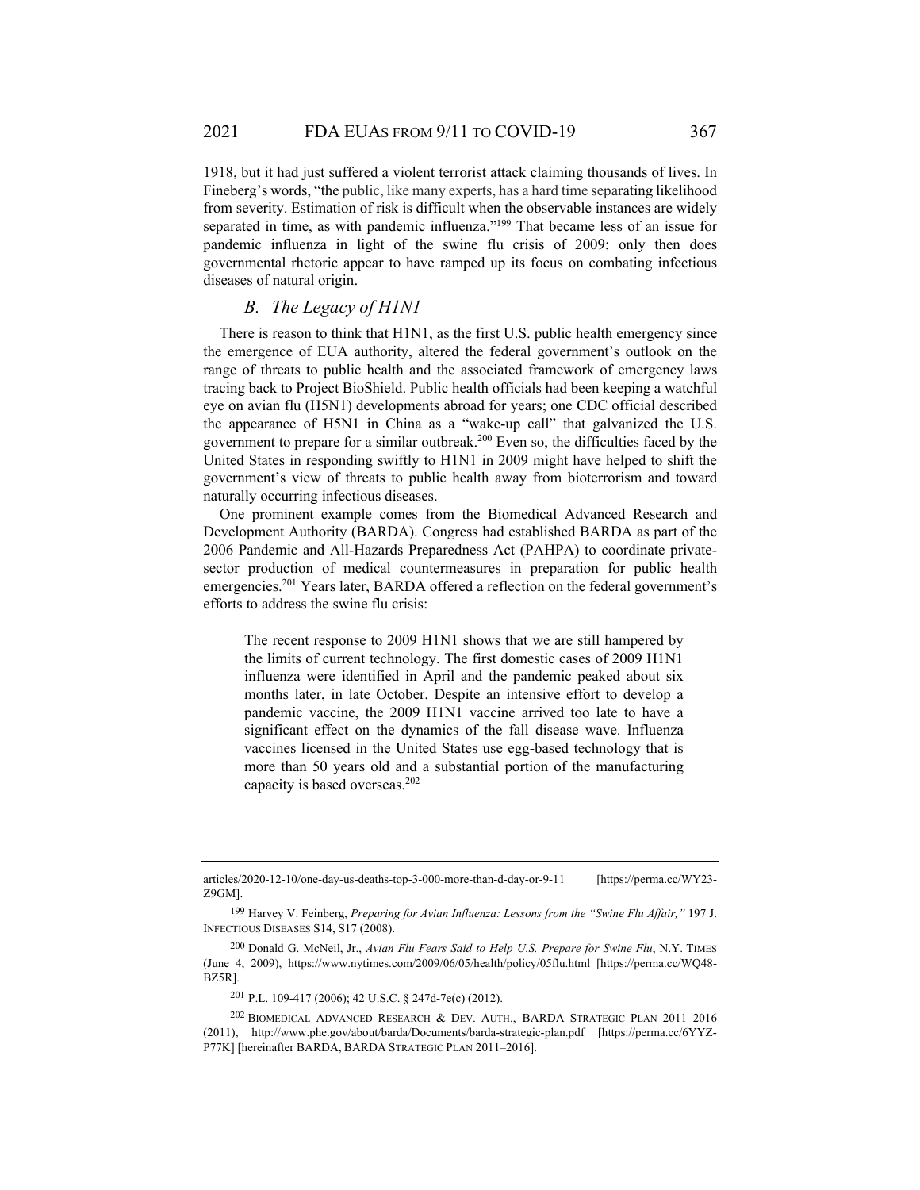1918, but it had just suffered a violent terrorist attack claiming thousands of lives. In Fineberg's words, "the public, like many experts, has a hard time separating likelihood from severity. Estimation of risk is difficult when the observable instances are widely separated in time, as with pandemic influenza."[199] That became less of an issue for pandemic influenza in light of the swine flu crisis of 2009; only then does governmental rhetoric appear to have ramped up its focus on combating infectious diseases of natural origin.

### *B. The Legacy of H1N1*

There is reason to think that H1N1, as the first U.S. public health emergency since the emergence of EUA authority, altered the federal government's outlook on the range of threats to public health and the associated framework of emergency laws tracing back to Project BioShield. Public health officials had been keeping a watchful eye on avian flu (H5N1) developments abroad for years; one CDC official described the appearance of H5N1 in China as a "wake-up call" that galvanized the U.S. government to prepare for a similar outbreak.[200] Even so, the difficulties faced by the United States in responding swiftly to H1N1 in 2009 might have helped to shift the government's view of threats to public health away from bioterrorism and toward naturally occurring infectious diseases.

One prominent example comes from the Biomedical Advanced Research and Development Authority (BARDA). Congress had established BARDA as part of the 2006 Pandemic and All-Hazards Preparedness Act (PAHPA) to coordinate private-sector production of medical countermeasures in preparation for public health emergencies.[201] Years later, BARDA offered a reflection on the federal government's efforts to address the swine flu crisis:

> The recent response to 2009 H1N1 shows that we are still hampered by the limits of current technology. The first domestic cases of 2009 H1N1 influenza were identified in April and the pandemic peaked about six months later, in late October. Despite an intensive effort to develop a pandemic vaccine, the 2009 H1N1 vaccine arrived too late to have a significant effect on the dynamics of the fall disease wave. Influenza vaccines licensed in the United States use egg-based technology that is more than 50 years old and a substantial portion of the manufacturing capacity is based overseas.[202]

---

articles/2020-12-10/one-day-us-deaths-top-3-000-more-than-d-day-or-9-11 [https://perma.cc/WY23-Z9GM].

[199] Harvey V. Feinberg, *Preparing for Avian Influenza: Lessons from the "Swine Flu Affair,"* 197 J. INFECTIOUS DISEASES S14, S17 (2008).

[200] Donald G. McNeil, Jr., *Avian Flu Fears Said to Help U.S. Prepare for Swine Flu*, N.Y. TIMES (June 4, 2009), https://www.nytimes.com/2009/06/05/health/policy/05flu.html [https://perma.cc/WQ48-BZ5R].

[201] P.L. 109-417 (2006); 42 U.S.C. § 247d-7e(c) (2012).

[202] BIOMEDICAL ADVANCED RESEARCH & DEV. AUTH., BARDA STRATEGIC PLAN 2011–2016 (2011), http://www.phe.gov/about/barda/Documents/barda-strategic-plan.pdf [https://perma.cc/6YYZ-P77K] [hereinafter BARDA, BARDA STRATEGIC PLAN 2011–2016].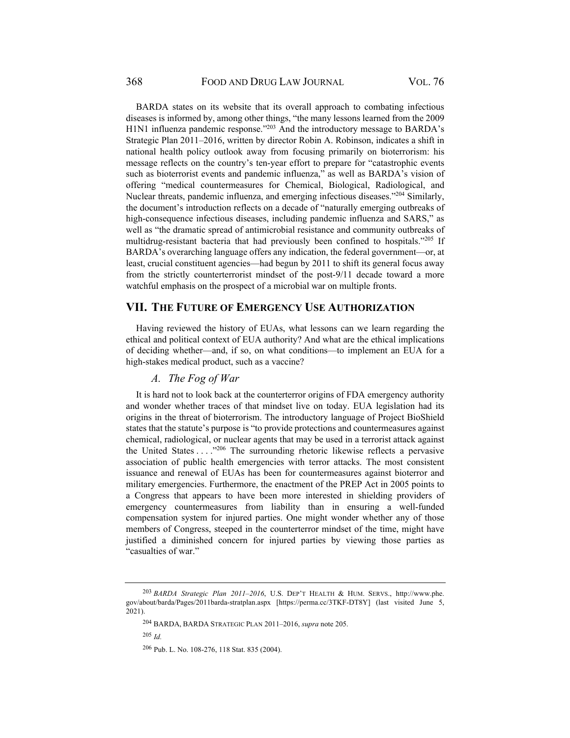BARDA states on its website that its overall approach to combating infectious diseases is informed by, among other things, "the many lessons learned from the 2009 H1N1 influenza pandemic response."[203] And the introductory message to BARDA's Strategic Plan 2011–2016, written by director Robin A. Robinson, indicates a shift in national health policy outlook away from focusing primarily on bioterrorism: his message reflects on the country's ten-year effort to prepare for "catastrophic events such as bioterrorist events and pandemic influenza," as well as BARDA's vision of offering "medical countermeasures for Chemical, Biological, Radiological, and Nuclear threats, pandemic influenza, and emerging infectious diseases."[204] Similarly, the document's introduction reflects on a decade of "naturally emerging outbreaks of high-consequence infectious diseases, including pandemic influenza and SARS," as well as "the dramatic spread of antimicrobial resistance and community outbreaks of multidrug-resistant bacteria that had previously been confined to hospitals."[205] If BARDA's overarching language offers any indication, the federal government—or, at least, crucial constituent agencies—had begun by 2011 to shift its general focus away from the strictly counterterrorist mindset of the post-9/11 decade toward a more watchful emphasis on the prospect of a microbial war on multiple fronts.

## VII. The Future of Emergency Use Authorization

Having reviewed the history of EUAs, what lessons can we learn regarding the ethical and political context of EUA authority? And what are the ethical implications of deciding whether—and, if so, on what conditions—to implement an EUA for a high-stakes medical product, such as a vaccine?

### *A. The Fog of War*

It is hard not to look back at the counterterror origins of FDA emergency authority and wonder whether traces of that mindset live on today. EUA legislation had its origins in the threat of bioterrorism. The introductory language of Project BioShield states that the statute's purpose is "to provide protections and countermeasures against chemical, radiological, or nuclear agents that may be used in a terrorist attack against the United States . . . ."[206] The surrounding rhetoric likewise reflects a pervasive association of public health emergencies with terror attacks. The most consistent issuance and renewal of EUAs has been for countermeasures against bioterror and military emergencies. Furthermore, the enactment of the PREP Act in 2005 points to a Congress that appears to have been more interested in shielding providers of emergency countermeasures from liability than in ensuring a well-funded compensation system for injured parties. One might wonder whether any of those members of Congress, steeped in the counterterror mindset of the time, might have justified a diminished concern for injured parties by viewing those parties as "casualties of war."

---

[203] *BARDA Strategic Plan 2011–2016*, U.S. Dep't Health & Hum. Servs., http://www.phe.gov/about/barda/Pages/2011barda-stratplan.aspx [https://perma.cc/3TKF-DT8Y] (last visited June 5, 2021).

[204] BARDA, BARDA Strategic Plan 2011–2016, *supra* note 205.

[205] *Id.*

[206] Pub. L. No. 108-276, 118 Stat. 835 (2004).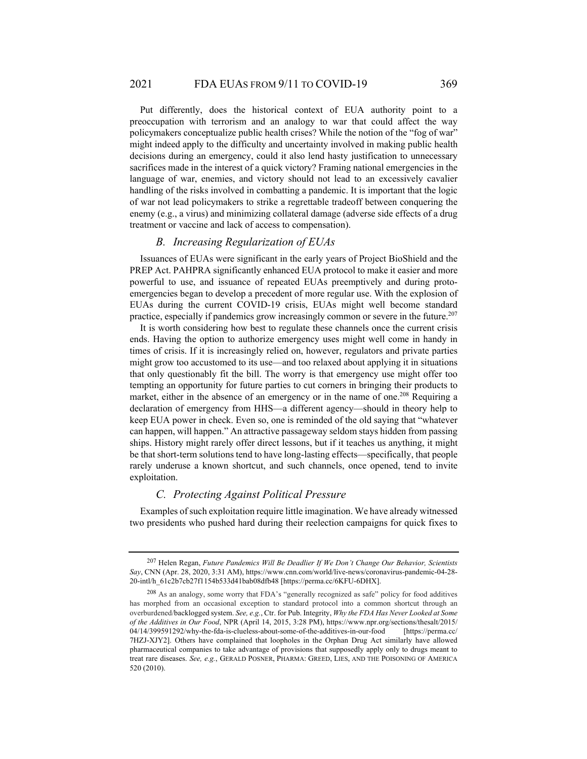Put differently, does the historical context of EUA authority point to a preoccupation with terrorism and an analogy to war that could affect the way policymakers conceptualize public health crises? While the notion of the "fog of war" might indeed apply to the difficulty and uncertainty involved in making public health decisions during an emergency, could it also lend hasty justification to unnecessary sacrifices made in the interest of a quick victory? Framing national emergencies in the language of war, enemies, and victory should not lead to an excessively cavalier handling of the risks involved in combatting a pandemic. It is important that the logic of war not lead policymakers to strike a regrettable tradeoff between conquering the enemy (e.g., a virus) and minimizing collateral damage (adverse side effects of a drug treatment or vaccine and lack of access to compensation).

### *B. Increasing Regularization of EUAs*

Issuances of EUAs were significant in the early years of Project BioShield and the PREP Act. PAHPRA significantly enhanced EUA protocol to make it easier and more powerful to use, and issuance of repeated EUAs preemptively and during proto-emergencies began to develop a precedent of more regular use. With the explosion of EUAs during the current COVID-19 crisis, EUAs might well become standard practice, especially if pandemics grow increasingly common or severe in the future.[207]

It is worth considering how best to regulate these channels once the current crisis ends. Having the option to authorize emergency uses might well come in handy in times of crisis. If it is increasingly relied on, however, regulators and private parties might grow too accustomed to its use—and too relaxed about applying it in situations that only questionably fit the bill. The worry is that emergency use might offer too tempting an opportunity for future parties to cut corners in bringing their products to market, either in the absence of an emergency or in the name of one.[208] Requiring a declaration of emergency from HHS—a different agency—should in theory help to keep EUA power in check. Even so, one is reminded of the old saying that "whatever can happen, will happen." An attractive passageway seldom stays hidden from passing ships. History might rarely offer direct lessons, but if it teaches us anything, it might be that short-term solutions tend to have long-lasting effects—specifically, that people rarely underuse a known shortcut, and such channels, once opened, tend to invite exploitation.

### *C. Protecting Against Political Pressure*

Examples of such exploitation require little imagination. We have already witnessed two presidents who pushed hard during their reelection campaigns for quick fixes to

---

[207] Helen Regan, *Future Pandemics Will Be Deadlier If We Don't Change Our Behavior, Scientists Say*, CNN (Apr. 28, 2020, 3:31 AM), https://www.cnn.com/world/live-news/coronavirus-pandemic-04-28-20-intl/h_61c2b7cb27f1154b533d41bab08dfb48 [https://perma.cc/6KFU-6DHX].

[208] As an analogy, some worry that FDA's "generally recognized as safe" policy for food additives has morphed from an occasional exception to standard protocol into a common shortcut through an overburdened/backlogged system. *See, e.g.*, Ctr. for Pub. Integrity, *Why the FDA Has Never Looked at Some of the Additives in Our Food*, NPR (April 14, 2015, 3:28 PM), https://www.npr.org/sections/thesalt/2015/04/14/399591292/why-the-fda-is-clueless-about-some-of-the-additives-in-our-food [https://perma.cc/7HZJ-XJY2]. Others have complained that loopholes in the Orphan Drug Act similarly have allowed pharmaceutical companies to take advantage of provisions that supposedly apply only to drugs meant to treat rare diseases. *See, e.g.*, GERALD POSNER, PHARMA: GREED, LIES, AND THE POISONING OF AMERICA 520 (2010).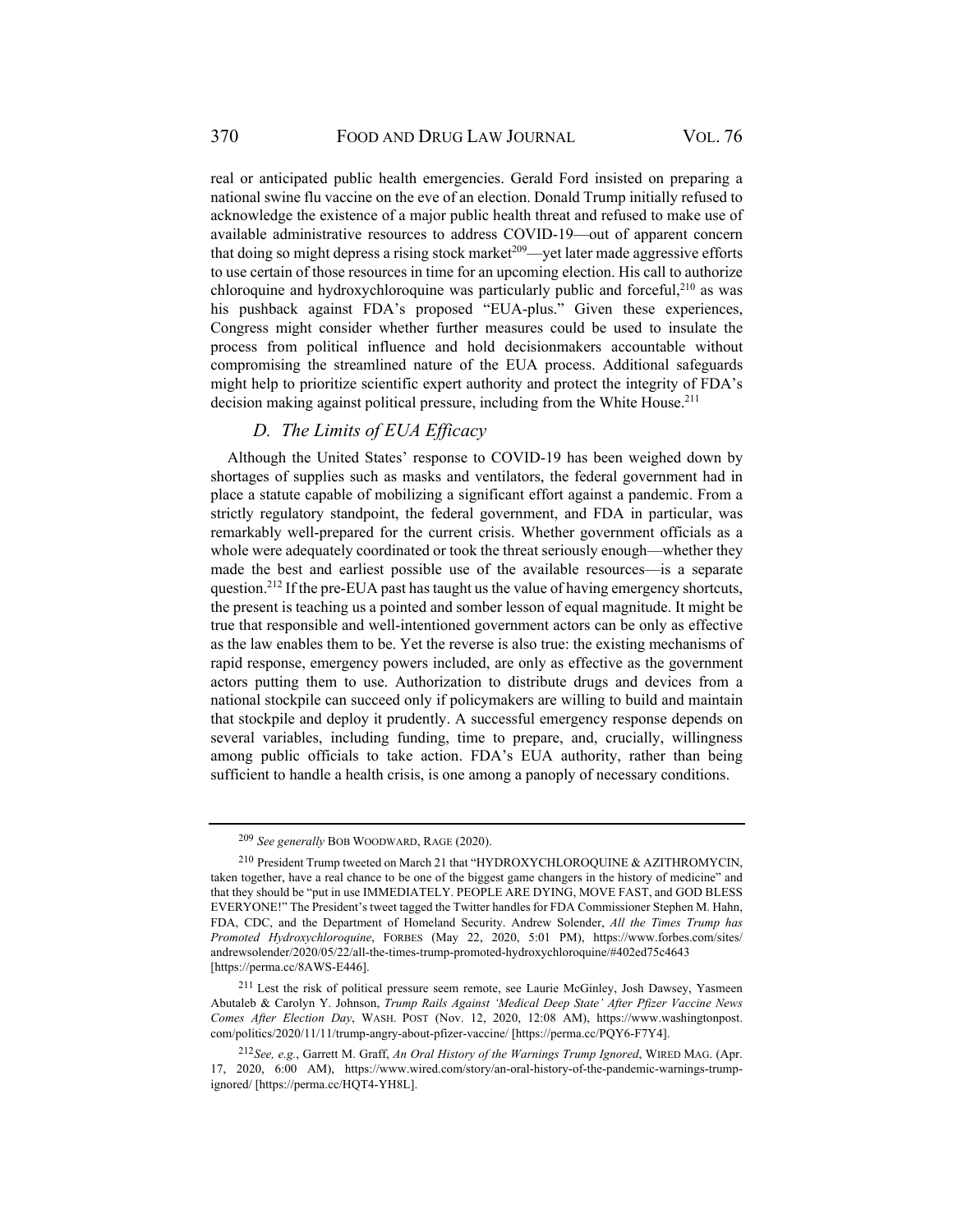real or anticipated public health emergencies. Gerald Ford insisted on preparing a national swine flu vaccine on the eve of an election. Donald Trump initially refused to acknowledge the existence of a major public health threat and refused to make use of available administrative resources to address COVID-19—out of apparent concern that doing so might depress a rising stock market[209]—yet later made aggressive efforts to use certain of those resources in time for an upcoming election. His call to authorize chloroquine and hydroxychloroquine was particularly public and forceful,[210] as was his pushback against FDA's proposed "EUA-plus." Given these experiences, Congress might consider whether further measures could be used to insulate the process from political influence and hold decisionmakers accountable without compromising the streamlined nature of the EUA process. Additional safeguards might help to prioritize scientific expert authority and protect the integrity of FDA's decision making against political pressure, including from the White House.[211]

### *D. The Limits of EUA Efficacy*

Although the United States' response to COVID-19 has been weighed down by shortages of supplies such as masks and ventilators, the federal government had in place a statute capable of mobilizing a significant effort against a pandemic. From a strictly regulatory standpoint, the federal government, and FDA in particular, was remarkably well-prepared for the current crisis. Whether government officials as a whole were adequately coordinated or took the threat seriously enough—whether they made the best and earliest possible use of the available resources—is a separate question.[212] If the pre-EUA past has taught us the value of having emergency shortcuts, the present is teaching us a pointed and somber lesson of equal magnitude. It might be true that responsible and well-intentioned government actors can be only as effective as the law enables them to be. Yet the reverse is also true: the existing mechanisms of rapid response, emergency powers included, are only as effective as the government actors putting them to use. Authorization to distribute drugs and devices from a national stockpile can succeed only if policymakers are willing to build and maintain that stockpile and deploy it prudently. A successful emergency response depends on several variables, including funding, time to prepare, and, crucially, willingness among public officials to take action. FDA's EUA authority, rather than being sufficient to handle a health crisis, is one among a panoply of necessary conditions.

---

[209] *See generally* BOB WOODWARD, RAGE (2020).

[210] President Trump tweeted on March 21 that "HYDROXYCHLOROQUINE & AZITHROMYCIN, taken together, have a real chance to be one of the biggest game changers in the history of medicine" and that they should be "put in use IMMEDIATELY. PEOPLE ARE DYING, MOVE FAST, and GOD BLESS EVERYONE!" The President's tweet tagged the Twitter handles for FDA Commissioner Stephen M. Hahn, FDA, CDC, and the Department of Homeland Security. Andrew Solender, *All the Times Trump has Promoted Hydroxychloroquine*, FORBES (May 22, 2020, 5:01 PM), https://www.forbes.com/sites/andrewsolender/2020/05/22/all-the-times-trump-promoted-hydroxychloroquine/#402ed75c4643 [https://perma.cc/8AWS-E446].

[211] Lest the risk of political pressure seem remote, see Laurie McGinley, Josh Dawsey, Yasmeen Abutaleb & Carolyn Y. Johnson, *Trump Rails Against 'Medical Deep State' After Pfizer Vaccine News Comes After Election Day*, WASH. POST (Nov. 12, 2020, 12:08 AM), https://www.washingtonpost.com/politics/2020/11/11/trump-angry-about-pfizer-vaccine/ [https://perma.cc/PQY6-F7Y4].

[212] *See, e.g.*, Garrett M. Graff, *An Oral History of the Warnings Trump Ignored*, WIRED MAG. (Apr. 17, 2020, 6:00 AM), https://www.wired.com/story/an-oral-history-of-the-pandemic-warnings-trump-ignored/ [https://perma.cc/HQT4-YH8L].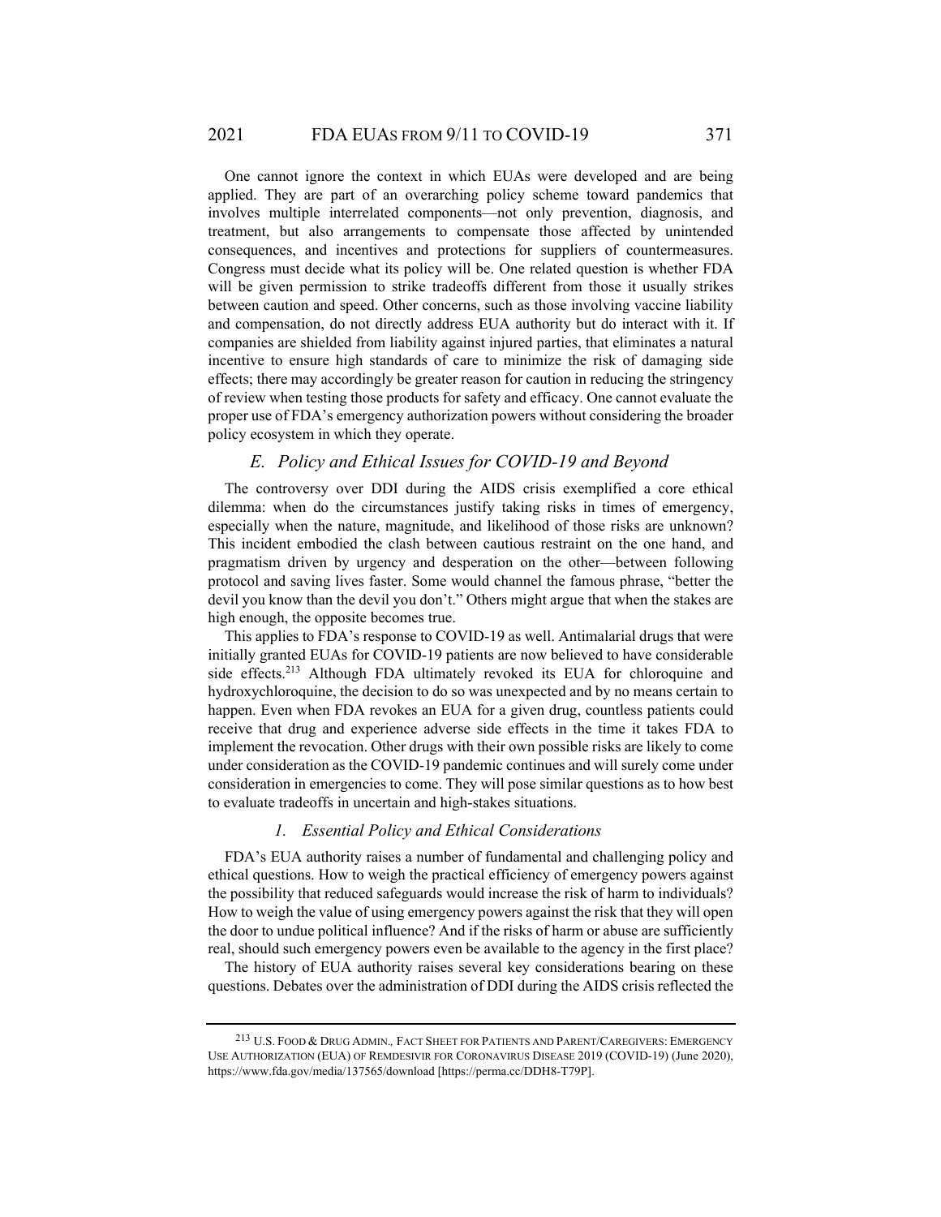One cannot ignore the context in which EUAs were developed and are being applied. They are part of an overarching policy scheme toward pandemics that involves multiple interrelated components—not only prevention, diagnosis, and treatment, but also arrangements to compensate those affected by unintended consequences, and incentives and protections for suppliers of countermeasures. Congress must decide what its policy will be. One related question is whether FDA will be given permission to strike tradeoffs different from those it usually strikes between caution and speed. Other concerns, such as those involving vaccine liability and compensation, do not directly address EUA authority but do interact with it. If companies are shielded from liability against injured parties, that eliminates a natural incentive to ensure high standards of care to minimize the risk of damaging side effects; there may accordingly be greater reason for caution in reducing the stringency of review when testing those products for safety and efficacy. One cannot evaluate the proper use of FDA's emergency authorization powers without considering the broader policy ecosystem in which they operate.

### *E. Policy and Ethical Issues for COVID-19 and Beyond*

The controversy over DDI during the AIDS crisis exemplified a core ethical dilemma: when do the circumstances justify taking risks in times of emergency, especially when the nature, magnitude, and likelihood of those risks are unknown? This incident embodied the clash between cautious restraint on the one hand, and pragmatism driven by urgency and desperation on the other—between following protocol and saving lives faster. Some would channel the famous phrase, "better the devil you know than the devil you don't." Others might argue that when the stakes are high enough, the opposite becomes true.

This applies to FDA's response to COVID-19 as well. Antimalarial drugs that were initially granted EUAs for COVID-19 patients are now believed to have considerable side effects.[213] Although FDA ultimately revoked its EUA for chloroquine and hydroxychloroquine, the decision to do so was unexpected and by no means certain to happen. Even when FDA revokes an EUA for a given drug, countless patients could receive that drug and experience adverse side effects in the time it takes FDA to implement the revocation. Other drugs with their own possible risks are likely to come under consideration as the COVID-19 pandemic continues and will surely come under consideration in emergencies to come. They will pose similar questions as to how best to evaluate tradeoffs in uncertain and high-stakes situations.

#### *1. Essential Policy and Ethical Considerations*

FDA's EUA authority raises a number of fundamental and challenging policy and ethical questions. How to weigh the practical efficiency of emergency powers against the possibility that reduced safeguards would increase the risk of harm to individuals? How to weigh the value of using emergency powers against the risk that they will open the door to undue political influence? And if the risks of harm or abuse are sufficiently real, should such emergency powers even be available to the agency in the first place?

The history of EUA authority raises several key considerations bearing on these questions. Debates over the administration of DDI during the AIDS crisis reflected the

---

[213] U.S. FOOD & DRUG ADMIN., FACT SHEET FOR PATIENTS AND PARENT/CAREGIVERS: EMERGENCY USE AUTHORIZATION (EUA) OF REMDESIVIR FOR CORONAVIRUS DISEASE 2019 (COVID-19) (June 2020), https://www.fda.gov/media/137565/download [https://perma.cc/DDH8-T79P].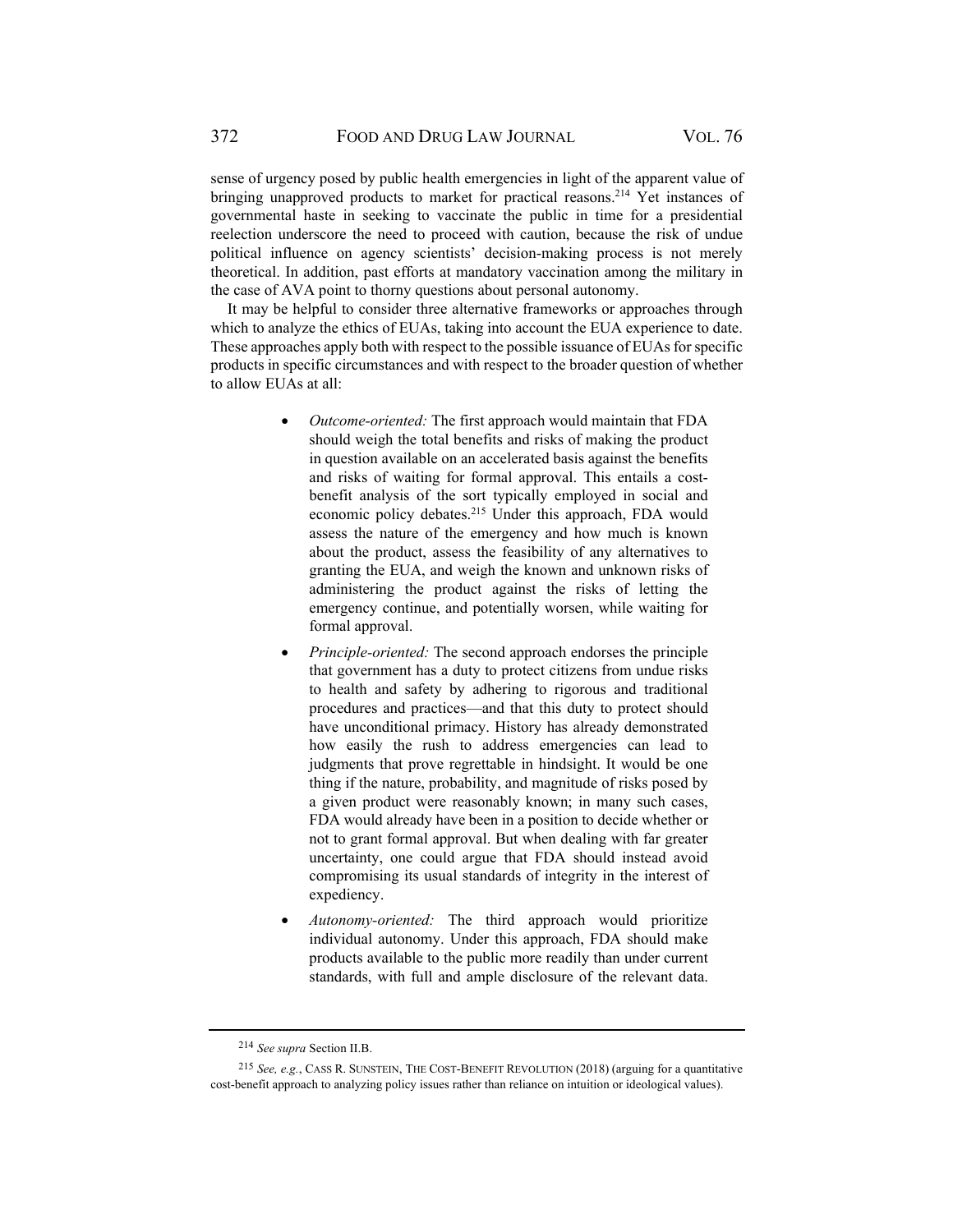sense of urgency posed by public health emergencies in light of the apparent value of bringing unapproved products to market for practical reasons.[214] Yet instances of governmental haste in seeking to vaccinate the public in time for a presidential reelection underscore the need to proceed with caution, because the risk of undue political influence on agency scientists' decision-making process is not merely theoretical. In addition, past efforts at mandatory vaccination among the military in the case of AVA point to thorny questions about personal autonomy.

It may be helpful to consider three alternative frameworks or approaches through which to analyze the ethics of EUAs, taking into account the EUA experience to date. These approaches apply both with respect to the possible issuance of EUAs for specific products in specific circumstances and with respect to the broader question of whether to allow EUAs at all:

- *Outcome-oriented:* The first approach would maintain that FDA should weigh the total benefits and risks of making the product in question available on an accelerated basis against the benefits and risks of waiting for formal approval. This entails a cost-benefit analysis of the sort typically employed in social and economic policy debates.[215] Under this approach, FDA would assess the nature of the emergency and how much is known about the product, assess the feasibility of any alternatives to granting the EUA, and weigh the known and unknown risks of administering the product against the risks of letting the emergency continue, and potentially worsen, while waiting for formal approval.
- *Principle-oriented:* The second approach endorses the principle that government has a duty to protect citizens from undue risks to health and safety by adhering to rigorous and traditional procedures and practices—and that this duty to protect should have unconditional primacy. History has already demonstrated how easily the rush to address emergencies can lead to judgments that prove regrettable in hindsight. It would be one thing if the nature, probability, and magnitude of risks posed by a given product were reasonably known; in many such cases, FDA would already have been in a position to decide whether or not to grant formal approval. But when dealing with far greater uncertainty, one could argue that FDA should instead avoid compromising its usual standards of integrity in the interest of expediency.
- *Autonomy-oriented:* The third approach would prioritize individual autonomy. Under this approach, FDA should make products available to the public more readily than under current standards, with full and ample disclosure of the relevant data.

---

[214] *See supra* Section II.B.

[215] *See, e.g.*, CASS R. SUNSTEIN, THE COST-BENEFIT REVOLUTION (2018) (arguing for a quantitative cost-benefit approach to analyzing policy issues rather than reliance on intuition or ideological values).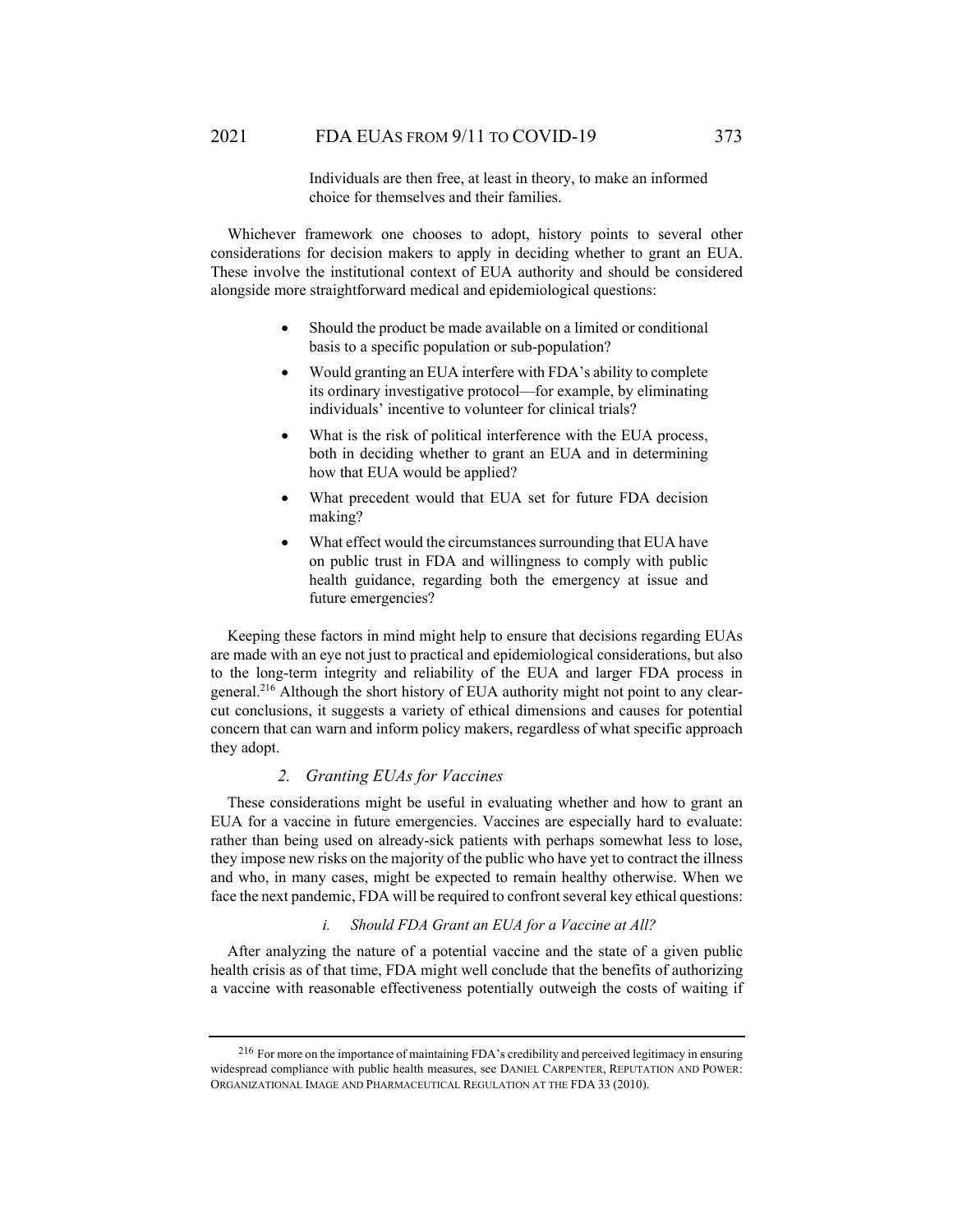> Individuals are then free, at least in theory, to make an informed choice for themselves and their families.

Whichever framework one chooses to adopt, history points to several other considerations for decision makers to apply in deciding whether to grant an EUA. These involve the institutional context of EUA authority and should be considered alongside more straightforward medical and epidemiological questions:

- Should the product be made available on a limited or conditional basis to a specific population or sub-population?
- Would granting an EUA interfere with FDA's ability to complete its ordinary investigative protocol—for example, by eliminating individuals' incentive to volunteer for clinical trials?
- What is the risk of political interference with the EUA process, both in deciding whether to grant an EUA and in determining how that EUA would be applied?
- What precedent would that EUA set for future FDA decision making?
- What effect would the circumstances surrounding that EUA have on public trust in FDA and willingness to comply with public health guidance, regarding both the emergency at issue and future emergencies?

Keeping these factors in mind might help to ensure that decisions regarding EUAs are made with an eye not just to practical and epidemiological considerations, but also to the long-term integrity and reliability of the EUA and larger FDA process in general.[216] Although the short history of EUA authority might not point to any clear-cut conclusions, it suggests a variety of ethical dimensions and causes for potential concern that can warn and inform policy makers, regardless of what specific approach they adopt.

### *2. Granting EUAs for Vaccines*

These considerations might be useful in evaluating whether and how to grant an EUA for a vaccine in future emergencies. Vaccines are especially hard to evaluate: rather than being used on already-sick patients with perhaps somewhat less to lose, they impose new risks on the majority of the public who have yet to contract the illness and who, in many cases, might be expected to remain healthy otherwise. When we face the next pandemic, FDA will be required to confront several key ethical questions:

#### *i. Should FDA Grant an EUA for a Vaccine at All?*

After analyzing the nature of a potential vaccine and the state of a given public health crisis as of that time, FDA might well conclude that the benefits of authorizing a vaccine with reasonable effectiveness potentially outweigh the costs of waiting if

---

[216] For more on the importance of maintaining FDA's credibility and perceived legitimacy in ensuring widespread compliance with public health measures, see DANIEL CARPENTER, REPUTATION AND POWER: ORGANIZATIONAL IMAGE AND PHARMACEUTICAL REGULATION AT THE FDA 33 (2010).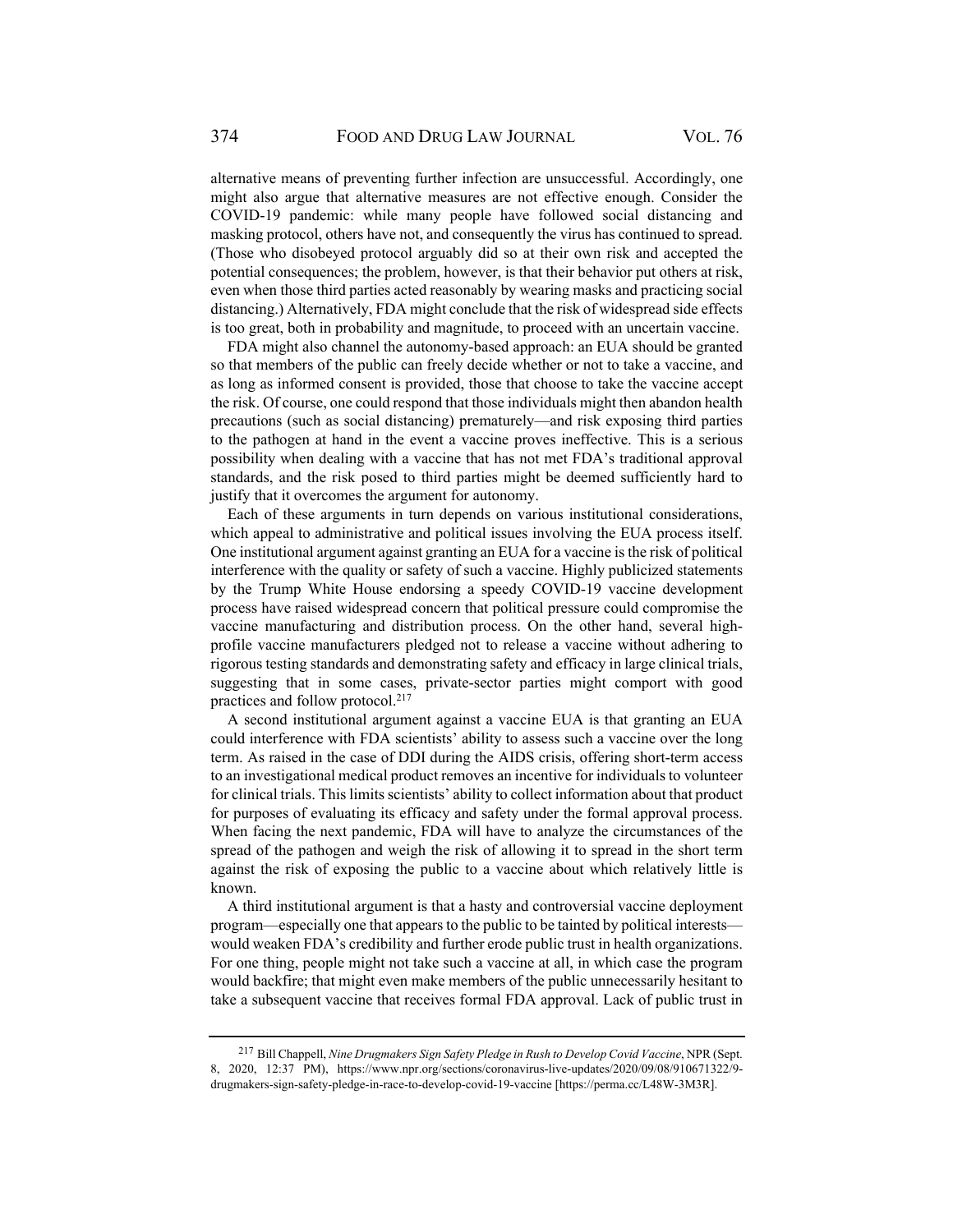alternative means of preventing further infection are unsuccessful. Accordingly, one might also argue that alternative measures are not effective enough. Consider the COVID-19 pandemic: while many people have followed social distancing and masking protocol, others have not, and consequently the virus has continued to spread. (Those who disobeyed protocol arguably did so at their own risk and accepted the potential consequences; the problem, however, is that their behavior put others at risk, even when those third parties acted reasonably by wearing masks and practicing social distancing.) Alternatively, FDA might conclude that the risk of widespread side effects is too great, both in probability and magnitude, to proceed with an uncertain vaccine.

FDA might also channel the autonomy-based approach: an EUA should be granted so that members of the public can freely decide whether or not to take a vaccine, and as long as informed consent is provided, those that choose to take the vaccine accept the risk. Of course, one could respond that those individuals might then abandon health precautions (such as social distancing) prematurely—and risk exposing third parties to the pathogen at hand in the event a vaccine proves ineffective. This is a serious possibility when dealing with a vaccine that has not met FDA's traditional approval standards, and the risk posed to third parties might be deemed sufficiently hard to justify that it overcomes the argument for autonomy.

Each of these arguments in turn depends on various institutional considerations, which appeal to administrative and political issues involving the EUA process itself. One institutional argument against granting an EUA for a vaccine is the risk of political interference with the quality or safety of such a vaccine. Highly publicized statements by the Trump White House endorsing a speedy COVID-19 vaccine development process have raised widespread concern that political pressure could compromise the vaccine manufacturing and distribution process. On the other hand, several high-profile vaccine manufacturers pledged not to release a vaccine without adhering to rigorous testing standards and demonstrating safety and efficacy in large clinical trials, suggesting that in some cases, private-sector parties might comport with good practices and follow protocol.[217]

A second institutional argument against a vaccine EUA is that granting an EUA could interference with FDA scientists' ability to assess such a vaccine over the long term. As raised in the case of DDI during the AIDS crisis, offering short-term access to an investigational medical product removes an incentive for individuals to volunteer for clinical trials. This limits scientists' ability to collect information about that product for purposes of evaluating its efficacy and safety under the formal approval process. When facing the next pandemic, FDA will have to analyze the circumstances of the spread of the pathogen and weigh the risk of allowing it to spread in the short term against the risk of exposing the public to a vaccine about which relatively little is known.

A third institutional argument is that a hasty and controversial vaccine deployment program—especially one that appears to the public to be tainted by political interests—would weaken FDA's credibility and further erode public trust in health organizations. For one thing, people might not take such a vaccine at all, in which case the program would backfire; that might even make members of the public unnecessarily hesitant to take a subsequent vaccine that receives formal FDA approval. Lack of public trust in

---

[217] Bill Chappell, *Nine Drugmakers Sign Safety Pledge in Rush to Develop Covid Vaccine*, NPR (Sept. 8, 2020, 12:37 PM), https://www.npr.org/sections/coronavirus-live-updates/2020/09/08/910671322/9-drugmakers-sign-safety-pledge-in-race-to-develop-covid-19-vaccine [https://perma.cc/L48W-3M3R].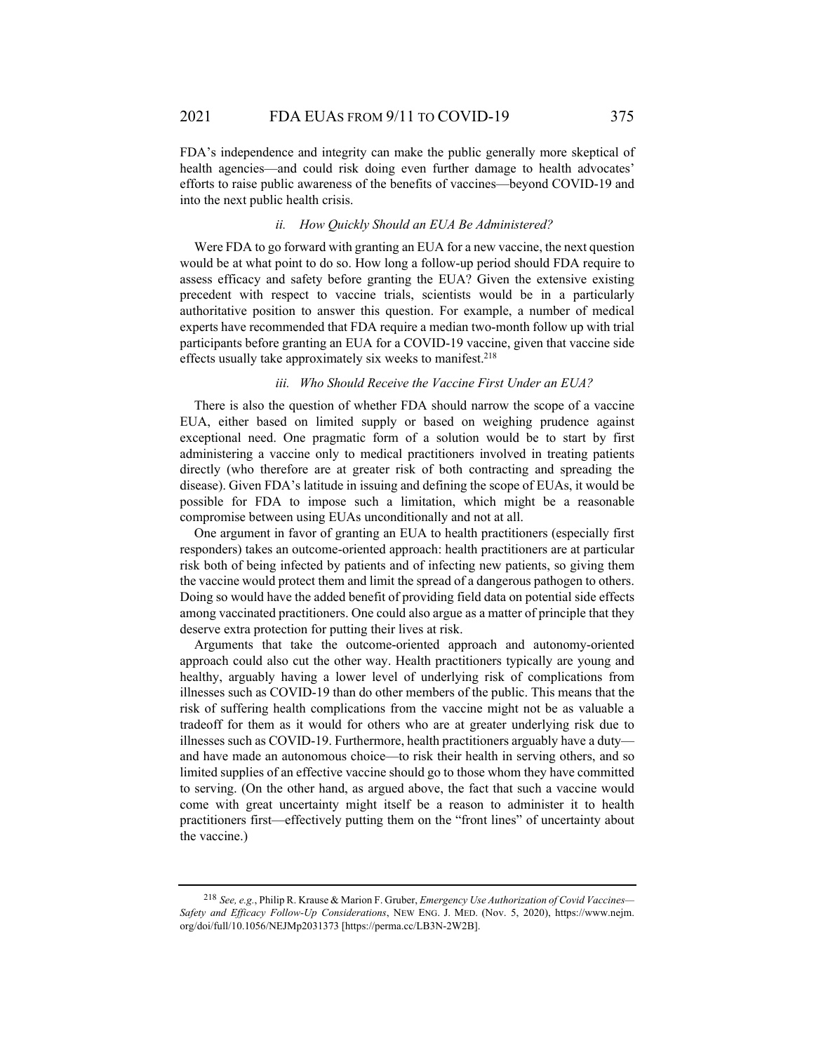FDA's independence and integrity can make the public generally more skeptical of health agencies—and could risk doing even further damage to health advocates' efforts to raise public awareness of the benefits of vaccines—beyond COVID-19 and into the next public health crisis.

### *ii. How Quickly Should an EUA Be Administered?*

Were FDA to go forward with granting an EUA for a new vaccine, the next question would be at what point to do so. How long a follow-up period should FDA require to assess efficacy and safety before granting the EUA? Given the extensive existing precedent with respect to vaccine trials, scientists would be in a particularly authoritative position to answer this question. For example, a number of medical experts have recommended that FDA require a median two-month follow up with trial participants before granting an EUA for a COVID-19 vaccine, given that vaccine side effects usually take approximately six weeks to manifest.[218]

### *iii. Who Should Receive the Vaccine First Under an EUA?*

There is also the question of whether FDA should narrow the scope of a vaccine EUA, either based on limited supply or based on weighing prudence against exceptional need. One pragmatic form of a solution would be to start by first administering a vaccine only to medical practitioners involved in treating patients directly (who therefore are at greater risk of both contracting and spreading the disease). Given FDA's latitude in issuing and defining the scope of EUAs, it would be possible for FDA to impose such a limitation, which might be a reasonable compromise between using EUAs unconditionally and not at all.

One argument in favor of granting an EUA to health practitioners (especially first responders) takes an outcome-oriented approach: health practitioners are at particular risk both of being infected by patients and of infecting new patients, so giving them the vaccine would protect them and limit the spread of a dangerous pathogen to others. Doing so would have the added benefit of providing field data on potential side effects among vaccinated practitioners. One could also argue as a matter of principle that they deserve extra protection for putting their lives at risk.

Arguments that take the outcome-oriented approach and autonomy-oriented approach could also cut the other way. Health practitioners typically are young and healthy, arguably having a lower level of underlying risk of complications from illnesses such as COVID-19 than do other members of the public. This means that the risk of suffering health complications from the vaccine might not be as valuable a tradeoff for them as it would for others who are at greater underlying risk due to illnesses such as COVID-19. Furthermore, health practitioners arguably have a duty—and have made an autonomous choice—to risk their health in serving others, and so limited supplies of an effective vaccine should go to those whom they have committed to serving. (On the other hand, as argued above, the fact that such a vaccine would come with great uncertainty might itself be a reason to administer it to health practitioners first—effectively putting them on the "front lines" of uncertainty about the vaccine.)

---

[218] *See, e.g.*, Philip R. Krause & Marion F. Gruber, *Emergency Use Authorization of Covid Vaccines—Safety and Efficacy Follow-Up Considerations*, NEW ENG. J. MED. (Nov. 5, 2020), https://www.nejm.org/doi/full/10.1056/NEJMp2031373 [https://perma.cc/LB3N-2W2B].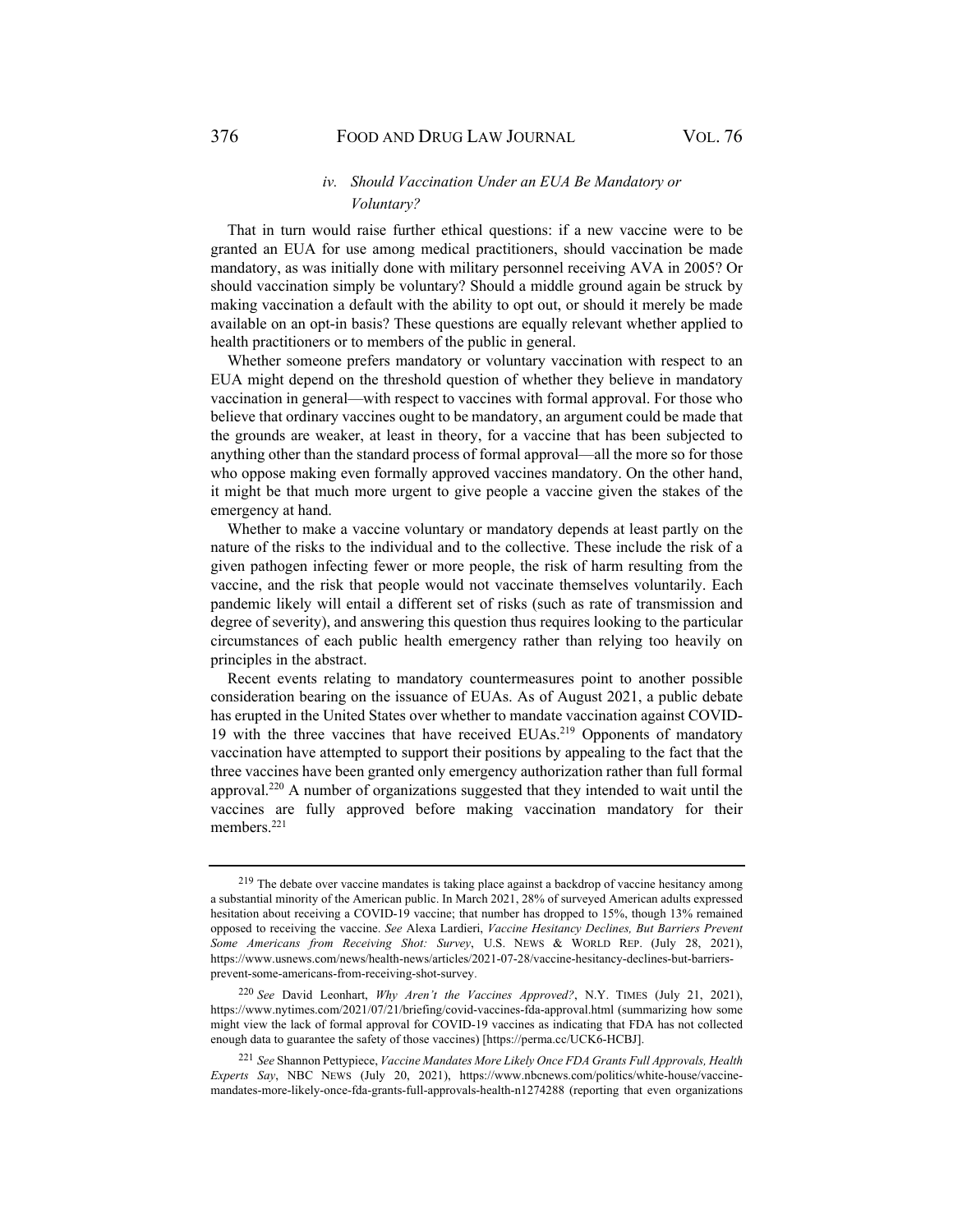#### *iv. Should Vaccination Under an EUA Be Mandatory or Voluntary?*

That in turn would raise further ethical questions: if a new vaccine were to be granted an EUA for use among medical practitioners, should vaccination be made mandatory, as was initially done with military personnel receiving AVA in 2005? Or should vaccination simply be voluntary? Should a middle ground again be struck by making vaccination a default with the ability to opt out, or should it merely be made available on an opt-in basis? These questions are equally relevant whether applied to health practitioners or to members of the public in general.

Whether someone prefers mandatory or voluntary vaccination with respect to an EUA might depend on the threshold question of whether they believe in mandatory vaccination in general—with respect to vaccines with formal approval. For those who believe that ordinary vaccines ought to be mandatory, an argument could be made that the grounds are weaker, at least in theory, for a vaccine that has been subjected to anything other than the standard process of formal approval—all the more so for those who oppose making even formally approved vaccines mandatory. On the other hand, it might be that much more urgent to give people a vaccine given the stakes of the emergency at hand.

Whether to make a vaccine voluntary or mandatory depends at least partly on the nature of the risks to the individual and to the collective. These include the risk of a given pathogen infecting fewer or more people, the risk of harm resulting from the vaccine, and the risk that people would not vaccinate themselves voluntarily. Each pandemic likely will entail a different set of risks (such as rate of transmission and degree of severity), and answering this question thus requires looking to the particular circumstances of each public health emergency rather than relying too heavily on principles in the abstract.

Recent events relating to mandatory countermeasures point to another possible consideration bearing on the issuance of EUAs. As of August 2021, a public debate has erupted in the United States over whether to mandate vaccination against COVID-19 with the three vaccines that have received EUAs.[219] Opponents of mandatory vaccination have attempted to support their positions by appealing to the fact that the three vaccines have been granted only emergency authorization rather than full formal approval.[220] A number of organizations suggested that they intended to wait until the vaccines are fully approved before making vaccination mandatory for their members.[221]

---

[219] The debate over vaccine mandates is taking place against a backdrop of vaccine hesitancy among a substantial minority of the American public. In March 2021, 28% of surveyed American adults expressed hesitation about receiving a COVID-19 vaccine; that number has dropped to 15%, though 13% remained opposed to receiving the vaccine. *See* Alexa Lardieri, *Vaccine Hesitancy Declines, But Barriers Prevent Some Americans from Receiving Shot: Survey*, U.S. NEWS & WORLD REP. (July 28, 2021), https://www.usnews.com/news/health-news/articles/2021-07-28/vaccine-hesitancy-declines-but-barriers-prevent-some-americans-from-receiving-shot-survey.

[220] *See* David Leonhart, *Why Aren't the Vaccines Approved?*, N.Y. TIMES (July 21, 2021), https://www.nytimes.com/2021/07/21/briefing/covid-vaccines-fda-approval.html (summarizing how some might view the lack of formal approval for COVID-19 vaccines as indicating that FDA has not collected enough data to guarantee the safety of those vaccines) [https://perma.cc/UCK6-HCBJ].

[221] *See* Shannon Pettypiece, *Vaccine Mandates More Likely Once FDA Grants Full Approvals, Health Experts Say*, NBC NEWS (July 20, 2021), https://www.nbcnews.com/politics/white-house/vaccine-mandates-more-likely-once-fda-grants-full-approvals-health-n1274288 (reporting that even organizations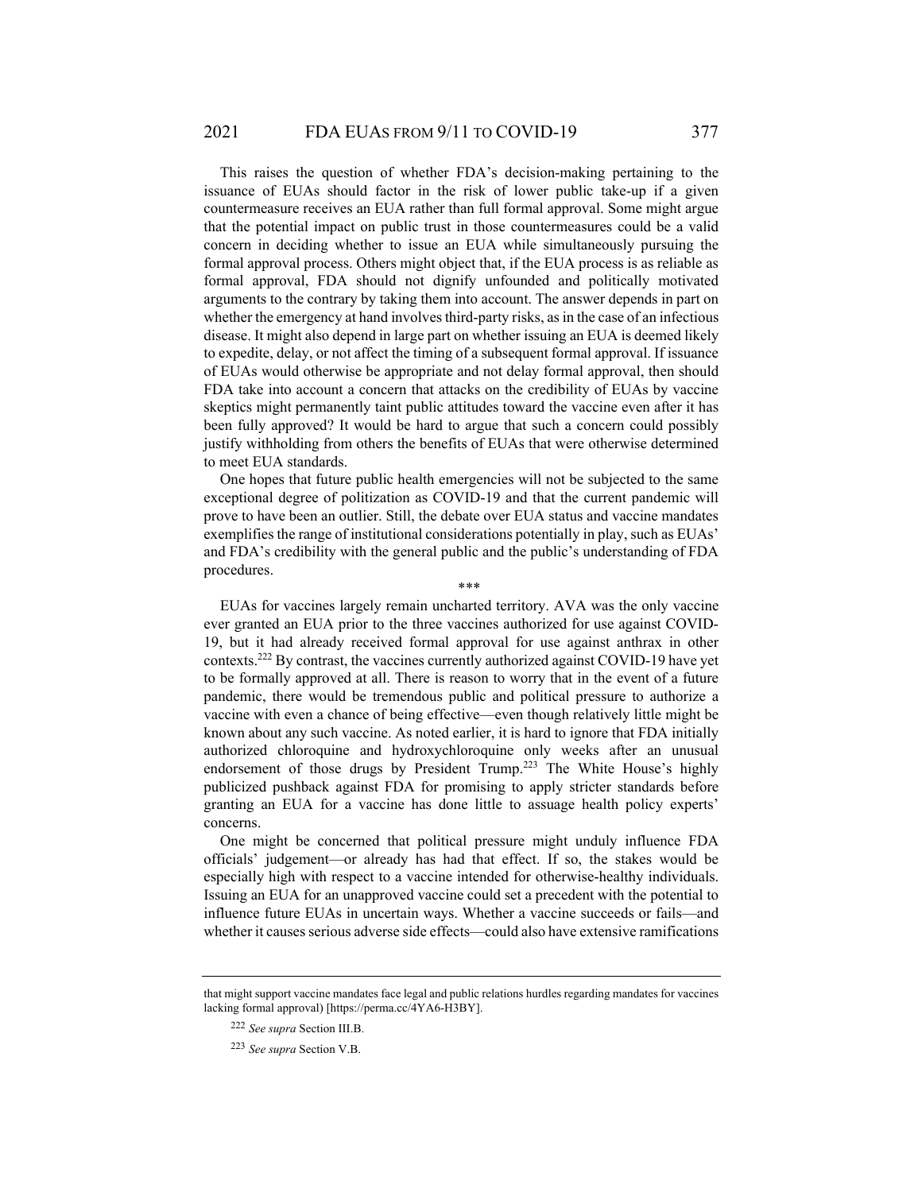This raises the question of whether FDA's decision-making pertaining to the issuance of EUAs should factor in the risk of lower public take-up if a given countermeasure receives an EUA rather than full formal approval. Some might argue that the potential impact on public trust in those countermeasures could be a valid concern in deciding whether to issue an EUA while simultaneously pursuing the formal approval process. Others might object that, if the EUA process is as reliable as formal approval, FDA should not dignify unfounded and politically motivated arguments to the contrary by taking them into account. The answer depends in part on whether the emergency at hand involves third-party risks, as in the case of an infectious disease. It might also depend in large part on whether issuing an EUA is deemed likely to expedite, delay, or not affect the timing of a subsequent formal approval. If issuance of EUAs would otherwise be appropriate and not delay formal approval, then should FDA take into account a concern that attacks on the credibility of EUAs by vaccine skeptics might permanently taint public attitudes toward the vaccine even after it has been fully approved? It would be hard to argue that such a concern could possibly justify withholding from others the benefits of EUAs that were otherwise determined to meet EUA standards.

One hopes that future public health emergencies will not be subjected to the same exceptional degree of politization as COVID-19 and that the current pandemic will prove to have been an outlier. Still, the debate over EUA status and vaccine mandates exemplifies the range of institutional considerations potentially in play, such as EUAs' and FDA's credibility with the general public and the public's understanding of FDA procedures.

\*\*\*

EUAs for vaccines largely remain uncharted territory. AVA was the only vaccine ever granted an EUA prior to the three vaccines authorized for use against COVID-19, but it had already received formal approval for use against anthrax in other contexts.[222] By contrast, the vaccines currently authorized against COVID-19 have yet to be formally approved at all. There is reason to worry that in the event of a future pandemic, there would be tremendous public and political pressure to authorize a vaccine with even a chance of being effective—even though relatively little might be known about any such vaccine. As noted earlier, it is hard to ignore that FDA initially authorized chloroquine and hydroxychloroquine only weeks after an unusual endorsement of those drugs by President Trump.[223] The White House's highly publicized pushback against FDA for promising to apply stricter standards before granting an EUA for a vaccine has done little to assuage health policy experts' concerns.

One might be concerned that political pressure might unduly influence FDA officials' judgement—or already has had that effect. If so, the stakes would be especially high with respect to a vaccine intended for otherwise-healthy individuals. Issuing an EUA for an unapproved vaccine could set a precedent with the potential to influence future EUAs in uncertain ways. Whether a vaccine succeeds or fails—and whether it causes serious adverse side effects—could also have extensive ramifications

---

that might support vaccine mandates face legal and public relations hurdles regarding mandates for vaccines lacking formal approval) [https://perma.cc/4YA6-H3BY].

[222] *See supra* Section III.B.

[223] *See supra* Section V.B.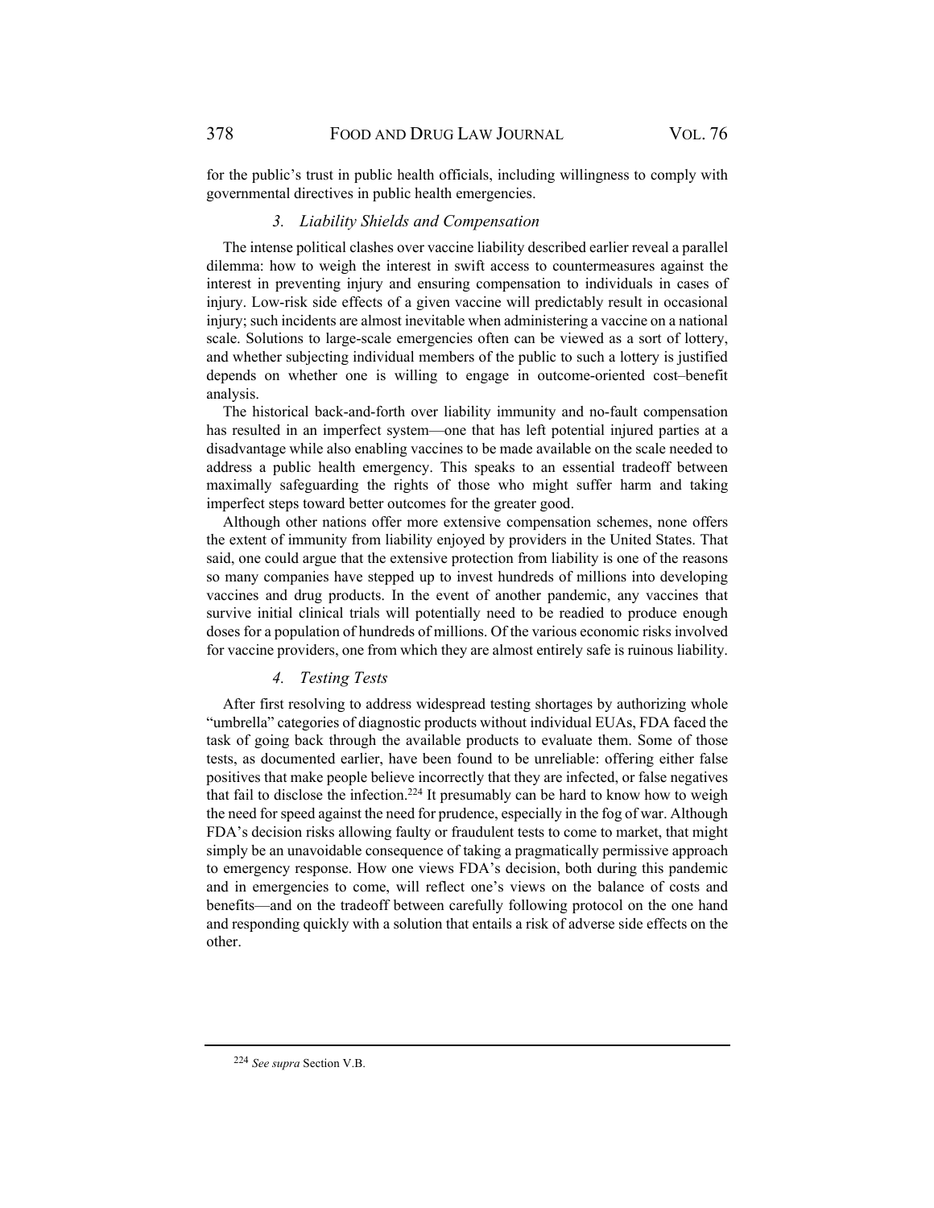for the public's trust in public health officials, including willingness to comply with governmental directives in public health emergencies.

### *3. Liability Shields and Compensation*

The intense political clashes over vaccine liability described earlier reveal a parallel dilemma: how to weigh the interest in swift access to countermeasures against the interest in preventing injury and ensuring compensation to individuals in cases of injury. Low-risk side effects of a given vaccine will predictably result in occasional injury; such incidents are almost inevitable when administering a vaccine on a national scale. Solutions to large-scale emergencies often can be viewed as a sort of lottery, and whether subjecting individual members of the public to such a lottery is justified depends on whether one is willing to engage in outcome-oriented cost–benefit analysis.

The historical back-and-forth over liability immunity and no-fault compensation has resulted in an imperfect system—one that has left potential injured parties at a disadvantage while also enabling vaccines to be made available on the scale needed to address a public health emergency. This speaks to an essential tradeoff between maximally safeguarding the rights of those who might suffer harm and taking imperfect steps toward better outcomes for the greater good.

Although other nations offer more extensive compensation schemes, none offers the extent of immunity from liability enjoyed by providers in the United States. That said, one could argue that the extensive protection from liability is one of the reasons so many companies have stepped up to invest hundreds of millions into developing vaccines and drug products. In the event of another pandemic, any vaccines that survive initial clinical trials will potentially need to be readied to produce enough doses for a population of hundreds of millions. Of the various economic risks involved for vaccine providers, one from which they are almost entirely safe is ruinous liability.

### *4. Testing Tests*

After first resolving to address widespread testing shortages by authorizing whole "umbrella" categories of diagnostic products without individual EUAs, FDA faced the task of going back through the available products to evaluate them. Some of those tests, as documented earlier, have been found to be unreliable: offering either false positives that make people believe incorrectly that they are infected, or false negatives that fail to disclose the infection.[224] It presumably can be hard to know how to weigh the need for speed against the need for prudence, especially in the fog of war. Although FDA's decision risks allowing faulty or fraudulent tests to come to market, that might simply be an unavoidable consequence of taking a pragmatically permissive approach to emergency response. How one views FDA's decision, both during this pandemic and in emergencies to come, will reflect one's views on the balance of costs and benefits—and on the tradeoff between carefully following protocol on the one hand and responding quickly with a solution that entails a risk of adverse side effects on the other.

---

[224] *See supra* Section V.B.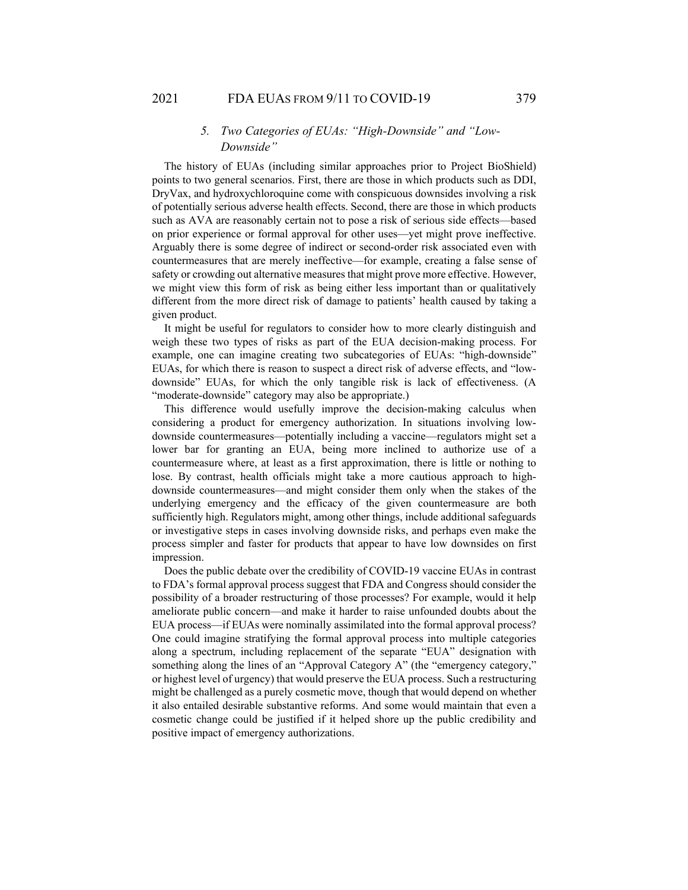### *5. Two Categories of EUAs: "High-Downside" and "Low-Downside"*

The history of EUAs (including similar approaches prior to Project BioShield) points to two general scenarios. First, there are those in which products such as DDI, DryVax, and hydroxychloroquine come with conspicuous downsides involving a risk of potentially serious adverse health effects. Second, there are those in which products such as AVA are reasonably certain not to pose a risk of serious side effects—based on prior experience or formal approval for other uses—yet might prove ineffective. Arguably there is some degree of indirect or second-order risk associated even with countermeasures that are merely ineffective—for example, creating a false sense of safety or crowding out alternative measures that might prove more effective. However, we might view this form of risk as being either less important than or qualitatively different from the more direct risk of damage to patients' health caused by taking a given product.

It might be useful for regulators to consider how to more clearly distinguish and weigh these two types of risks as part of the EUA decision-making process. For example, one can imagine creating two subcategories of EUAs: "high-downside" EUAs, for which there is reason to suspect a direct risk of adverse effects, and "low-downside" EUAs, for which the only tangible risk is lack of effectiveness. (A "moderate-downside" category may also be appropriate.)

This difference would usefully improve the decision-making calculus when considering a product for emergency authorization. In situations involving low-downside countermeasures—potentially including a vaccine—regulators might set a lower bar for granting an EUA, being more inclined to authorize use of a countermeasure where, at least as a first approximation, there is little or nothing to lose. By contrast, health officials might take a more cautious approach to high-downside countermeasures—and might consider them only when the stakes of the underlying emergency and the efficacy of the given countermeasure are both sufficiently high. Regulators might, among other things, include additional safeguards or investigative steps in cases involving downside risks, and perhaps even make the process simpler and faster for products that appear to have low downsides on first impression.

Does the public debate over the credibility of COVID-19 vaccine EUAs in contrast to FDA's formal approval process suggest that FDA and Congress should consider the possibility of a broader restructuring of those processes? For example, would it help ameliorate public concern—and make it harder to raise unfounded doubts about the EUA process—if EUAs were nominally assimilated into the formal approval process? One could imagine stratifying the formal approval process into multiple categories along a spectrum, including replacement of the separate "EUA" designation with something along the lines of an "Approval Category A" (the "emergency category," or highest level of urgency) that would preserve the EUA process. Such a restructuring might be challenged as a purely cosmetic move, though that would depend on whether it also entailed desirable substantive reforms. And some would maintain that even a cosmetic change could be justified if it helped shore up the public credibility and positive impact of emergency authorizations.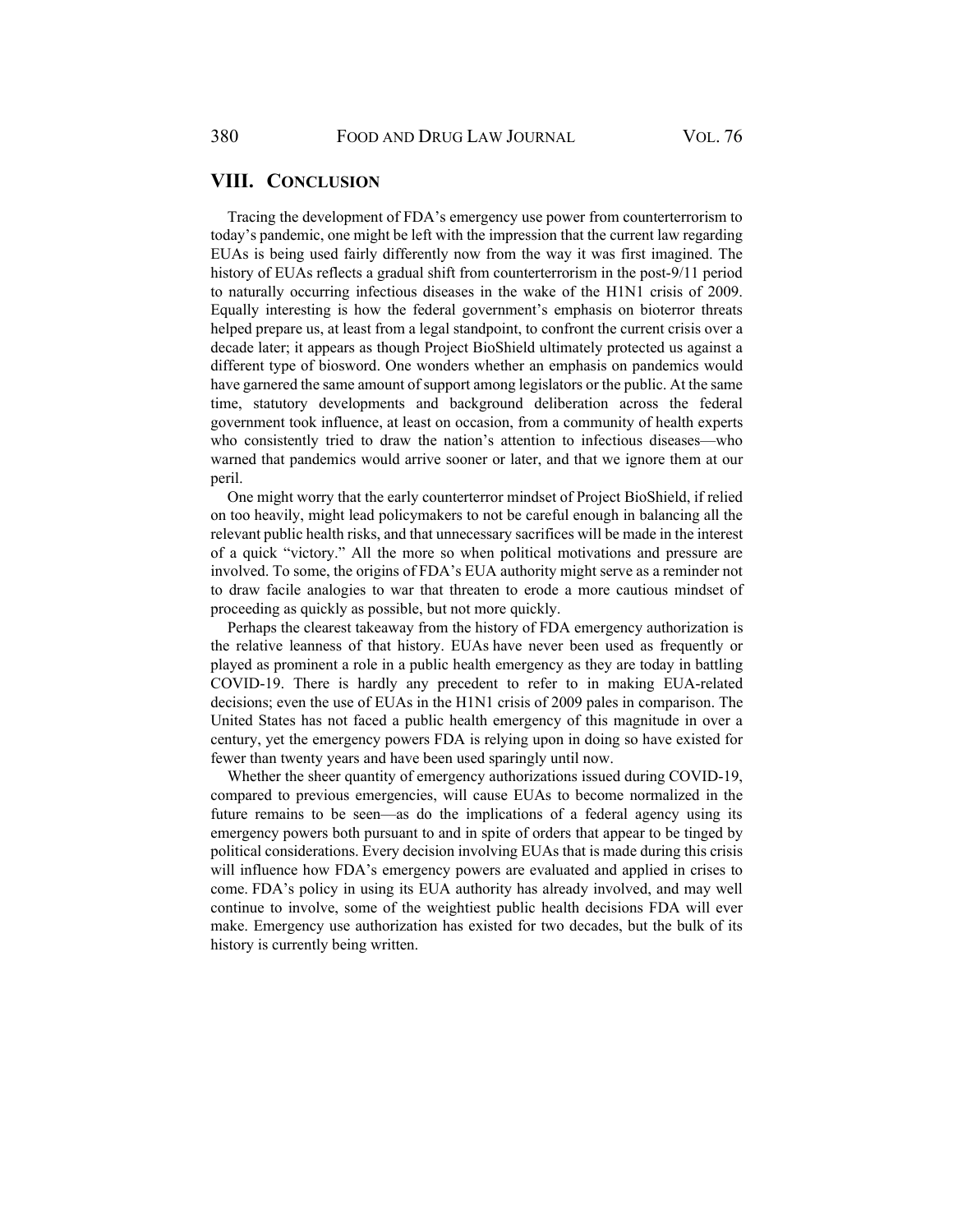## VIII. CONCLUSION

Tracing the development of FDA's emergency use power from counterterrorism to today's pandemic, one might be left with the impression that the current law regarding EUAs is being used fairly differently now from the way it was first imagined. The history of EUAs reflects a gradual shift from counterterrorism in the post-9/11 period to naturally occurring infectious diseases in the wake of the H1N1 crisis of 2009. Equally interesting is how the federal government's emphasis on bioterror threats helped prepare us, at least from a legal standpoint, to confront the current crisis over a decade later; it appears as though Project BioShield ultimately protected us against a different type of biosword. One wonders whether an emphasis on pandemics would have garnered the same amount of support among legislators or the public. At the same time, statutory developments and background deliberation across the federal government took influence, at least on occasion, from a community of health experts who consistently tried to draw the nation's attention to infectious diseases—who warned that pandemics would arrive sooner or later, and that we ignore them at our peril.

One might worry that the early counterterror mindset of Project BioShield, if relied on too heavily, might lead policymakers to not be careful enough in balancing all the relevant public health risks, and that unnecessary sacrifices will be made in the interest of a quick "victory." All the more so when political motivations and pressure are involved. To some, the origins of FDA's EUA authority might serve as a reminder not to draw facile analogies to war that threaten to erode a more cautious mindset of proceeding as quickly as possible, but not more quickly.

Perhaps the clearest takeaway from the history of FDA emergency authorization is the relative leanness of that history. EUAs have never been used as frequently or played as prominent a role in a public health emergency as they are today in battling COVID-19. There is hardly any precedent to refer to in making EUA-related decisions; even the use of EUAs in the H1N1 crisis of 2009 pales in comparison. The United States has not faced a public health emergency of this magnitude in over a century, yet the emergency powers FDA is relying upon in doing so have existed for fewer than twenty years and have been used sparingly until now.

Whether the sheer quantity of emergency authorizations issued during COVID-19, compared to previous emergencies, will cause EUAs to become normalized in the future remains to be seen—as do the implications of a federal agency using its emergency powers both pursuant to and in spite of orders that appear to be tinged by political considerations. Every decision involving EUAs that is made during this crisis will influence how FDA's emergency powers are evaluated and applied in crises to come. FDA's policy in using its EUA authority has already involved, and may well continue to involve, some of the weightiest public health decisions FDA will ever make. Emergency use authorization has existed for two decades, but the bulk of its history is currently being written.